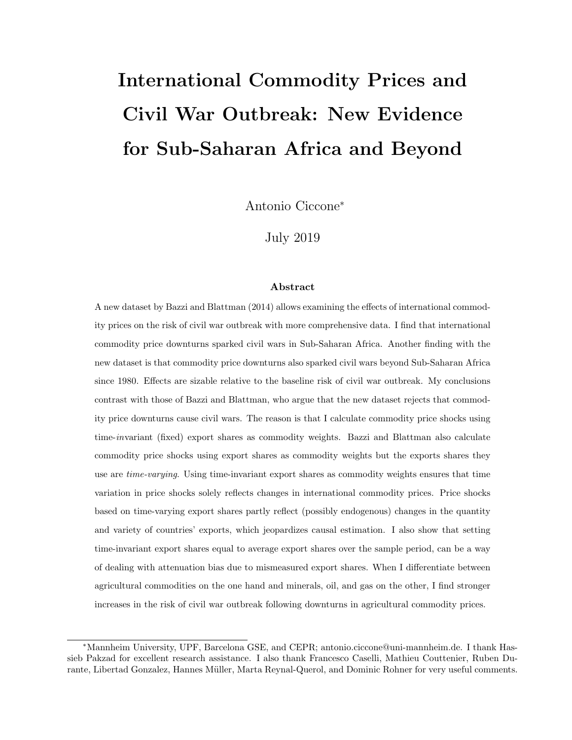# International Commodity Prices and Civil War Outbreak: New Evidence for Sub-Saharan Africa and Beyond

Antonio Ciccone*

July 2019

### Abstract

A new dataset by Bazzi and Blattman (2014) allows examining the effects of international commodity prices on the risk of civil war outbreak with more comprehensive data. I find that international commodity price downturns sparked civil wars in Sub-Saharan Africa. Another finding with the new dataset is that commodity price downturns also sparked civil wars beyond Sub-Saharan Africa since 1980. Effects are sizable relative to the baseline risk of civil war outbreak. My conclusions contrast with those of Bazzi and Blattman, who argue that the new dataset rejects that commodity price downturns cause civil wars. The reason is that I calculate commodity price shocks using time-*in*variant (fixed) export shares as commodity weights. Bazzi and Blattman also calculate commodity price shocks using export shares as commodity weights but the exports shares they use are *time-varying*. Using time-invariant export shares as commodity weights ensures that time variation in price shocks solely reflects changes in international commodity prices. Price shocks based on time-varying export shares partly reflect (possibly endogenous) changes in the quantity and variety of countries' exports, which jeopardizes causal estimation. I also show that setting time-invariant export shares equal to average export shares over the sample period, can be a way of dealing with attenuation bias due to mismeasured export shares. When I differentiate between agricultural commodities on the one hand and minerals, oil, and gas on the other, I find stronger increases in the risk of civil war outbreak following downturns in agricultural commodity prices.

---

*Mannheim University, UPF, Barcelona GSE, and CEPR; antonio.ciccone@uni-mannheim.de. I thank Hassieb Pakzad for excellent research assistance. I also thank Francesco Caselli, Mathieu Couttenier, Ruben Durante, Libertad Gonzalez, Hannes Müller, Marta Reynal-Querol, and Dominic Rohner for very useful comments.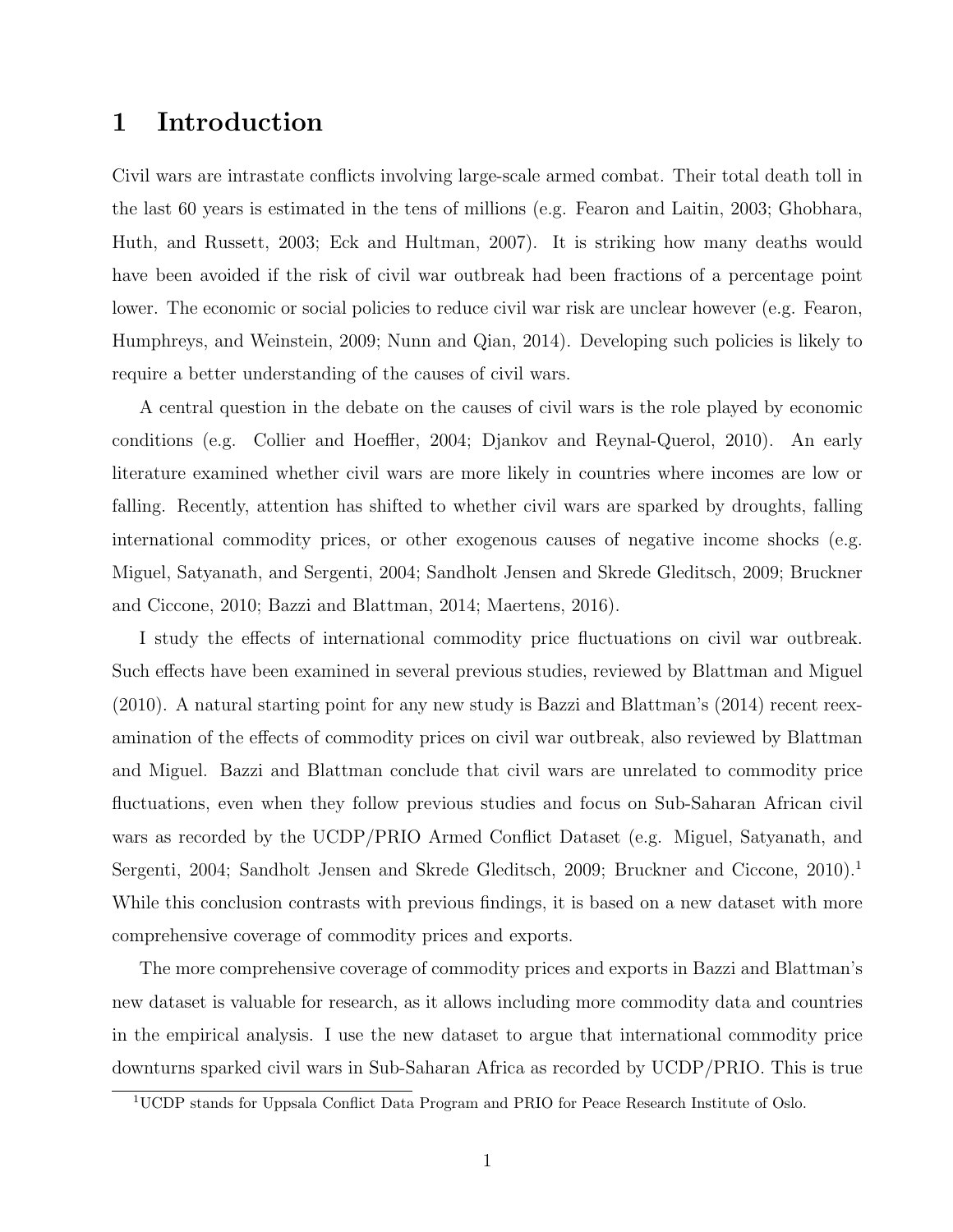# 1 Introduction

Civil wars are intrastate conflicts involving large-scale armed combat. Their total death toll in the last 60 years is estimated in the tens of millions (e.g. Fearon and Laitin, 2003; Ghobhara, Huth, and Russett, 2003; Eck and Hultman, 2007). It is striking how many deaths would have been avoided if the risk of civil war outbreak had been fractions of a percentage point lower. The economic or social policies to reduce civil war risk are unclear however (e.g. Fearon, Humphreys, and Weinstein, 2009; Nunn and Qian, 2014). Developing such policies is likely to require a better understanding of the causes of civil wars.

A central question in the debate on the causes of civil wars is the role played by economic conditions (e.g. Collier and Hoeffler, 2004; Djankov and Reynal-Querol, 2010). An early literature examined whether civil wars are more likely in countries where incomes are low or falling. Recently, attention has shifted to whether civil wars are sparked by droughts, falling international commodity prices, or other exogenous causes of negative income shocks (e.g. Miguel, Satyanath, and Sergenti, 2004; Sandholt Jensen and Skrede Gleditsch, 2009; Bruckner and Ciccone, 2010; Bazzi and Blattman, 2014; Maertens, 2016).

I study the effects of international commodity price fluctuations on civil war outbreak. Such effects have been examined in several previous studies, reviewed by Blattman and Miguel (2010). A natural starting point for any new study is Bazzi and Blattman's (2014) recent reexamination of the effects of commodity prices on civil war outbreak, also reviewed by Blattman and Miguel. Bazzi and Blattman conclude that civil wars are unrelated to commodity price fluctuations, even when they follow previous studies and focus on Sub-Saharan African civil wars as recorded by the UCDP/PRIO Armed Conflict Dataset (e.g. Miguel, Satyanath, and Sergenti, 2004; Sandholt Jensen and Skrede Gleditsch, 2009; Bruckner and Ciccone, 2010).[1] While this conclusion contrasts with previous findings, it is based on a new dataset with more comprehensive coverage of commodity prices and exports.

The more comprehensive coverage of commodity prices and exports in Bazzi and Blattman's new dataset is valuable for research, as it allows including more commodity data and countries in the empirical analysis. I use the new dataset to argue that international commodity price downturns sparked civil wars in Sub-Saharan Africa as recorded by UCDP/PRIO. This is true

[1] UCDP stands for Uppsala Conflict Data Program and PRIO for Peace Research Institute of Oslo.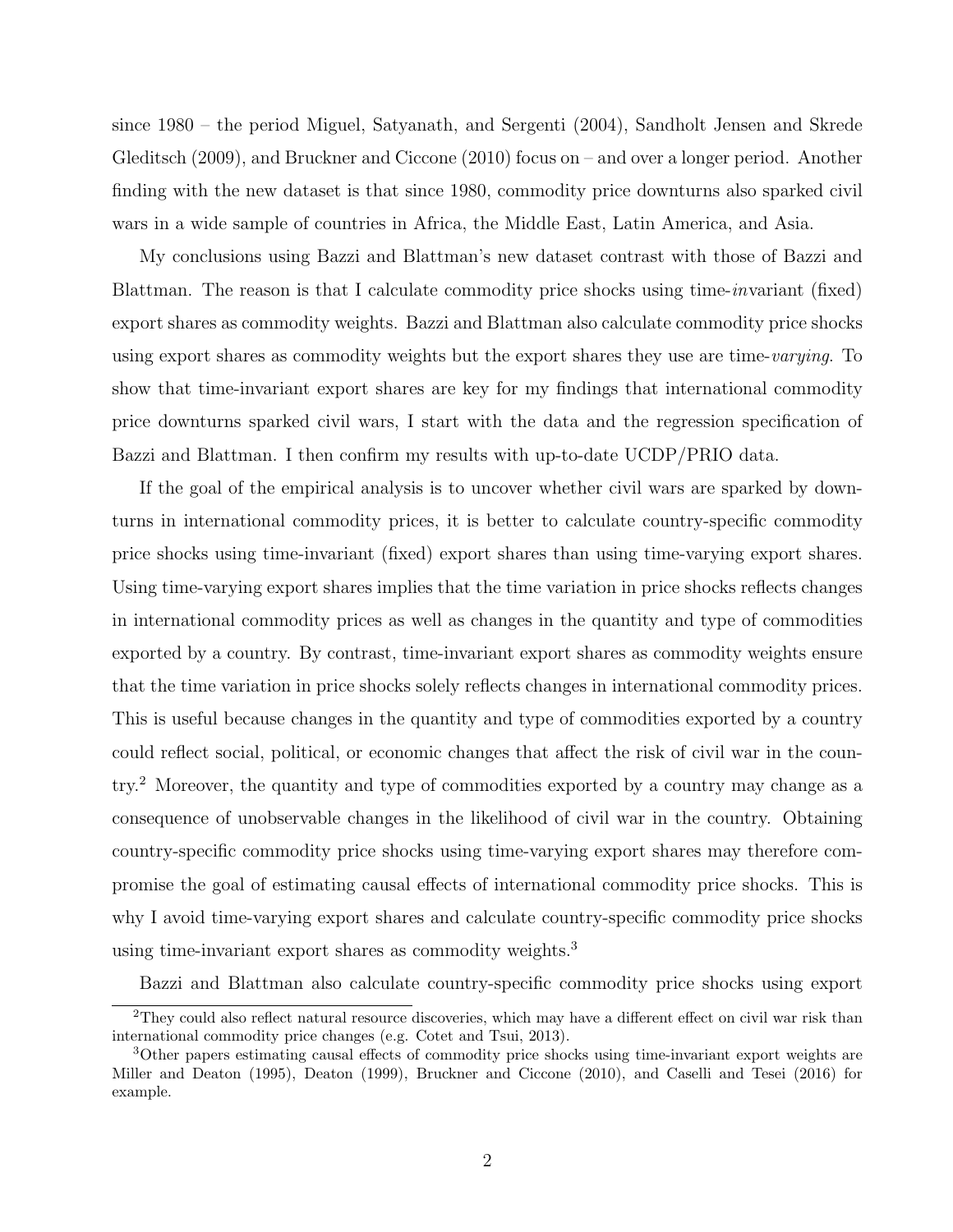since 1980 – the period Miguel, Satyanath, and Sergenti (2004), Sandholt Jensen and Skrede Gleditsch (2009), and Bruckner and Ciccone (2010) focus on – and over a longer period. Another finding with the new dataset is that since 1980, commodity price downturns also sparked civil wars in a wide sample of countries in Africa, the Middle East, Latin America, and Asia.

My conclusions using Bazzi and Blattman's new dataset contrast with those of Bazzi and Blattman. The reason is that I calculate commodity price shocks using time-*in*variant (fixed) export shares as commodity weights. Bazzi and Blattman also calculate commodity price shocks using export shares as commodity weights but the export shares they use are time-*varying*. To show that time-invariant export shares are key for my findings that international commodity price downturns sparked civil wars, I start with the data and the regression specification of Bazzi and Blattman. I then confirm my results with up-to-date UCDP/PRIO data.

If the goal of the empirical analysis is to uncover whether civil wars are sparked by downturns in international commodity prices, it is better to calculate country-specific commodity price shocks using time-invariant (fixed) export shares than using time-varying export shares. Using time-varying export shares implies that the time variation in price shocks reflects changes in international commodity prices as well as changes in the quantity and type of commodities exported by a country. By contrast, time-invariant export shares as commodity weights ensure that the time variation in price shocks solely reflects changes in international commodity prices. This is useful because changes in the quantity and type of commodities exported by a country could reflect social, political, or economic changes that affect the risk of civil war in the country.[2] Moreover, the quantity and type of commodities exported by a country may change as a consequence of unobservable changes in the likelihood of civil war in the country. Obtaining country-specific commodity price shocks using time-varying export shares may therefore compromise the goal of estimating causal effects of international commodity price shocks. This is why I avoid time-varying export shares and calculate country-specific commodity price shocks using time-invariant export shares as commodity weights.[3]

Bazzi and Blattman also calculate country-specific commodity price shocks using export

[2] They could also reflect natural resource discoveries, which may have a different effect on civil war risk than international commodity price changes (e.g. Cotet and Tsui, 2013).

[3] Other papers estimating causal effects of commodity price shocks using time-invariant export weights are Miller and Deaton (1995), Deaton (1999), Bruckner and Ciccone (2010), and Caselli and Tesei (2016) for example.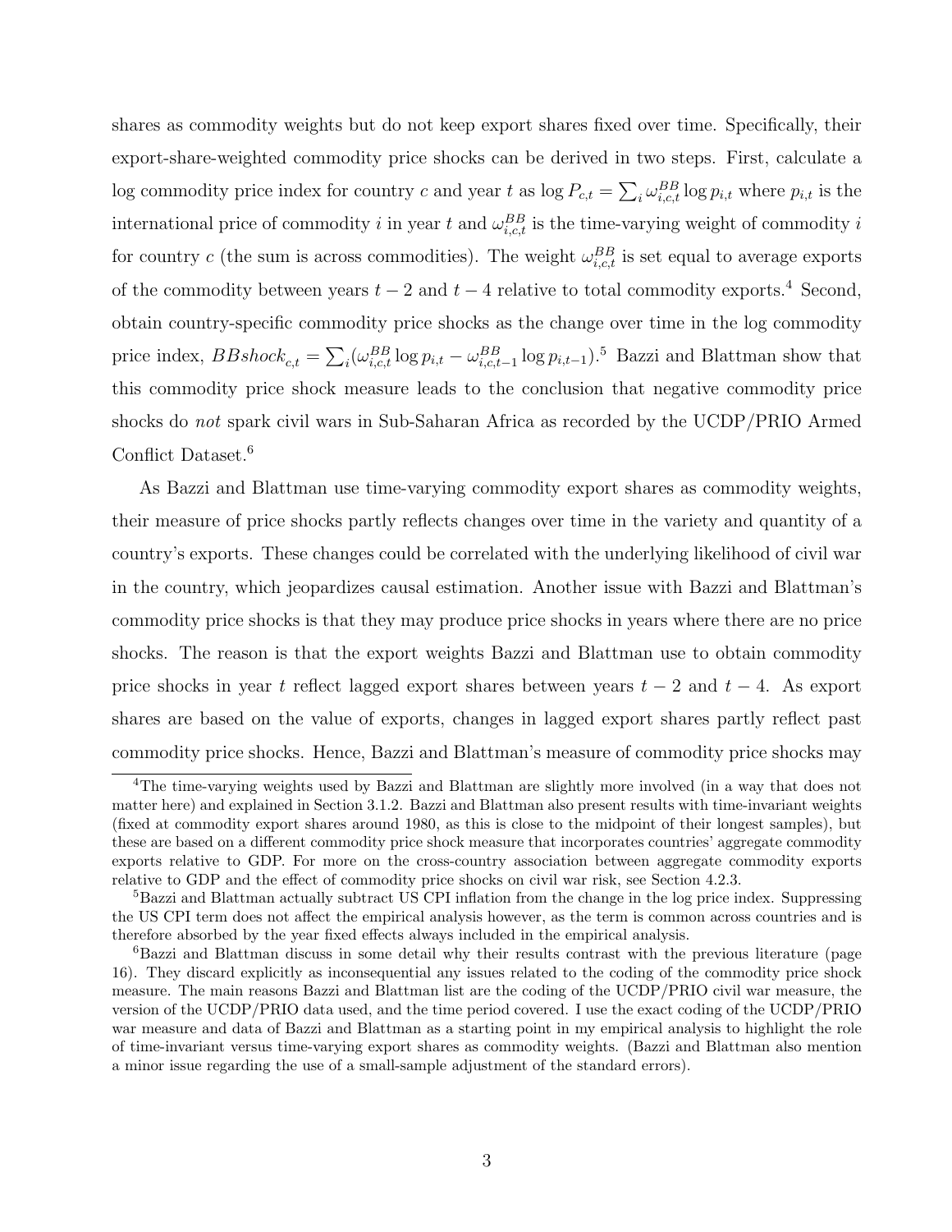shares as commodity weights but do not keep export shares fixed over time. Specifically, their export-share-weighted commodity price shocks can be derived in two steps. First, calculate a log commodity price index for country $c$ and year $t$ as $\log P_{c,t} = \sum_i \omega_{i,c,t}^{BB} \log p_{i,t}$ where $p_{i,t}$ is the international price of commodity $i$ in year $t$ and $\omega_{i,c,t}^{BB}$ is the time-varying weight of commodity $i$ for country $c$ (the sum is across commodities). The weight $\omega_{i,c,t}^{BB}$ is set equal to average exports of the commodity between years $t-2$ and $t-4$ relative to total commodity exports.[4] Second, obtain country-specific commodity price shocks as the change over time in the log commodity price index, $BBshock_{c,t} = \sum_i (\omega_{i,c,t}^{BB} \log p_{i,t} - \omega_{i,c,t-1}^{BB} \log p_{i,t-1})$.[5] Bazzi and Blattman show that this commodity price shock measure leads to the conclusion that negative commodity price shocks do *not* spark civil wars in Sub-Saharan Africa as recorded by the UCDP/PRIO Armed Conflict Dataset.[6]

As Bazzi and Blattman use time-varying commodity export shares as commodity weights, their measure of price shocks partly reflects changes over time in the variety and quantity of a country's exports. These changes could be correlated with the underlying likelihood of civil war in the country, which jeopardizes causal estimation. Another issue with Bazzi and Blattman's commodity price shocks is that they may produce price shocks in years where there are no price shocks. The reason is that the export weights Bazzi and Blattman use to obtain commodity price shocks in year $t$ reflect lagged export shares between years $t-2$ and $t-4$. As export shares are based on the value of exports, changes in lagged export shares partly reflect past commodity price shocks. Hence, Bazzi and Blattman's measure of commodity price shocks may

[4] The time-varying weights used by Bazzi and Blattman are slightly more involved (in a way that does not matter here) and explained in Section 3.1.2. Bazzi and Blattman also present results with time-invariant weights (fixed at commodity export shares around 1980, as this is close to the midpoint of their longest samples), but these are based on a different commodity price shock measure that incorporates countries' aggregate commodity exports relative to GDP. For more on the cross-country association between aggregate commodity exports relative to GDP and the effect of commodity price shocks on civil war risk, see Section 4.2.3.

[5] Bazzi and Blattman actually subtract US CPI inflation from the change in the log price index. Suppressing the US CPI term does not affect the empirical analysis however, as the term is common across countries and is therefore absorbed by the year fixed effects always included in the empirical analysis.

[6] Bazzi and Blattman discuss in some detail why their results contrast with the previous literature (page 16). They discard explicitly as inconsequential any issues related to the coding of the commodity price shock measure. The main reasons Bazzi and Blattman list are the coding of the UCDP/PRIO civil war measure, the version of the UCDP/PRIO data used, and the time period covered. I use the exact coding of the UCDP/PRIO war measure and data of Bazzi and Blattman as a starting point in my empirical analysis to highlight the role of time-invariant versus time-varying export shares as commodity weights. (Bazzi and Blattman also mention a minor issue regarding the use of a small-sample adjustment of the standard errors).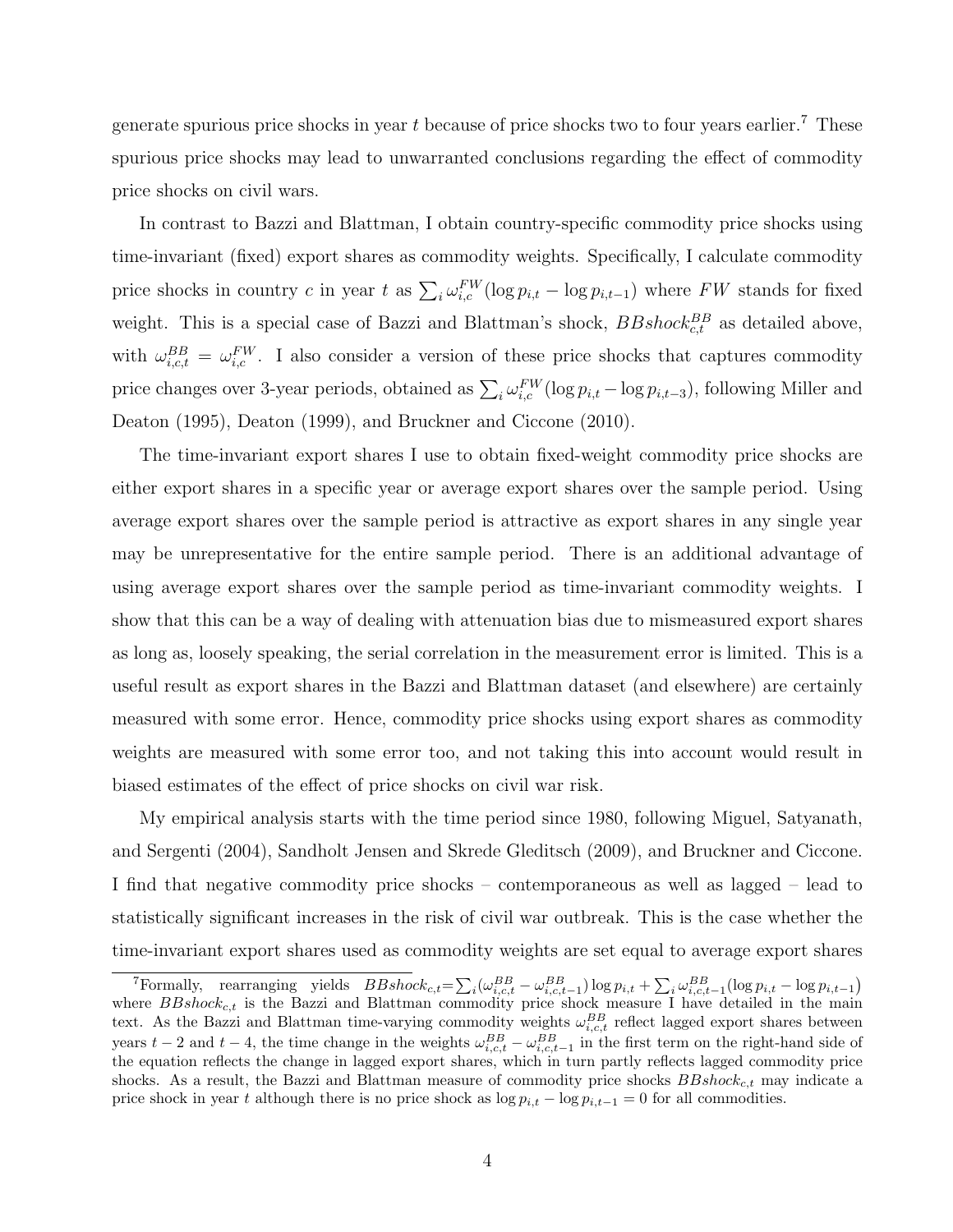generate spurious price shocks in year $t$ because of price shocks two to four years earlier.[7] These spurious price shocks may lead to unwarranted conclusions regarding the effect of commodity price shocks on civil wars.

In contrast to Bazzi and Blattman, I obtain country-specific commodity price shocks using time-invariant (fixed) export shares as commodity weights. Specifically, I calculate commodity price shocks in country $c$ in year $t$ as $\sum_i \omega_{i,c}^{FW}(\log p_{i,t} - \log p_{i,t-1})$ where $FW$ stands for fixed weight. This is a special case of Bazzi and Blattman's shock, $BBshock_{c,t}^{BB}$ as detailed above, with $\omega_{i,c,t}^{BB} = \omega_{i,c}^{FW}$. I also consider a version of these price shocks that captures commodity price changes over 3-year periods, obtained as $\sum_i \omega_{i,c}^{FW}(\log p_{i,t} - \log p_{i,t-3})$, following Miller and Deaton (1995), Deaton (1999), and Bruckner and Ciccone (2010).

The time-invariant export shares I use to obtain fixed-weight commodity price shocks are either export shares in a specific year or average export shares over the sample period. Using average export shares over the sample period is attractive as export shares in any single year may be unrepresentative for the entire sample period. There is an additional advantage of using average export shares over the sample period as time-invariant commodity weights. I show that this can be a way of dealing with attenuation bias due to mismeasured export shares as long as, loosely speaking, the serial correlation in the measurement error is limited. This is a useful result as export shares in the Bazzi and Blattman dataset (and elsewhere) are certainly measured with some error. Hence, commodity price shocks using export shares as commodity weights are measured with some error too, and not taking this into account would result in biased estimates of the effect of price shocks on civil war risk.

My empirical analysis starts with the time period since 1980, following Miguel, Satyanath, and Sergenti (2004), Sandholt Jensen and Skrede Gleditsch (2009), and Bruckner and Ciccone. I find that negative commodity price shocks – contemporaneous as well as lagged – lead to statistically significant increases in the risk of civil war outbreak. This is the case whether the time-invariant export shares used as commodity weights are set equal to average export shares

---

[7] Formally, rearranging yields $BBshock_{c,t} = \sum_i (\omega_{i,c,t}^{BB} - \omega_{i,c,t-1}^{BB}) \log p_{i,t} + \sum_i \omega_{i,c,t-1}^{BB}(\log p_{i,t} - \log p_{i,t-1})$ where $BBshock_{c,t}$ is the Bazzi and Blattman commodity price shock measure I have detailed in the main text. As the Bazzi and Blattman time-varying commodity weights $\omega_{i,c,t}^{BB}$ reflect lagged export shares between years $t-2$ and $t-4$, the time change in the weights $\omega_{i,c,t}^{BB} - \omega_{i,c,t-1}^{BB}$ in the first term on the right-hand side of the equation reflects the change in lagged export shares, which in turn partly reflects lagged commodity price shocks. As a result, the Bazzi and Blattman measure of commodity price shocks $BBshock_{c,t}$ may indicate a price shock in year $t$ although there is no price shock as $\log p_{i,t} - \log p_{i,t-1} = 0$ for all commodities.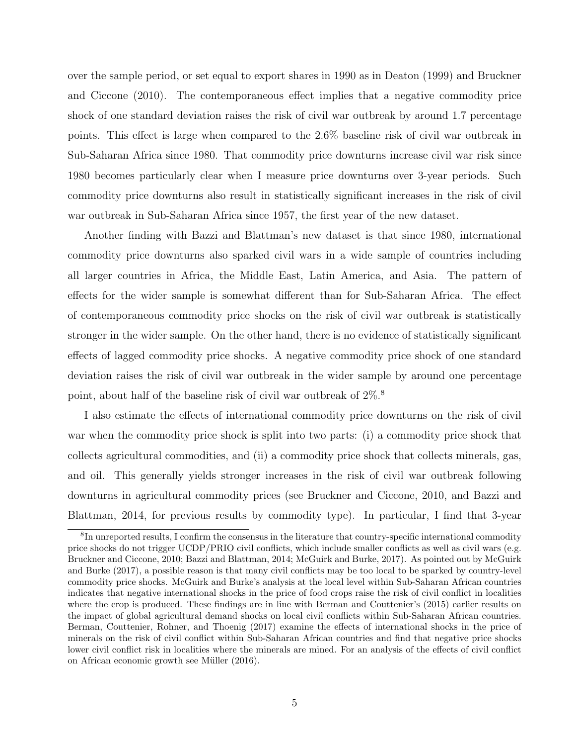over the sample period, or set equal to export shares in 1990 as in Deaton (1999) and Bruckner and Ciccone (2010). The contemporaneous effect implies that a negative commodity price shock of one standard deviation raises the risk of civil war outbreak by around 1.7 percentage points. This effect is large when compared to the 2.6% baseline risk of civil war outbreak in Sub-Saharan Africa since 1980. That commodity price downturns increase civil war risk since 1980 becomes particularly clear when I measure price downturns over 3-year periods. Such commodity price downturns also result in statistically significant increases in the risk of civil war outbreak in Sub-Saharan Africa since 1957, the first year of the new dataset.

Another finding with Bazzi and Blattman's new dataset is that since 1980, international commodity price downturns also sparked civil wars in a wide sample of countries including all larger countries in Africa, the Middle East, Latin America, and Asia. The pattern of effects for the wider sample is somewhat different than for Sub-Saharan Africa. The effect of contemporaneous commodity price shocks on the risk of civil war outbreak is statistically stronger in the wider sample. On the other hand, there is no evidence of statistically significant effects of lagged commodity price shocks. A negative commodity price shock of one standard deviation raises the risk of civil war outbreak in the wider sample by around one percentage point, about half of the baseline risk of civil war outbreak of 2%.[8]

I also estimate the effects of international commodity price downturns on the risk of civil war when the commodity price shock is split into two parts: (i) a commodity price shock that collects agricultural commodities, and (ii) a commodity price shock that collects minerals, gas, and oil. This generally yields stronger increases in the risk of civil war outbreak following downturns in agricultural commodity prices (see Bruckner and Ciccone, 2010, and Bazzi and Blattman, 2014, for previous results by commodity type). In particular, I find that 3-year

[8] In unreported results, I confirm the consensus in the literature that country-specific international commodity price shocks do not trigger UCDP/PRIO civil conflicts, which include smaller conflicts as well as civil wars (e.g. Bruckner and Ciccone, 2010; Bazzi and Blattman, 2014; McGuirk and Burke, 2017). As pointed out by McGuirk and Burke (2017), a possible reason is that many civil conflicts may be too local to be sparked by country-level commodity price shocks. McGuirk and Burke's analysis at the local level within Sub-Saharan African countries indicates that negative international shocks in the price of food crops raise the risk of civil conflict in localities where the crop is produced. These findings are in line with Berman and Couttenier's (2015) earlier results on the impact of global agricultural demand shocks on local civil conflicts within Sub-Saharan African countries. Berman, Couttenier, Rohner, and Thoenig (2017) examine the effects of international shocks in the price of minerals on the risk of civil conflict within Sub-Saharan African countries and find that negative price shocks lower civil conflict risk in localities where the minerals are mined. For an analysis of the effects of civil conflict on African economic growth see Müller (2016).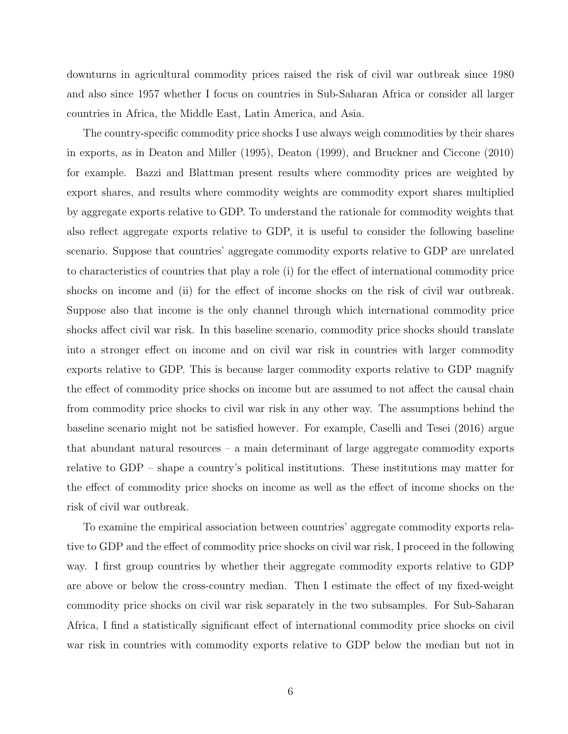downturns in agricultural commodity prices raised the risk of civil war outbreak since 1980 and also since 1957 whether I focus on countries in Sub-Saharan Africa or consider all larger countries in Africa, the Middle East, Latin America, and Asia.

The country-specific commodity price shocks I use always weigh commodities by their shares in exports, as in Deaton and Miller (1995), Deaton (1999), and Bruckner and Ciccone (2010) for example. Bazzi and Blattman present results where commodity prices are weighted by export shares, and results where commodity weights are commodity export shares multiplied by aggregate exports relative to GDP. To understand the rationale for commodity weights that also reflect aggregate exports relative to GDP, it is useful to consider the following baseline scenario. Suppose that countries' aggregate commodity exports relative to GDP are unrelated to characteristics of countries that play a role (i) for the effect of international commodity price shocks on income and (ii) for the effect of income shocks on the risk of civil war outbreak. Suppose also that income is the only channel through which international commodity price shocks affect civil war risk. In this baseline scenario, commodity price shocks should translate into a stronger effect on income and on civil war risk in countries with larger commodity exports relative to GDP. This is because larger commodity exports relative to GDP magnify the effect of commodity price shocks on income but are assumed to not affect the causal chain from commodity price shocks to civil war risk in any other way. The assumptions behind the baseline scenario might not be satisfied however. For example, Caselli and Tesei (2016) argue that abundant natural resources – a main determinant of large aggregate commodity exports relative to GDP – shape a country's political institutions. These institutions may matter for the effect of commodity price shocks on income as well as the effect of income shocks on the risk of civil war outbreak.

To examine the empirical association between countries' aggregate commodity exports relative to GDP and the effect of commodity price shocks on civil war risk, I proceed in the following way. I first group countries by whether their aggregate commodity exports relative to GDP are above or below the cross-country median. Then I estimate the effect of my fixed-weight commodity price shocks on civil war risk separately in the two subsamples. For Sub-Saharan Africa, I find a statistically significant effect of international commodity price shocks on civil war risk in countries with commodity exports relative to GDP below the median but not in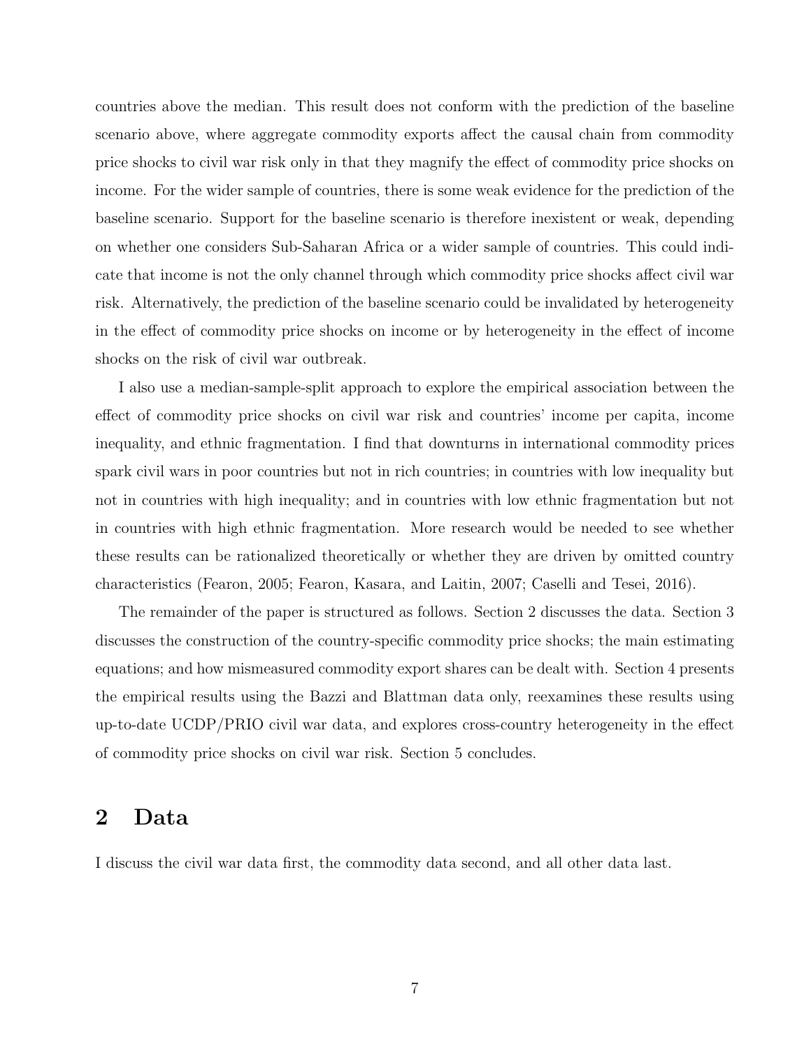countries above the median. This result does not conform with the prediction of the baseline scenario above, where aggregate commodity exports affect the causal chain from commodity price shocks to civil war risk only in that they magnify the effect of commodity price shocks on income. For the wider sample of countries, there is some weak evidence for the prediction of the baseline scenario. Support for the baseline scenario is therefore inexistent or weak, depending on whether one considers Sub-Saharan Africa or a wider sample of countries. This could indicate that income is not the only channel through which commodity price shocks affect civil war risk. Alternatively, the prediction of the baseline scenario could be invalidated by heterogeneity in the effect of commodity price shocks on income or by heterogeneity in the effect of income shocks on the risk of civil war outbreak.

I also use a median-sample-split approach to explore the empirical association between the effect of commodity price shocks on civil war risk and countries' income per capita, income inequality, and ethnic fragmentation. I find that downturns in international commodity prices spark civil wars in poor countries but not in rich countries; in countries with low inequality but not in countries with high inequality; and in countries with low ethnic fragmentation but not in countries with high ethnic fragmentation. More research would be needed to see whether these results can be rationalized theoretically or whether they are driven by omitted country characteristics (Fearon, 2005; Fearon, Kasara, and Laitin, 2007; Caselli and Tesei, 2016).

The remainder of the paper is structured as follows. Section 2 discusses the data. Section 3 discusses the construction of the country-specific commodity price shocks; the main estimating equations; and how mismeasured commodity export shares can be dealt with. Section 4 presents the empirical results using the Bazzi and Blattman data only, reexamines these results using up-to-date UCDP/PRIO civil war data, and explores cross-country heterogeneity in the effect of commodity price shocks on civil war risk. Section 5 concludes.

## 2 Data

I discuss the civil war data first, the commodity data second, and all other data last.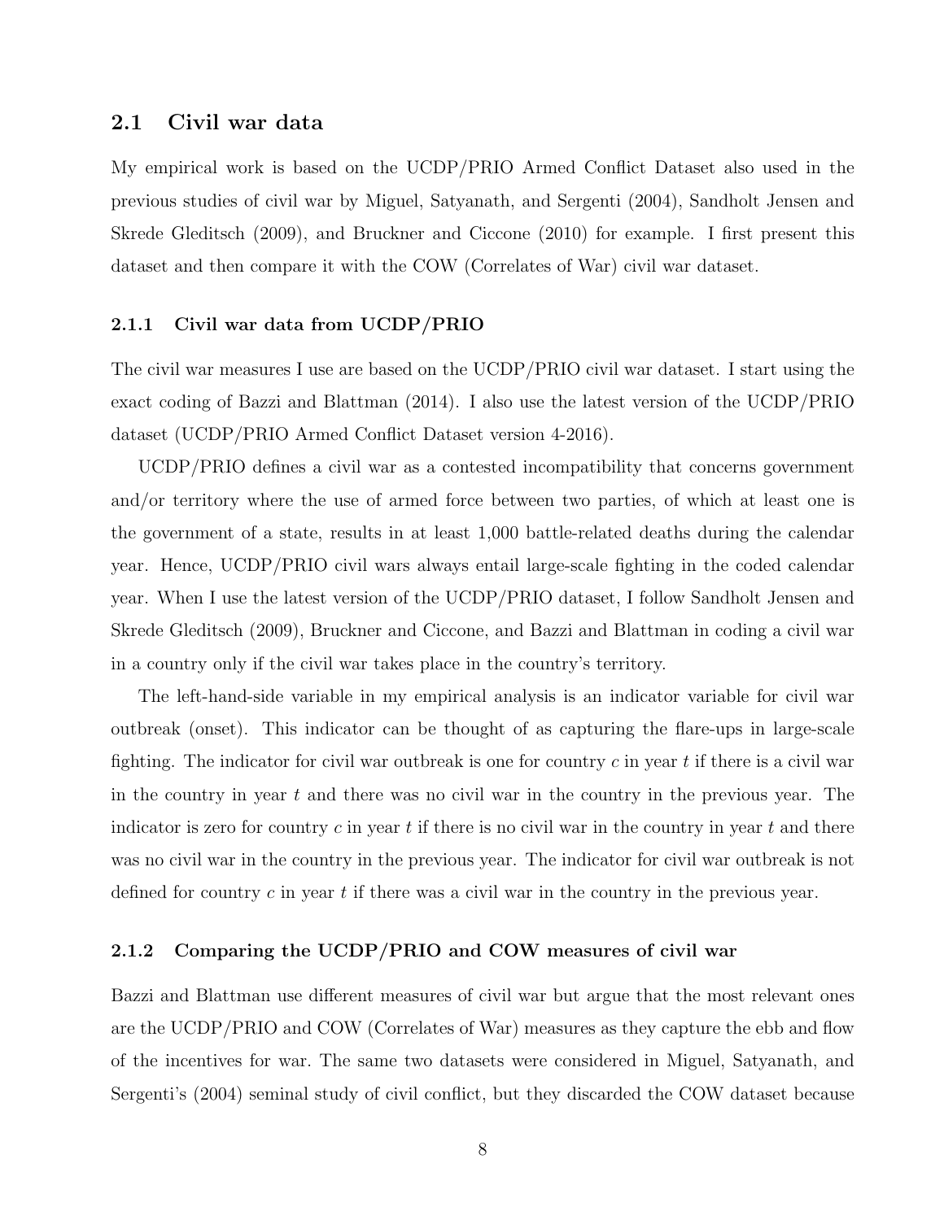## 2.1 Civil war data

My empirical work is based on the UCDP/PRIO Armed Conflict Dataset also used in the previous studies of civil war by Miguel, Satyanath, and Sergenti (2004), Sandholt Jensen and Skrede Gleditsch (2009), and Bruckner and Ciccone (2010) for example. I first present this dataset and then compare it with the COW (Correlates of War) civil war dataset.

### 2.1.1 Civil war data from UCDP/PRIO

The civil war measures I use are based on the UCDP/PRIO civil war dataset. I start using the exact coding of Bazzi and Blattman (2014). I also use the latest version of the UCDP/PRIO dataset (UCDP/PRIO Armed Conflict Dataset version 4-2016).

UCDP/PRIO defines a civil war as a contested incompatibility that concerns government and/or territory where the use of armed force between two parties, of which at least one is the government of a state, results in at least 1,000 battle-related deaths during the calendar year. Hence, UCDP/PRIO civil wars always entail large-scale fighting in the coded calendar year. When I use the latest version of the UCDP/PRIO dataset, I follow Sandholt Jensen and Skrede Gleditsch (2009), Bruckner and Ciccone, and Bazzi and Blattman in coding a civil war in a country only if the civil war takes place in the country's territory.

The left-hand-side variable in my empirical analysis is an indicator variable for civil war outbreak (onset). This indicator can be thought of as capturing the flare-ups in large-scale fighting. The indicator for civil war outbreak is one for country $c$ in year $t$ if there is a civil war in the country in year $t$ and there was no civil war in the country in the previous year. The indicator is zero for country $c$ in year $t$ if there is no civil war in the country in year $t$ and there was no civil war in the country in the previous year. The indicator for civil war outbreak is not defined for country $c$ in year $t$ if there was a civil war in the country in the previous year.

### 2.1.2 Comparing the UCDP/PRIO and COW measures of civil war

Bazzi and Blattman use different measures of civil war but argue that the most relevant ones are the UCDP/PRIO and COW (Correlates of War) measures as they capture the ebb and flow of the incentives for war. The same two datasets were considered in Miguel, Satyanath, and Sergenti's (2004) seminal study of civil conflict, but they discarded the COW dataset because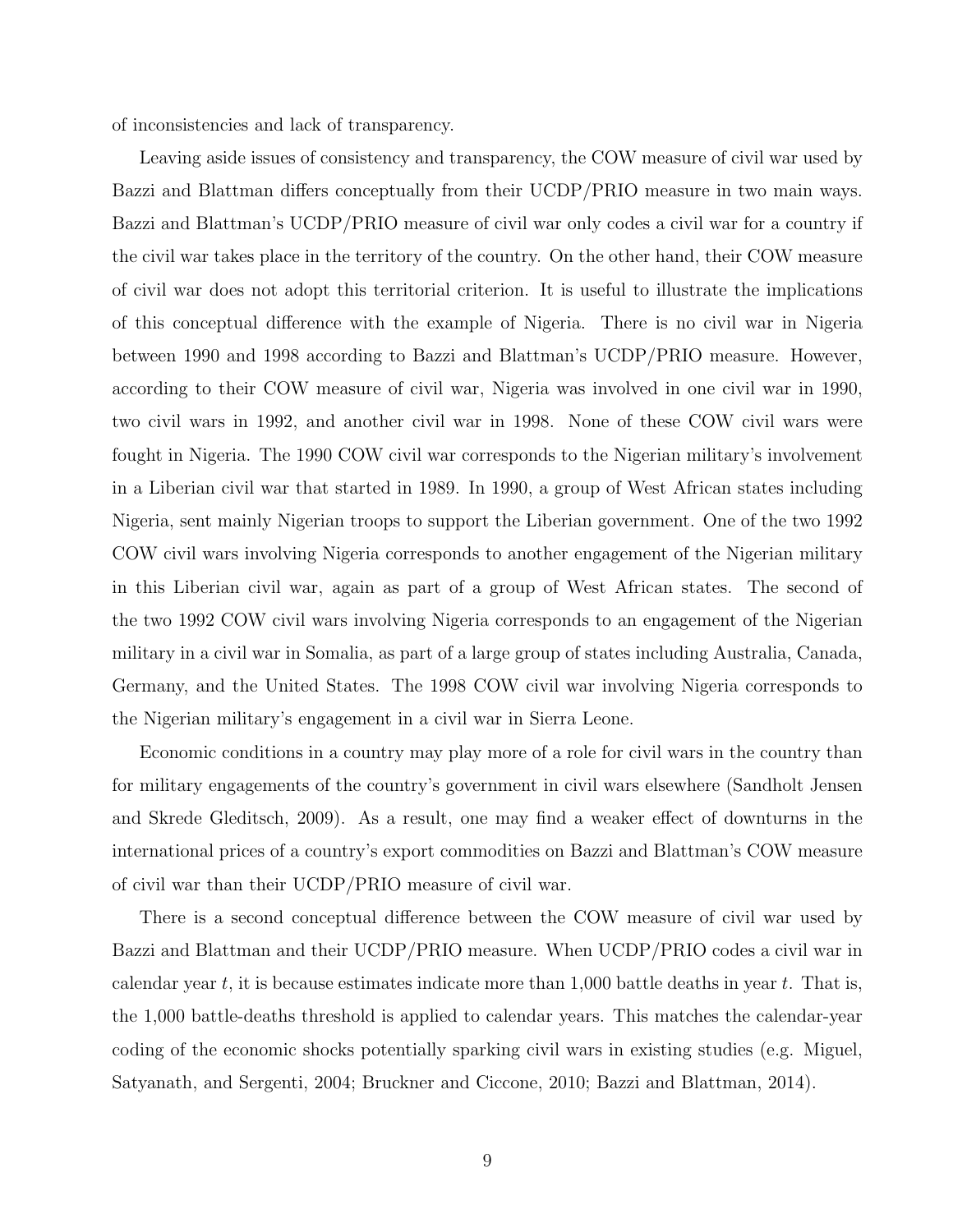of inconsistencies and lack of transparency.

Leaving aside issues of consistency and transparency, the COW measure of civil war used by Bazzi and Blattman differs conceptually from their UCDP/PRIO measure in two main ways. Bazzi and Blattman's UCDP/PRIO measure of civil war only codes a civil war for a country if the civil war takes place in the territory of the country. On the other hand, their COW measure of civil war does not adopt this territorial criterion. It is useful to illustrate the implications of this conceptual difference with the example of Nigeria. There is no civil war in Nigeria between 1990 and 1998 according to Bazzi and Blattman's UCDP/PRIO measure. However, according to their COW measure of civil war, Nigeria was involved in one civil war in 1990, two civil wars in 1992, and another civil war in 1998. None of these COW civil wars were fought in Nigeria. The 1990 COW civil war corresponds to the Nigerian military's involvement in a Liberian civil war that started in 1989. In 1990, a group of West African states including Nigeria, sent mainly Nigerian troops to support the Liberian government. One of the two 1992 COW civil wars involving Nigeria corresponds to another engagement of the Nigerian military in this Liberian civil war, again as part of a group of West African states. The second of the two 1992 COW civil wars involving Nigeria corresponds to an engagement of the Nigerian military in a civil war in Somalia, as part of a large group of states including Australia, Canada, Germany, and the United States. The 1998 COW civil war involving Nigeria corresponds to the Nigerian military's engagement in a civil war in Sierra Leone.

Economic conditions in a country may play more of a role for civil wars in the country than for military engagements of the country's government in civil wars elsewhere (Sandholt Jensen and Skrede Gleditsch, 2009). As a result, one may find a weaker effect of downturns in the international prices of a country's export commodities on Bazzi and Blattman's COW measure of civil war than their UCDP/PRIO measure of civil war.

There is a second conceptual difference between the COW measure of civil war used by Bazzi and Blattman and their UCDP/PRIO measure. When UCDP/PRIO codes a civil war in calendar year $t$, it is because estimates indicate more than 1,000 battle deaths in year $t$. That is, the 1,000 battle-deaths threshold is applied to calendar years. This matches the calendar-year coding of the economic shocks potentially sparking civil wars in existing studies (e.g. Miguel, Satyanath, and Sergenti, 2004; Bruckner and Ciccone, 2010; Bazzi and Blattman, 2014).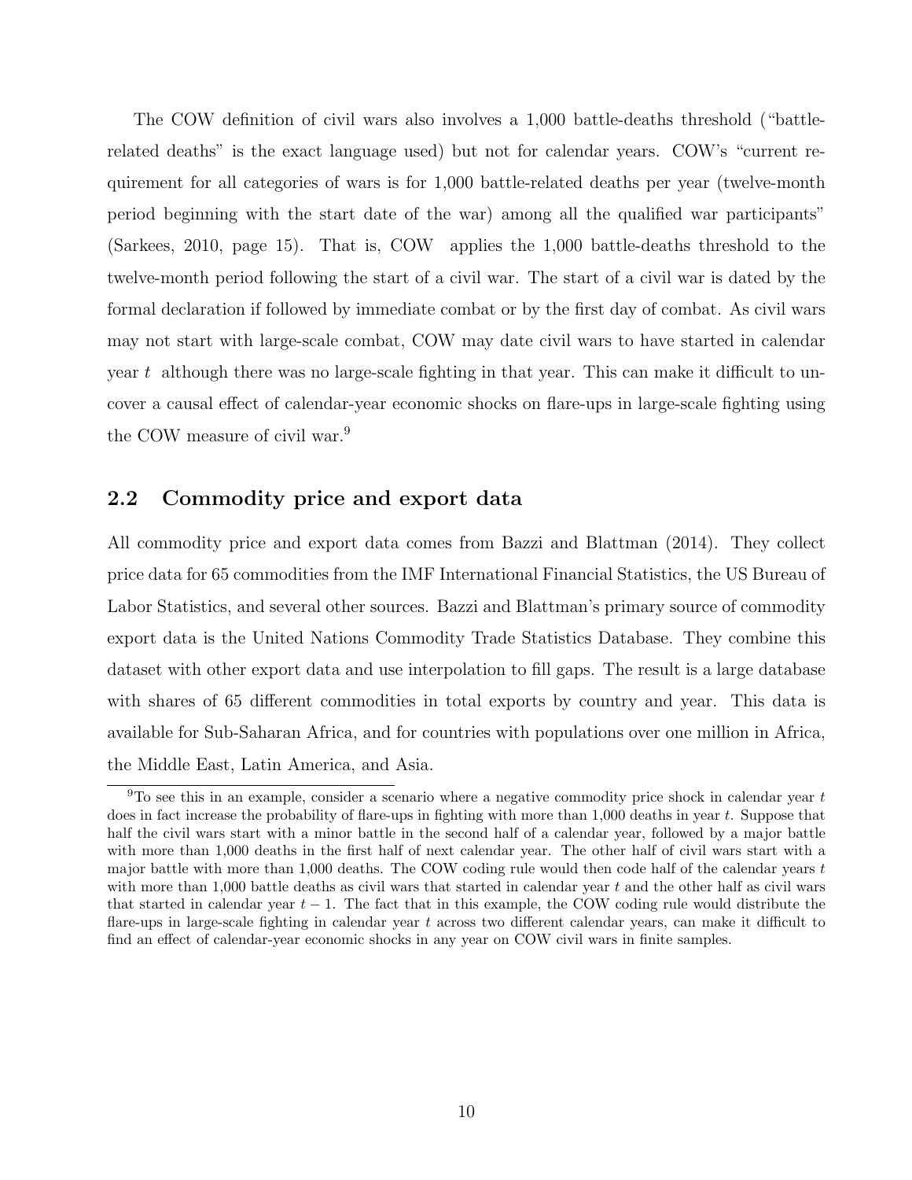The COW definition of civil wars also involves a 1,000 battle-deaths threshold ("battle-related deaths" is the exact language used) but not for calendar years. COW's "current requirement for all categories of wars is for 1,000 battle-related deaths per year (twelve-month period beginning with the start date of the war) among all the qualified war participants" (Sarkees, 2010, page 15). That is, COW applies the 1,000 battle-deaths threshold to the twelve-month period following the start of a civil war. The start of a civil war is dated by the formal declaration if followed by immediate combat or by the first day of combat. As civil wars may not start with large-scale combat, COW may date civil wars to have started in calendar year $t$ although there was no large-scale fighting in that year. This can make it difficult to uncover a causal effect of calendar-year economic shocks on flare-ups in large-scale fighting using the COW measure of civil war.[9]

## 2.2 Commodity price and export data

All commodity price and export data comes from Bazzi and Blattman (2014). They collect price data for 65 commodities from the IMF International Financial Statistics, the US Bureau of Labor Statistics, and several other sources. Bazzi and Blattman's primary source of commodity export data is the United Nations Commodity Trade Statistics Database. They combine this dataset with other export data and use interpolation to fill gaps. The result is a large database with shares of 65 different commodities in total exports by country and year. This data is available for Sub-Saharan Africa, and for countries with populations over one million in Africa, the Middle East, Latin America, and Asia.

[9]To see this in an example, consider a scenario where a negative commodity price shock in calendar year $t$ does in fact increase the probability of flare-ups in fighting with more than 1,000 deaths in year $t$. Suppose that half the civil wars start with a minor battle in the second half of a calendar year, followed by a major battle with more than 1,000 deaths in the first half of next calendar year. The other half of civil wars start with a major battle with more than 1,000 deaths. The COW coding rule would then code half of the calendar years $t$ with more than 1,000 battle deaths as civil wars that started in calendar year $t$ and the other half as civil wars that started in calendar year $t-1$. The fact that in this example, the COW coding rule would distribute the flare-ups in large-scale fighting in calendar year $t$ across two different calendar years, can make it difficult to find an effect of calendar-year economic shocks in any year on COW civil wars in finite samples.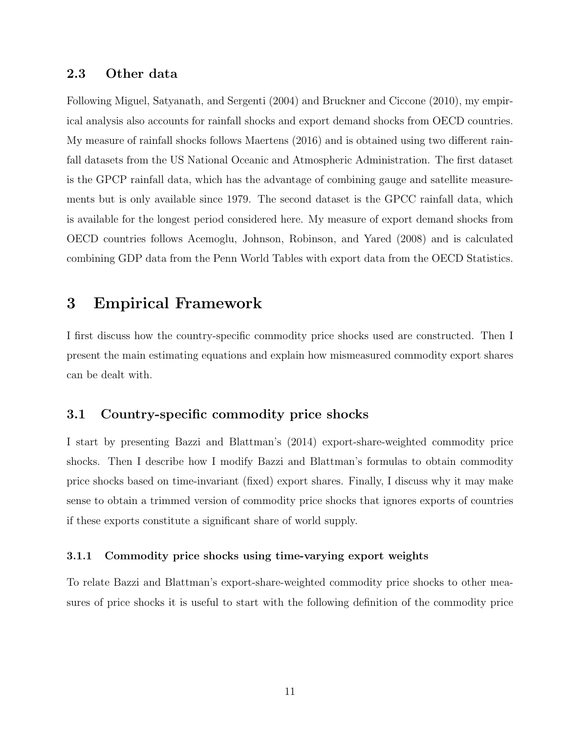### 2.3 Other data

Following Miguel, Satyanath, and Sergenti (2004) and Bruckner and Ciccone (2010), my empirical analysis also accounts for rainfall shocks and export demand shocks from OECD countries. My measure of rainfall shocks follows Maertens (2016) and is obtained using two different rainfall datasets from the US National Oceanic and Atmospheric Administration. The first dataset is the GPCP rainfall data, which has the advantage of combining gauge and satellite measurements but is only available since 1979. The second dataset is the GPCC rainfall data, which is available for the longest period considered here. My measure of export demand shocks from OECD countries follows Acemoglu, Johnson, Robinson, and Yared (2008) and is calculated combining GDP data from the Penn World Tables with export data from the OECD Statistics.

# 3 Empirical Framework

I first discuss how the country-specific commodity price shocks used are constructed. Then I present the main estimating equations and explain how mismeasured commodity export shares can be dealt with.

## 3.1 Country-specific commodity price shocks

I start by presenting Bazzi and Blattman's (2014) export-share-weighted commodity price shocks. Then I describe how I modify Bazzi and Blattman's formulas to obtain commodity price shocks based on time-invariant (fixed) export shares. Finally, I discuss why it may make sense to obtain a trimmed version of commodity price shocks that ignores exports of countries if these exports constitute a significant share of world supply.

### 3.1.1 Commodity price shocks using time-varying export weights

To relate Bazzi and Blattman's export-share-weighted commodity price shocks to other measures of price shocks it is useful to start with the following definition of the commodity price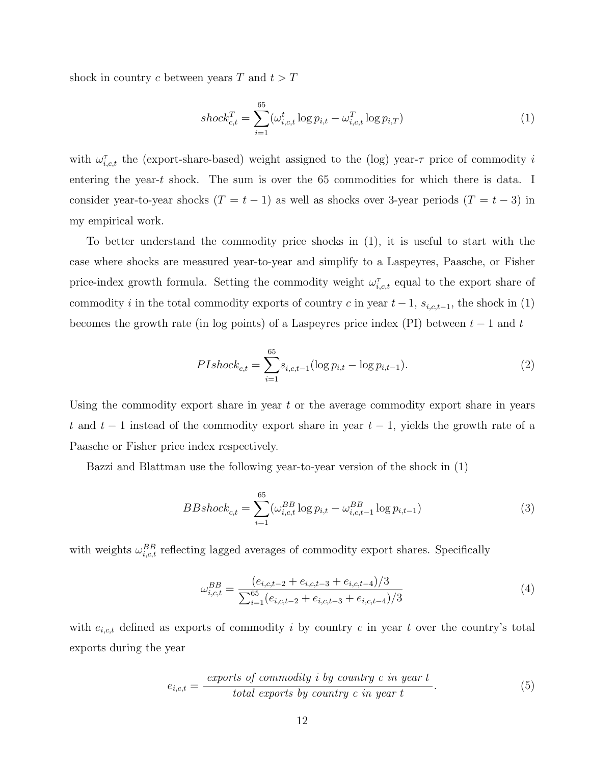shock in country $c$ between years $T$ and $t > T$

$$shock_{c,t}^{T} = \sum_{i=1}^{65} (\omega_{i,c,t}^{t} \log p_{i,t} - \omega_{i,c,t}^{T} \log p_{i,T}) \tag{1}$$

with $\omega_{i,c,t}^{\tau}$ the (export-share-based) weight assigned to the (log) year-$\tau$ price of commodity $i$ entering the year-$t$ shock. The sum is over the 65 commodities for which there is data. I consider year-to-year shocks ($T = t - 1$) as well as shocks over 3-year periods ($T = t - 3$) in my empirical work.

To better understand the commodity price shocks in (1), it is useful to start with the case where shocks are measured year-to-year and simplify to a Laspeyres, Paasche, or Fisher price-index growth formula. Setting the commodity weight $\omega_{i,c,t}^{\tau}$ equal to the export share of commodity $i$ in the total commodity exports of country $c$ in year $t-1$, $s_{i,c,t-1}$, the shock in (1) becomes the growth rate (in log points) of a Laspeyres price index (PI) between $t-1$ and $t$

$$PIshock_{c,t} = \sum_{i=1}^{65} s_{i,c,t-1} (\log p_{i,t} - \log p_{i,t-1}). \tag{2}$$

Using the commodity export share in year $t$ or the average commodity export share in years $t$ and $t-1$ instead of the commodity export share in year $t-1$, yields the growth rate of a Paasche or Fisher price index respectively.

Bazzi and Blattman use the following year-to-year version of the shock in (1)

$$BBshock_{c,t} = \sum_{i=1}^{65} (\omega_{i,c,t}^{BB} \log p_{i,t} - \omega_{i,c,t-1}^{BB} \log p_{i,t-1}) \tag{3}$$

with weights $\omega_{i,c,t}^{BB}$ reflecting lagged averages of commodity export shares. Specifically

$$\omega_{i,c,t}^{BB} = \frac{(e_{i,c,t-2} + e_{i,c,t-3} + e_{i,c,t-4})/3}{\sum_{i=1}^{65} (e_{i,c,t-2} + e_{i,c,t-3} + e_{i,c,t-4})/3} \tag{4}$$

with $e_{i,c,t}$ defined as exports of commodity $i$ by country $c$ in year $t$ over the country's total exports during the year

$$e_{i,c,t} = \frac{\textit{exports of commodity i by country c in year t}}{\textit{total exports by country c in year t}}. \tag{5}$$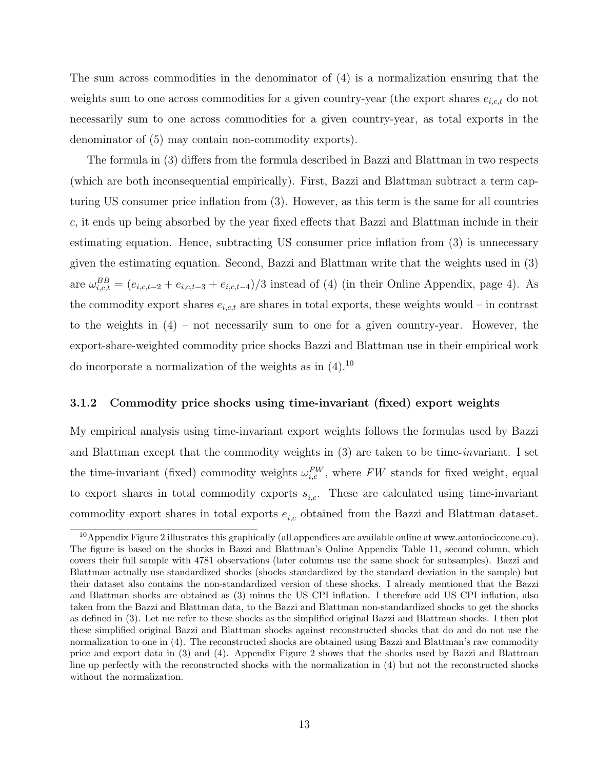The sum across commodities in the denominator of (4) is a normalization ensuring that the weights sum to one across commodities for a given country-year (the export shares $e_{i,c,t}$ do not necessarily sum to one across commodities for a given country-year, as total exports in the denominator of (5) may contain non-commodity exports).

The formula in (3) differs from the formula described in Bazzi and Blattman in two respects (which are both inconsequential empirically). First, Bazzi and Blattman subtract a term capturing US consumer price inflation from (3). However, as this term is the same for all countries $c$, it ends up being absorbed by the year fixed effects that Bazzi and Blattman include in their estimating equation. Hence, subtracting US consumer price inflation from (3) is unnecessary given the estimating equation. Second, Bazzi and Blattman write that the weights used in (3) are $\omega_{i,c,t}^{BB} = (e_{i,c,t-2} + e_{i,c,t-3} + e_{i,c,t-4})/3$ instead of (4) (in their Online Appendix, page 4). As the commodity export shares $e_{i,c,t}$ are shares in total exports, these weights would – in contrast to the weights in (4) – not necessarily sum to one for a given country-year. However, the export-share-weighted commodity price shocks Bazzi and Blattman use in their empirical work do incorporate a normalization of the weights as in (4).[10]

### 3.1.2 Commodity price shocks using time-invariant (fixed) export weights

My empirical analysis using time-invariant export weights follows the formulas used by Bazzi and Blattman except that the commodity weights in (3) are taken to be time-*in*variant. I set the time-invariant (fixed) commodity weights $\omega_{i,c}^{FW}$, where $FW$ stands for fixed weight, equal to export shares in total commodity exports $s_{i,c}$. These are calculated using time-invariant commodity export shares in total exports $e_{i,c}$ obtained from the Bazzi and Blattman dataset.

[10] Appendix Figure 2 illustrates this graphically (all appendices are available online at www.antoniociccone.eu). The figure is based on the shocks in Bazzi and Blattman's Online Appendix Table 11, second column, which covers their full sample with 4781 observations (later columns use the same shock for subsamples). Bazzi and Blattman actually use standardized shocks (shocks standardized by the standard deviation in the sample) but their dataset also contains the non-standardized version of these shocks. I already mentioned that the Bazzi and Blattman shocks are obtained as (3) minus the US CPI inflation. I therefore add US CPI inflation, also taken from the Bazzi and Blattman data, to the Bazzi and Blattman non-standardized shocks to get the shocks as defined in (3). Let me refer to these shocks as the simplified original Bazzi and Blattman shocks. I then plot these simplified original Bazzi and Blattman shocks against reconstructed shocks that do and do not use the normalization to one in (4). The reconstructed shocks are obtained using Bazzi and Blattman's raw commodity price and export data in (3) and (4). Appendix Figure 2 shows that the shocks used by Bazzi and Blattman line up perfectly with the reconstructed shocks with the normalization in (4) but not the reconstructed shocks without the normalization.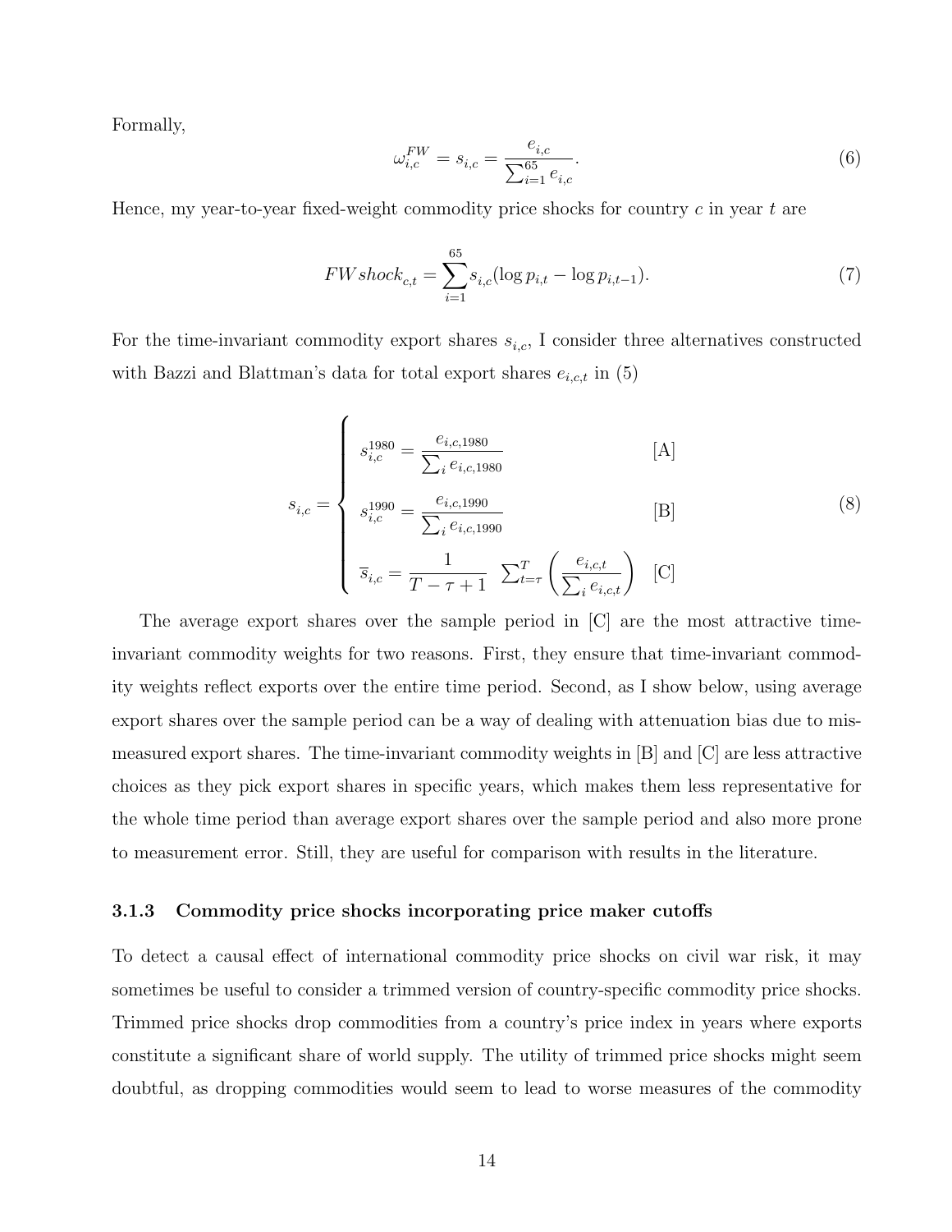Formally,

$$\omega_{i,c}^{FW} = s_{i,c} = \frac{e_{i,c}}{\sum_{i=1}^{65} e_{i,c}}. \tag{6}$$

Hence, my year-to-year fixed-weight commodity price shocks for country $c$ in year $t$ are

$$FWshock_{c,t} = \sum_{i=1}^{65} s_{i,c}(\log p_{i,t} - \log p_{i,t-1}). \tag{7}$$

For the time-invariant commodity export shares $s_{i,c}$, I consider three alternatives constructed with Bazzi and Blattman's data for total export shares $e_{i,c,t}$ in (5)

$$s_{i,c} = \begin{cases} s_{i,c}^{1980} = \dfrac{e_{i,c,1980}}{\sum_i e_{i,c,1980}} & \text{[A]} \\[2ex] s_{i,c}^{1990} = \dfrac{e_{i,c,1990}}{\sum_i e_{i,c,1990}} & \text{[B]} \\[2ex] \overline{s}_{i,c} = \dfrac{1}{T - \tau + 1} \ \sum_{t=\tau}^{T} \left( \dfrac{e_{i,c,t}}{\sum_i e_{i,c,t}} \right) & \text{[C]} \end{cases} \tag{8}$$

The average export shares over the sample period in [C] are the most attractive time-invariant commodity weights for two reasons. First, they ensure that time-invariant commodity weights reflect exports over the entire time period. Second, as I show below, using average export shares over the sample period can be a way of dealing with attenuation bias due to mismeasured export shares. The time-invariant commodity weights in [B] and [C] are less attractive choices as they pick export shares in specific years, which makes them less representative for the whole time period than average export shares over the sample period and also more prone to measurement error. Still, they are useful for comparison with results in the literature.

### 3.1.3 Commodity price shocks incorporating price maker cutoffs

To detect a causal effect of international commodity price shocks on civil war risk, it may sometimes be useful to consider a trimmed version of country-specific commodity price shocks. Trimmed price shocks drop commodities from a country's price index in years where exports constitute a significant share of world supply. The utility of trimmed price shocks might seem doubtful, as dropping commodities would seem to lead to worse measures of the commodity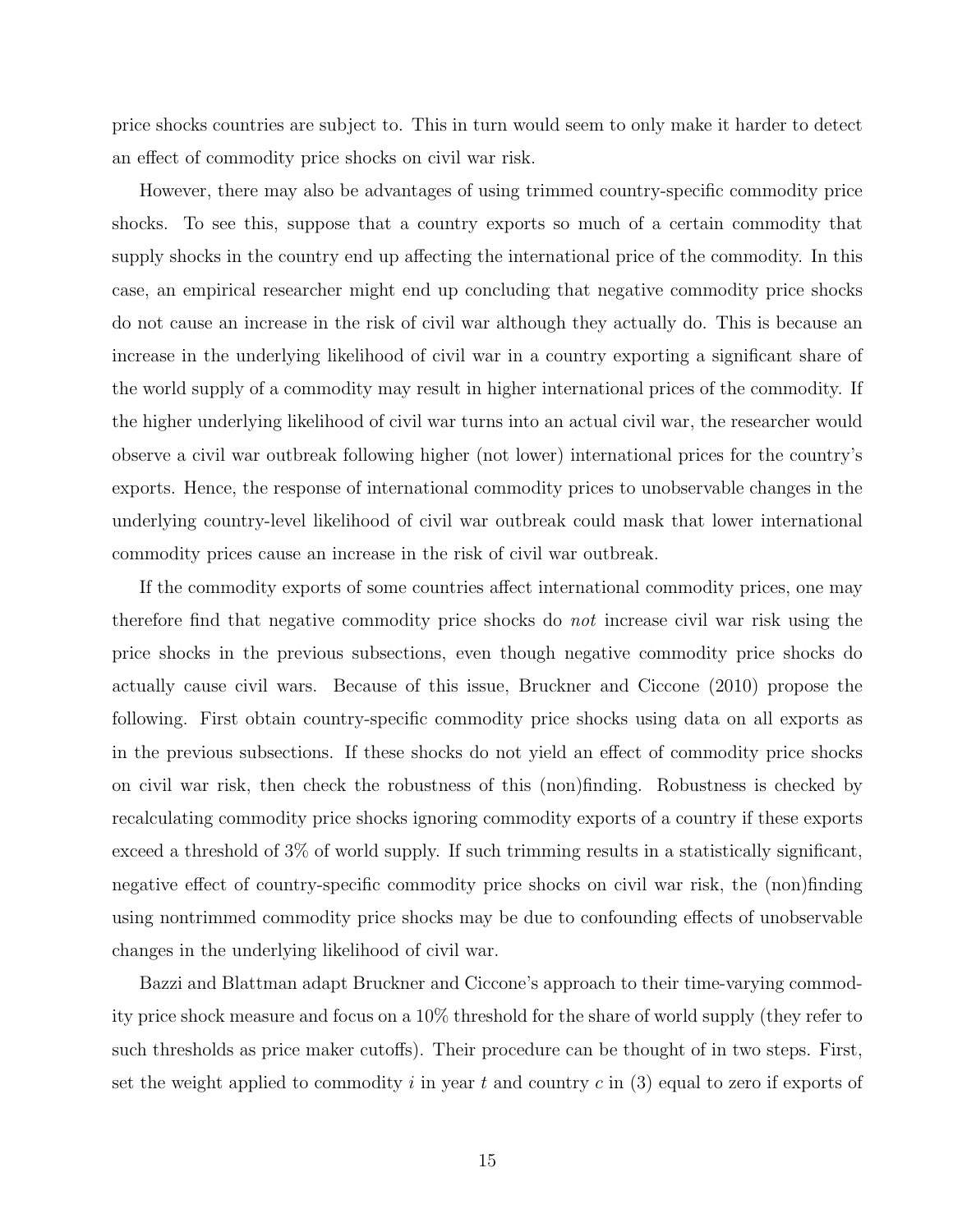price shocks countries are subject to. This in turn would seem to only make it harder to detect an effect of commodity price shocks on civil war risk.

However, there may also be advantages of using trimmed country-specific commodity price shocks. To see this, suppose that a country exports so much of a certain commodity that supply shocks in the country end up affecting the international price of the commodity. In this case, an empirical researcher might end up concluding that negative commodity price shocks do not cause an increase in the risk of civil war although they actually do. This is because an increase in the underlying likelihood of civil war in a country exporting a significant share of the world supply of a commodity may result in higher international prices of the commodity. If the higher underlying likelihood of civil war turns into an actual civil war, the researcher would observe a civil war outbreak following higher (not lower) international prices for the country's exports. Hence, the response of international commodity prices to unobservable changes in the underlying country-level likelihood of civil war outbreak could mask that lower international commodity prices cause an increase in the risk of civil war outbreak.

If the commodity exports of some countries affect international commodity prices, one may therefore find that negative commodity price shocks do *not* increase civil war risk using the price shocks in the previous subsections, even though negative commodity price shocks do actually cause civil wars. Because of this issue, Bruckner and Ciccone (2010) propose the following. First obtain country-specific commodity price shocks using data on all exports as in the previous subsections. If these shocks do not yield an effect of commodity price shocks on civil war risk, then check the robustness of this (non)finding. Robustness is checked by recalculating commodity price shocks ignoring commodity exports of a country if these exports exceed a threshold of 3% of world supply. If such trimming results in a statistically significant, negative effect of country-specific commodity price shocks on civil war risk, the (non)finding using nontrimmed commodity price shocks may be due to confounding effects of unobservable changes in the underlying likelihood of civil war.

Bazzi and Blattman adapt Bruckner and Ciccone's approach to their time-varying commodity price shock measure and focus on a 10% threshold for the share of world supply (they refer to such thresholds as price maker cutoffs). Their procedure can be thought of in two steps. First, set the weight applied to commodity $i$ in year $t$ and country $c$ in (3) equal to zero if exports of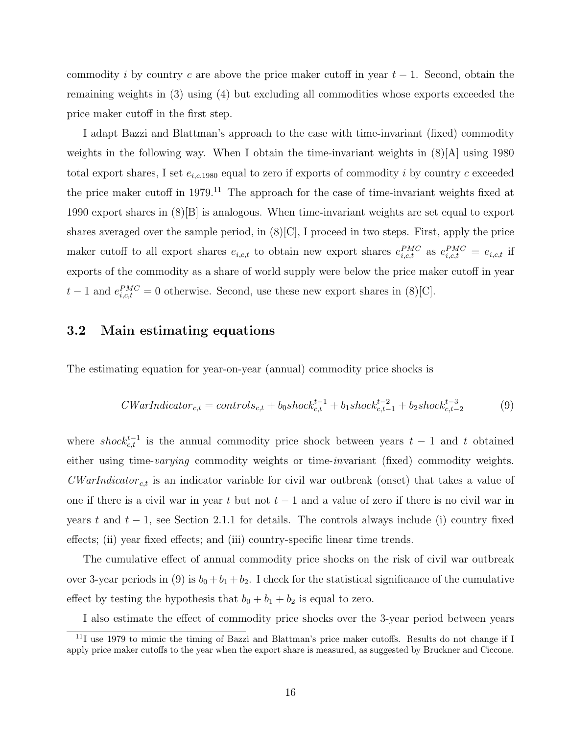commodity $i$ by country $c$ are above the price maker cutoff in year $t-1$. Second, obtain the remaining weights in (3) using (4) but excluding all commodities whose exports exceeded the price maker cutoff in the first step.

I adapt Bazzi and Blattman's approach to the case with time-invariant (fixed) commodity weights in the following way. When I obtain the time-invariant weights in (8)[A] using 1980 total export shares, I set $e_{i,c,1980}$ equal to zero if exports of commodity $i$ by country $c$ exceeded the price maker cutoff in 1979.[11] The approach for the case of time-invariant weights fixed at 1990 export shares in (8)[B] is analogous. When time-invariant weights are set equal to export shares averaged over the sample period, in (8)[C], I proceed in two steps. First, apply the price maker cutoff to all export shares $e_{i,c,t}$ to obtain new export shares $e_{i,c,t}^{PMC}$ as $e_{i,c,t}^{PMC} = e_{i,c,t}$ if exports of the commodity as a share of world supply were below the price maker cutoff in year $t-1$ and $e_{i,c,t}^{PMC} = 0$ otherwise. Second, use these new export shares in (8)[C].

### 3.2 Main estimating equations

The estimating equation for year-on-year (annual) commodity price shocks is

$$CWarIndicator_{c,t} = controls_{c,t} + b_0 shock_{c,t}^{t-1} + b_1 shock_{c,t-1}^{t-2} + b_2 shock_{c,t-2}^{t-3} \tag{9}$$

where $shock_{c,t}^{t-1}$ is the annual commodity price shock between years $t-1$ and $t$ obtained either using time-*varying* commodity weights or time-*in*variant (fixed) commodity weights. $CWarIndicator_{c,t}$ is an indicator variable for civil war outbreak (onset) that takes a value of one if there is a civil war in year $t$ but not $t-1$ and a value of zero if there is no civil war in years $t$ and $t-1$, see Section 2.1.1 for details. The controls always include (i) country fixed effects; (ii) year fixed effects; and (iii) country-specific linear time trends.

The cumulative effect of annual commodity price shocks on the risk of civil war outbreak over 3-year periods in (9) is $b_0 + b_1 + b_2$. I check for the statistical significance of the cumulative effect by testing the hypothesis that $b_0 + b_1 + b_2$ is equal to zero.

I also estimate the effect of commodity price shocks over the 3-year period between years

[11] I use 1979 to mimic the timing of Bazzi and Blattman's price maker cutoffs. Results do not change if I apply price maker cutoffs to the year when the export share is measured, as suggested by Bruckner and Ciccone.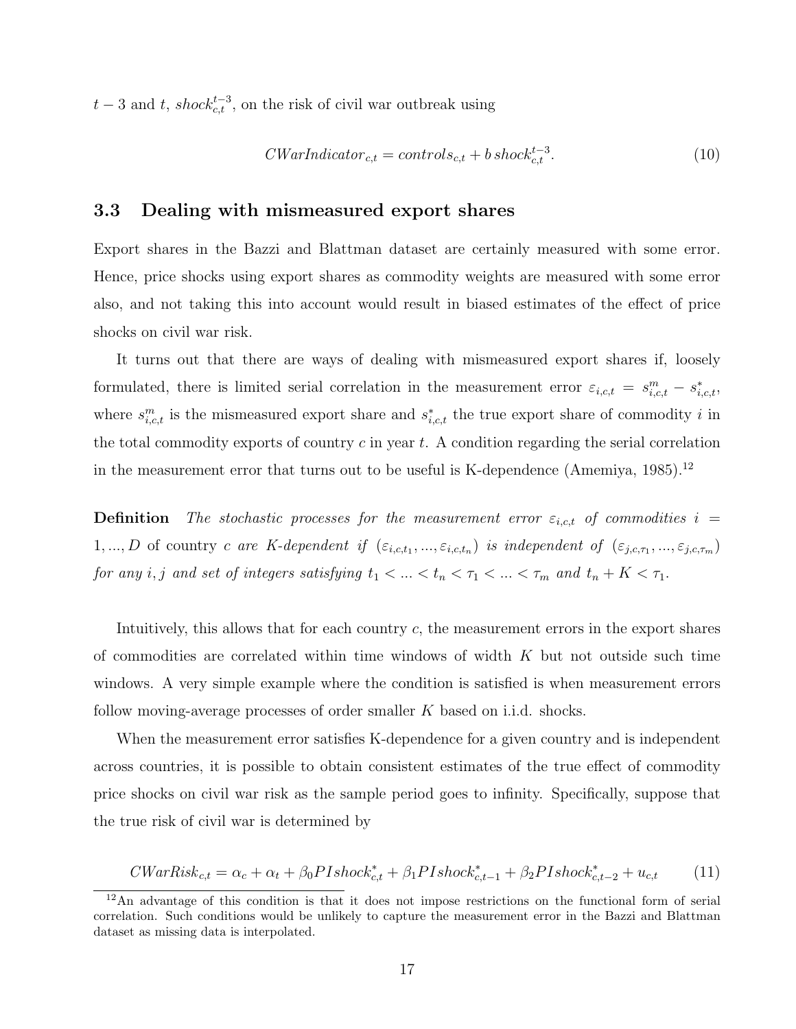$t-3$ and $t$, $shock_{c,t}^{t-3}$, on the risk of civil war outbreak using

$$CWarIndicator_{c,t} = controls_{c,t} + b\, shock_{c,t}^{t-3}. \tag{10}$$

### 3.3 Dealing with mismeasured export shares

Export shares in the Bazzi and Blattman dataset are certainly measured with some error. Hence, price shocks using export shares as commodity weights are measured with some error also, and not taking this into account would result in biased estimates of the effect of price shocks on civil war risk.

It turns out that there are ways of dealing with mismeasured export shares if, loosely formulated, there is limited serial correlation in the measurement error $\varepsilon_{i,c,t} = s_{i,c,t}^{m} - s_{i,c,t}^{*}$, where $s_{i,c,t}^{m}$ is the mismeasured export share and $s_{i,c,t}^{*}$ the true export share of commodity $i$ in the total commodity exports of country $c$ in year $t$. A condition regarding the serial correlation in the measurement error that turns out to be useful is K-dependence (Amemiya, 1985).[12]

**Definition** *The stochastic processes for the measurement error $\varepsilon_{i,c,t}$ of commodities $i = 1, ..., D$ of country $c$ are K-dependent if $(\varepsilon_{i,c,t_1}, ..., \varepsilon_{i,c,t_n})$ is independent of $(\varepsilon_{j,c,\tau_1}, ..., \varepsilon_{j,c,\tau_m})$ for any $i, j$ and set of integers satisfying $t_1 < ... < t_n < \tau_1 < ... < \tau_m$ and $t_n + K < \tau_1$.*

Intuitively, this allows that for each country $c$, the measurement errors in the export shares of commodities are correlated within time windows of width $K$ but not outside such time windows. A very simple example where the condition is satisfied is when measurement errors follow moving-average processes of order smaller $K$ based on i.i.d. shocks.

When the measurement error satisfies K-dependence for a given country and is independent across countries, it is possible to obtain consistent estimates of the true effect of commodity price shocks on civil war risk as the sample period goes to infinity. Specifically, suppose that the true risk of civil war is determined by

$$CWarRisk_{c,t} = \alpha_c + \alpha_t + \beta_0 PIshock_{c,t}^{*} + \beta_1 PIshock_{c,t-1}^{*} + \beta_2 PIshock_{c,t-2}^{*} + u_{c,t} \tag{11}$$

[12] An advantage of this condition is that it does not impose restrictions on the functional form of serial correlation. Such conditions would be unlikely to capture the measurement error in the Bazzi and Blattman dataset as missing data is interpolated.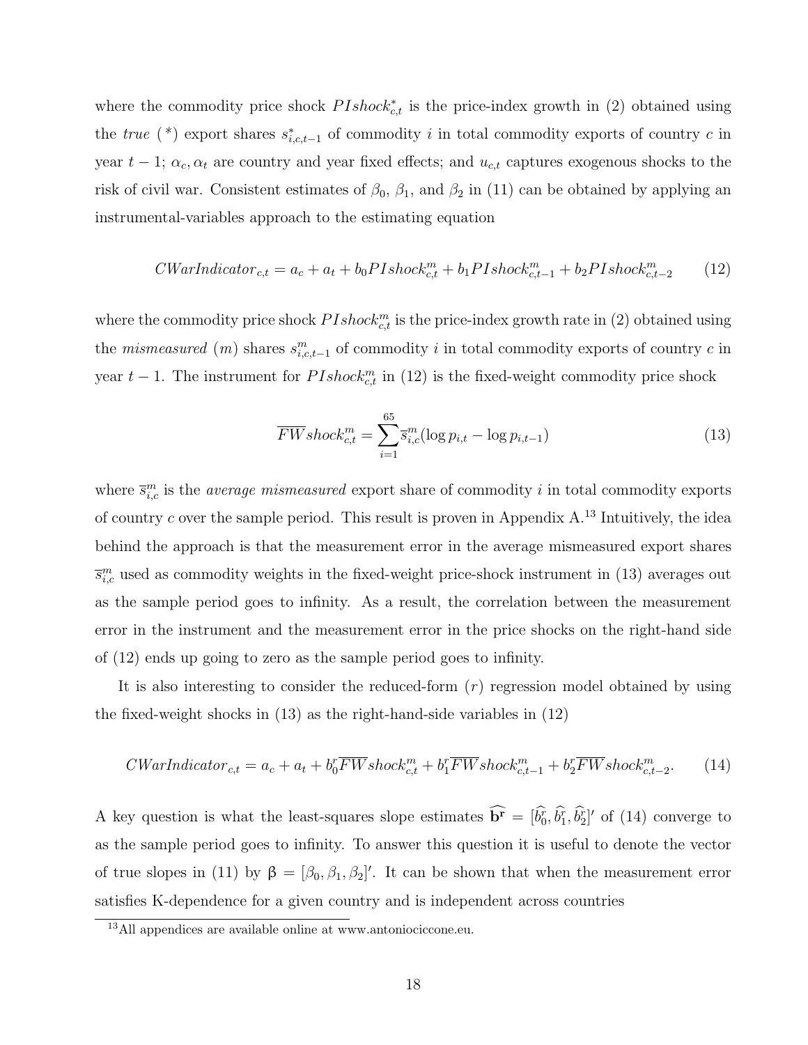where the commodity price shock $PIshock^*_{c,t}$ is the price-index growth in (2) obtained using the *true* (*) export shares $s^*_{i,c,t-1}$ of commodity $i$ in total commodity exports of country $c$ in year $t-1$; $\alpha_c, \alpha_t$ are country and year fixed effects; and $u_{c,t}$ captures exogenous shocks to the risk of civil war. Consistent estimates of $\beta_0$, $\beta_1$, and $\beta_2$ in (11) can be obtained by applying an instrumental-variables approach to the estimating equation

$$CWarIndicator_{c,t} = a_c + a_t + b_0 PIshock^m_{c,t} + b_1 PIshock^m_{c,t-1} + b_2 PIshock^m_{c,t-2} \qquad (12)$$

where the commodity price shock $PIshock^m_{c,t}$ is the price-index growth rate in (2) obtained using the *mismeasured* ($m$) shares $s^m_{i,c,t-1}$ of commodity $i$ in total commodity exports of country $c$ in year $t-1$. The instrument for $PIshock^m_{c,t}$ in (12) is the fixed-weight commodity price shock

$$\overline{FW}shock^m_{c,t} = \sum_{i=1}^{65} \overline{s}^m_{i,c}(\log p_{i,t} - \log p_{i,t-1}) \qquad (13)$$

where $\overline{s}^m_{i,c}$ is the *average mismeasured* export share of commodity $i$ in total commodity exports of country $c$ over the sample period. This result is proven in Appendix A.[13] Intuitively, the idea behind the approach is that the measurement error in the average mismeasured export shares $\overline{s}^m_{i,c}$ used as commodity weights in the fixed-weight price-shock instrument in (13) averages out as the sample period goes to infinity. As a result, the correlation between the measurement error in the instrument and the measurement error in the price shocks on the right-hand side of (12) ends up going to zero as the sample period goes to infinity.

It is also interesting to consider the reduced-form ($r$) regression model obtained by using the fixed-weight shocks in (13) as the right-hand-side variables in (12)

$$CWarIndicator_{c,t} = a_c + a_t + b^r_0 \overline{FW}shock^m_{c,t} + b^r_1 \overline{FW}shock^m_{c,t-1} + b^r_2 \overline{FW}shock^m_{c,t-2}. \qquad (14)$$

A key question is what the least-squares slope estimates $\widehat{\mathbf{b^r}} = [\widehat{b^r_0}, \widehat{b^r_1}, \widehat{b^r_2}]'$ of (14) converge to as the sample period goes to infinity. To answer this question it is useful to denote the vector of true slopes in (11) by $\boldsymbol{\beta} = [\beta_0, \beta_1, \beta_2]'$. It can be shown that when the measurement error satisfies K-dependence for a given country and is independent across countries

[13] All appendices are available online at www.antoniociccone.eu.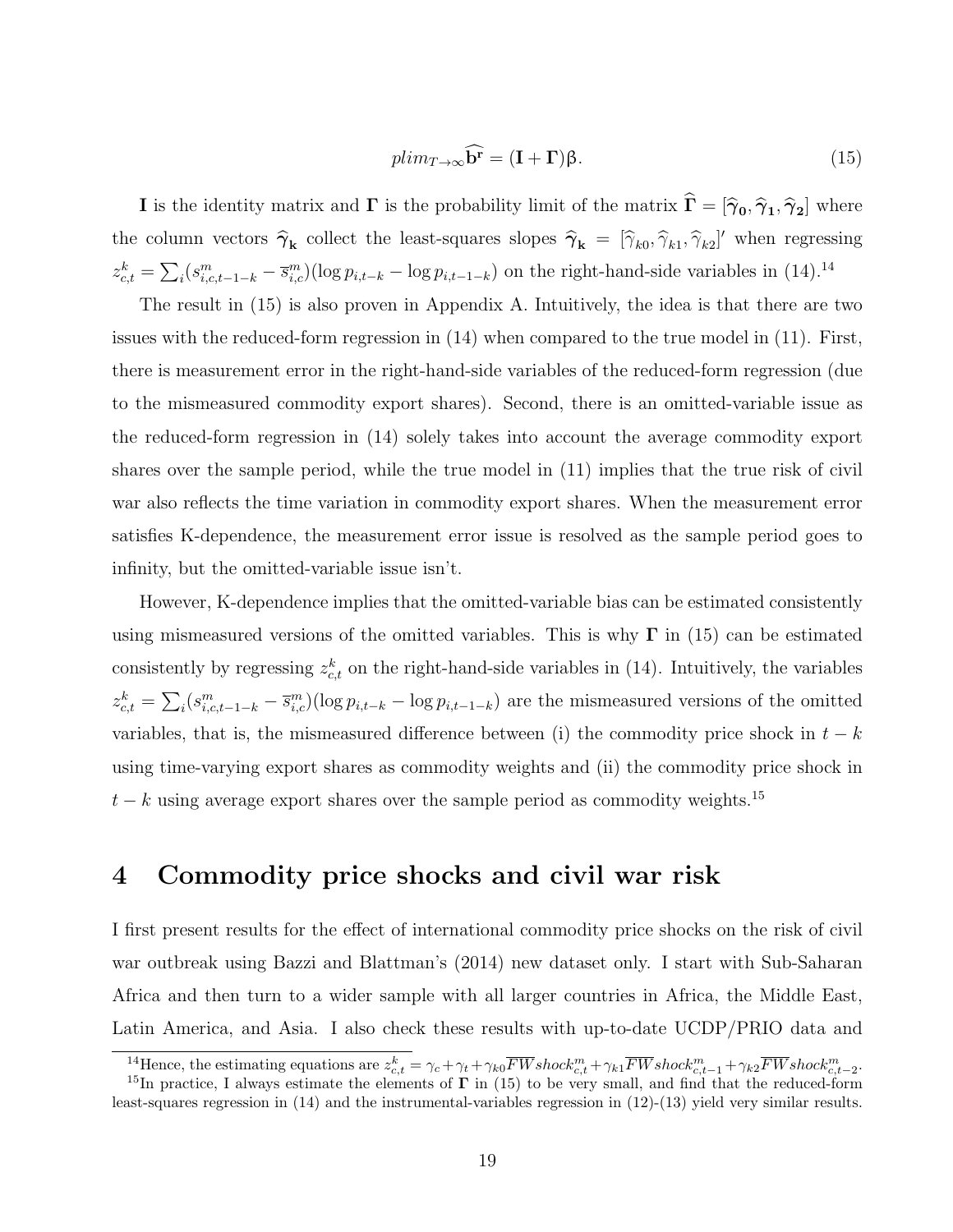$$plim_{T\to\infty}\widehat{\mathbf{b^r}} = (\mathbf{I}+\mathbf{\Gamma})\beta. \tag{15}$$

$\mathbf{I}$ is the identity matrix and $\mathbf{\Gamma}$ is the probability limit of the matrix $\widehat{\mathbf{\Gamma}} = [\widehat{\boldsymbol{\gamma}}_{\mathbf{0}}, \widehat{\boldsymbol{\gamma}}_{\mathbf{1}}, \widehat{\boldsymbol{\gamma}}_{\mathbf{2}}]$ where the column vectors $\widehat{\boldsymbol{\gamma}}_{\mathbf{k}}$ collect the least-squares slopes $\widehat{\boldsymbol{\gamma}}_{\mathbf{k}} = [\widehat{\gamma}_{k0}, \widehat{\gamma}_{k1}, \widehat{\gamma}_{k2}]'$ when regressing $z^k_{c,t} = \sum_i (s^m_{i,c,t-1-k} - \overline{s}^m_{i,c})(\log p_{i,t-k} - \log p_{i,t-1-k})$ on the right-hand-side variables in (14).[14]

The result in (15) is also proven in Appendix A. Intuitively, the idea is that there are two issues with the reduced-form regression in (14) when compared to the true model in (11). First, there is measurement error in the right-hand-side variables of the reduced-form regression (due to the mismeasured commodity export shares). Second, there is an omitted-variable issue as the reduced-form regression in (14) solely takes into account the average commodity export shares over the sample period, while the true model in (11) implies that the true risk of civil war also reflects the time variation in commodity export shares. When the measurement error satisfies K-dependence, the measurement error issue is resolved as the sample period goes to infinity, but the omitted-variable issue isn't.

However, K-dependence implies that the omitted-variable bias can be estimated consistently using mismeasured versions of the omitted variables. This is why $\mathbf{\Gamma}$ in (15) can be estimated consistently by regressing $z^k_{c,t}$ on the right-hand-side variables in (14). Intuitively, the variables $z^k_{c,t} = \sum_i (s^m_{i,c,t-1-k} - \overline{s}^m_{i,c})(\log p_{i,t-k} - \log p_{i,t-1-k})$ are the mismeasured versions of the omitted variables, that is, the mismeasured difference between (i) the commodity price shock in $t-k$ using time-varying export shares as commodity weights and (ii) the commodity price shock in $t-k$ using average export shares over the sample period as commodity weights.[15]

# 4 Commodity price shocks and civil war risk

I first present results for the effect of international commodity price shocks on the risk of civil war outbreak using Bazzi and Blattman's (2014) new dataset only. I start with Sub-Saharan Africa and then turn to a wider sample with all larger countries in Africa, the Middle East, Latin America, and Asia. I also check these results with up-to-date UCDP/PRIO data and

[14] Hence, the estimating equations are $z^k_{c,t} = \gamma_c + \gamma_t + \gamma_{k0}\overline{FW}shock^m_{c,t} + \gamma_{k1}\overline{FW}shock^m_{c,t-1} + \gamma_{k2}\overline{FW}shock^m_{c,t-2}$.

[15] In practice, I always estimate the elements of $\mathbf{\Gamma}$ in (15) to be very small, and find that the reduced-form least-squares regression in (14) and the instrumental-variables regression in (12)-(13) yield very similar results.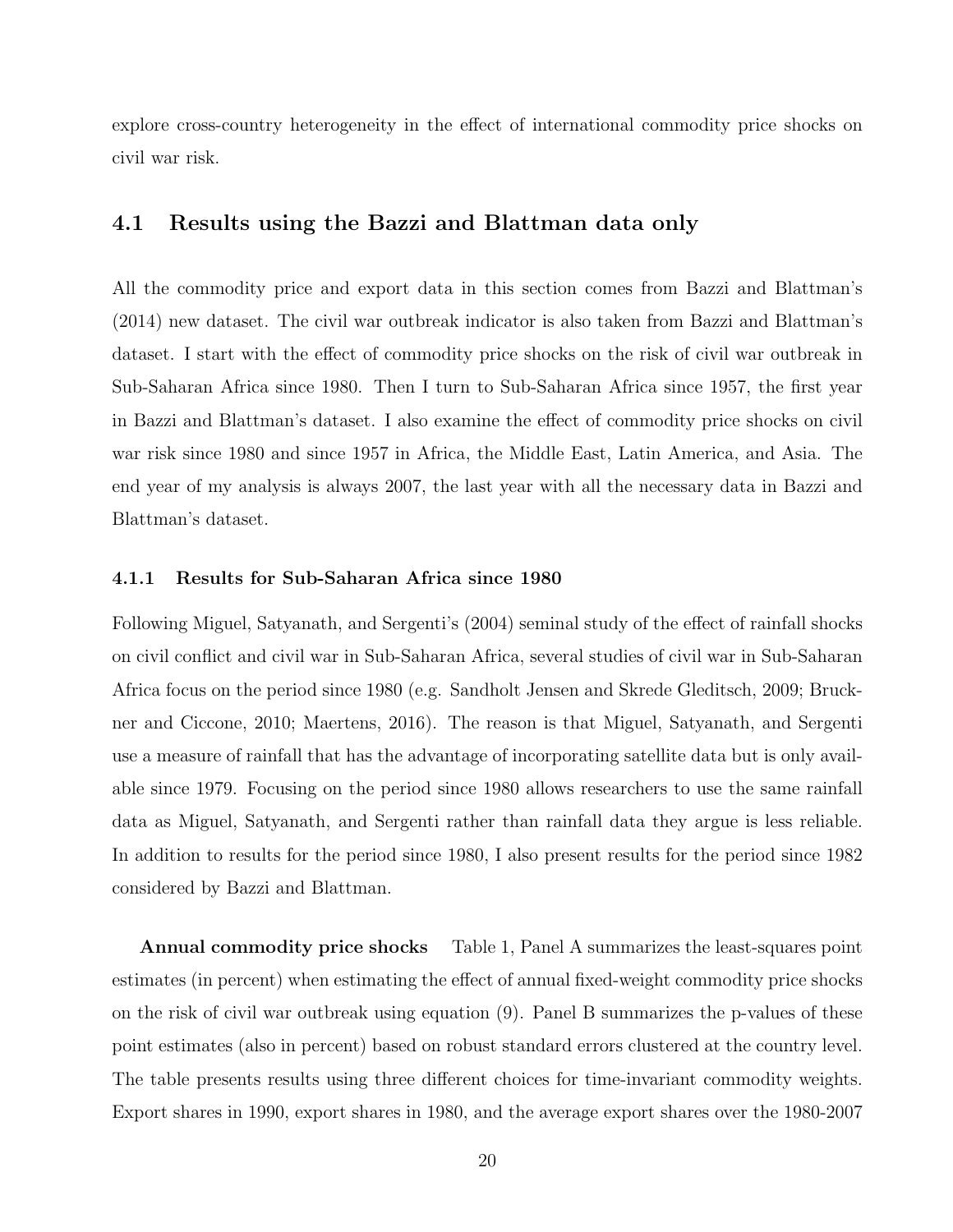explore cross-country heterogeneity in the effect of international commodity price shocks on civil war risk.

## 4.1 Results using the Bazzi and Blattman data only

All the commodity price and export data in this section comes from Bazzi and Blattman's (2014) new dataset. The civil war outbreak indicator is also taken from Bazzi and Blattman's dataset. I start with the effect of commodity price shocks on the risk of civil war outbreak in Sub-Saharan Africa since 1980. Then I turn to Sub-Saharan Africa since 1957, the first year in Bazzi and Blattman's dataset. I also examine the effect of commodity price shocks on civil war risk since 1980 and since 1957 in Africa, the Middle East, Latin America, and Asia. The end year of my analysis is always 2007, the last year with all the necessary data in Bazzi and Blattman's dataset.

### 4.1.1 Results for Sub-Saharan Africa since 1980

Following Miguel, Satyanath, and Sergenti's (2004) seminal study of the effect of rainfall shocks on civil conflict and civil war in Sub-Saharan Africa, several studies of civil war in Sub-Saharan Africa focus on the period since 1980 (e.g. Sandholt Jensen and Skrede Gleditsch, 2009; Bruckner and Ciccone, 2010; Maertens, 2016). The reason is that Miguel, Satyanath, and Sergenti use a measure of rainfall that has the advantage of incorporating satellite data but is only available since 1979. Focusing on the period since 1980 allows researchers to use the same rainfall data as Miguel, Satyanath, and Sergenti rather than rainfall data they argue is less reliable. In addition to results for the period since 1980, I also present results for the period since 1982 considered by Bazzi and Blattman.

**Annual commodity price shocks** Table 1, Panel A summarizes the least-squares point estimates (in percent) when estimating the effect of annual fixed-weight commodity price shocks on the risk of civil war outbreak using equation (9). Panel B summarizes the p-values of these point estimates (also in percent) based on robust standard errors clustered at the country level. The table presents results using three different choices for time-invariant commodity weights. Export shares in 1990, export shares in 1980, and the average export shares over the 1980-2007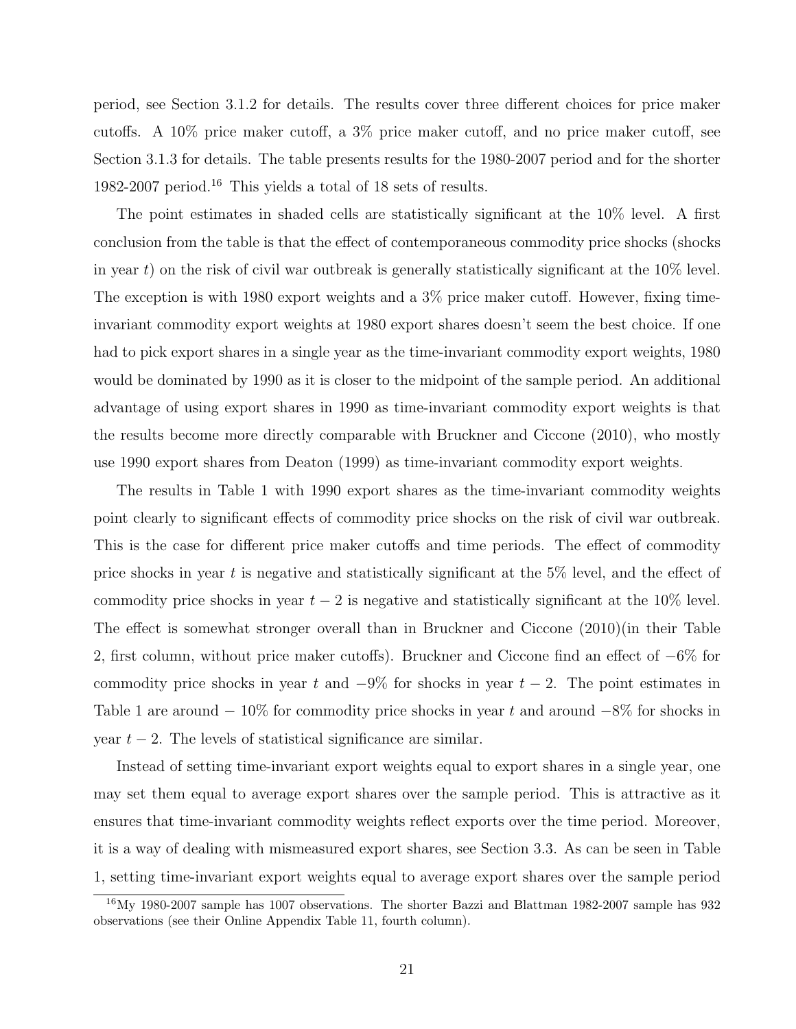period, see Section 3.1.2 for details. The results cover three different choices for price maker cutoffs. A 10% price maker cutoff, a 3% price maker cutoff, and no price maker cutoff, see Section 3.1.3 for details. The table presents results for the 1980-2007 period and for the shorter 1982-2007 period.[16] This yields a total of 18 sets of results.

The point estimates in shaded cells are statistically significant at the 10% level. A first conclusion from the table is that the effect of contemporaneous commodity price shocks (shocks in year $t$) on the risk of civil war outbreak is generally statistically significant at the 10% level. The exception is with 1980 export weights and a 3% price maker cutoff. However, fixing time-invariant commodity export weights at 1980 export shares doesn't seem the best choice. If one had to pick export shares in a single year as the time-invariant commodity export weights, 1980 would be dominated by 1990 as it is closer to the midpoint of the sample period. An additional advantage of using export shares in 1990 as time-invariant commodity export weights is that the results become more directly comparable with Bruckner and Ciccone (2010), who mostly use 1990 export shares from Deaton (1999) as time-invariant commodity export weights.

The results in Table 1 with 1990 export shares as the time-invariant commodity weights point clearly to significant effects of commodity price shocks on the risk of civil war outbreak. This is the case for different price maker cutoffs and time periods. The effect of commodity price shocks in year $t$ is negative and statistically significant at the 5% level, and the effect of commodity price shocks in year $t-2$ is negative and statistically significant at the 10% level. The effect is somewhat stronger overall than in Bruckner and Ciccone (2010)(in their Table 2, first column, without price maker cutoffs). Bruckner and Ciccone find an effect of $-6\%$ for commodity price shocks in year $t$ and $-9\%$ for shocks in year $t-2$. The point estimates in Table 1 are around $-10\%$ for commodity price shocks in year $t$ and around $-8\%$ for shocks in year $t-2$. The levels of statistical significance are similar.

Instead of setting time-invariant export weights equal to export shares in a single year, one may set them equal to average export shares over the sample period. This is attractive as it ensures that time-invariant commodity weights reflect exports over the time period. Moreover, it is a way of dealing with mismeasured export shares, see Section 3.3. As can be seen in Table 1, setting time-invariant export weights equal to average export shares over the sample period

[16] My 1980-2007 sample has 1007 observations. The shorter Bazzi and Blattman 1982-2007 sample has 932 observations (see their Online Appendix Table 11, fourth column).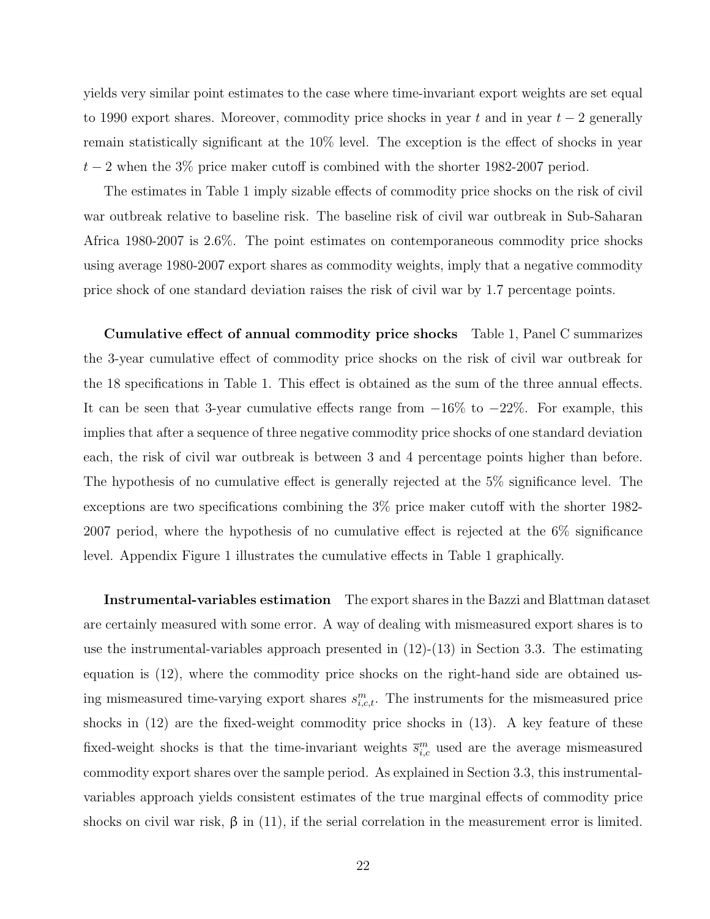yields very similar point estimates to the case where time-invariant export weights are set equal to 1990 export shares. Moreover, commodity price shocks in year $t$ and in year $t-2$ generally remain statistically significant at the 10% level. The exception is the effect of shocks in year $t-2$ when the 3% price maker cutoff is combined with the shorter 1982-2007 period.

The estimates in Table 1 imply sizable effects of commodity price shocks on the risk of civil war outbreak relative to baseline risk. The baseline risk of civil war outbreak in Sub-Saharan Africa 1980-2007 is 2.6%. The point estimates on contemporaneous commodity price shocks using average 1980-2007 export shares as commodity weights, imply that a negative commodity price shock of one standard deviation raises the risk of civil war by 1.7 percentage points.

**Cumulative effect of annual commodity price shocks** Table 1, Panel C summarizes the 3-year cumulative effect of commodity price shocks on the risk of civil war outbreak for the 18 specifications in Table 1. This effect is obtained as the sum of the three annual effects. It can be seen that 3-year cumulative effects range from $-16\%$ to $-22\%$. For example, this implies that after a sequence of three negative commodity price shocks of one standard deviation each, the risk of civil war outbreak is between 3 and 4 percentage points higher than before. The hypothesis of no cumulative effect is generally rejected at the 5% significance level. The exceptions are two specifications combining the 3% price maker cutoff with the shorter 1982-2007 period, where the hypothesis of no cumulative effect is rejected at the 6% significance level. Appendix Figure 1 illustrates the cumulative effects in Table 1 graphically.

**Instrumental-variables estimation** The export shares in the Bazzi and Blattman dataset are certainly measured with some error. A way of dealing with mismeasured export shares is to use the instrumental-variables approach presented in (12)-(13) in Section 3.3. The estimating equation is (12), where the commodity price shocks on the right-hand side are obtained using mismeasured time-varying export shares $s^m_{i,c,t}$. The instruments for the mismeasured price shocks in (12) are the fixed-weight commodity price shocks in (13). A key feature of these fixed-weight shocks is that the time-invariant weights $\bar{s}^m_{i,c}$ used are the average mismeasured commodity export shares over the sample period. As explained in Section 3.3, this instrumental-variables approach yields consistent estimates of the true marginal effects of commodity price shocks on civil war risk, $\beta$ in (11), if the serial correlation in the measurement error is limited.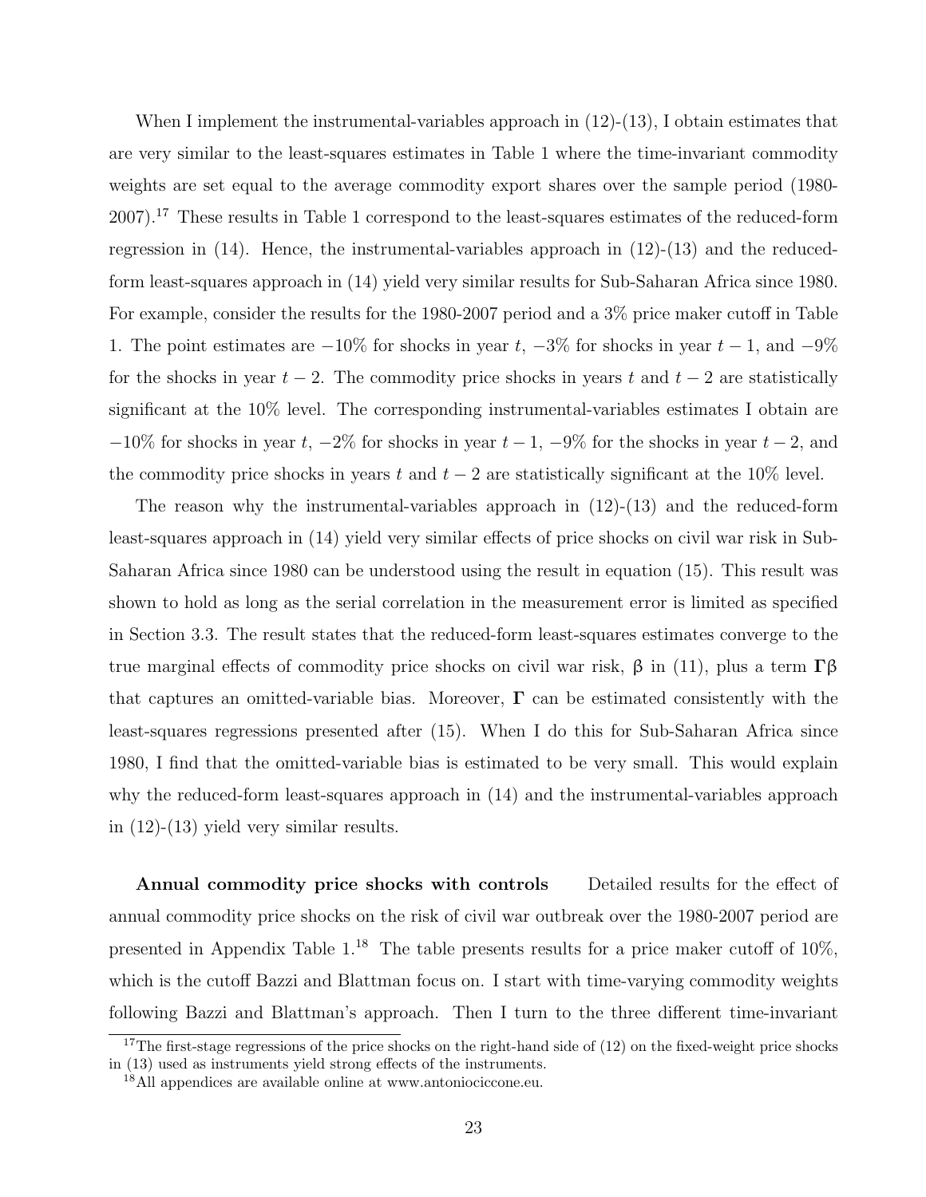When I implement the instrumental-variables approach in (12)-(13), I obtain estimates that are very similar to the least-squares estimates in Table 1 where the time-invariant commodity weights are set equal to the average commodity export shares over the sample period (1980-2007).[17] These results in Table 1 correspond to the least-squares estimates of the reduced-form regression in (14). Hence, the instrumental-variables approach in (12)-(13) and the reduced-form least-squares approach in (14) yield very similar results for Sub-Saharan Africa since 1980. For example, consider the results for the 1980-2007 period and a 3% price maker cutoff in Table 1. The point estimates are $-10\%$ for shocks in year $t$, $-3\%$ for shocks in year $t-1$, and $-9\%$ for the shocks in year $t-2$. The commodity price shocks in years $t$ and $t-2$ are statistically significant at the 10% level. The corresponding instrumental-variables estimates I obtain are $-10\%$ for shocks in year $t$, $-2\%$ for shocks in year $t-1$, $-9\%$ for the shocks in year $t-2$, and the commodity price shocks in years $t$ and $t-2$ are statistically significant at the 10% level.

The reason why the instrumental-variables approach in (12)-(13) and the reduced-form least-squares approach in (14) yield very similar effects of price shocks on civil war risk in Sub-Saharan Africa since 1980 can be understood using the result in equation (15). This result was shown to hold as long as the serial correlation in the measurement error is limited as specified in Section 3.3. The result states that the reduced-form least-squares estimates converge to the true marginal effects of commodity price shocks on civil war risk, $\beta$ in (11), plus a term $\mathbf{\Gamma}\beta$ that captures an omitted-variable bias. Moreover, $\mathbf{\Gamma}$ can be estimated consistently with the least-squares regressions presented after (15). When I do this for Sub-Saharan Africa since 1980, I find that the omitted-variable bias is estimated to be very small. This would explain why the reduced-form least-squares approach in (14) and the instrumental-variables approach in (12)-(13) yield very similar results.

**Annual commodity price shocks with controls** Detailed results for the effect of annual commodity price shocks on the risk of civil war outbreak over the 1980-2007 period are presented in Appendix Table 1.[18] The table presents results for a price maker cutoff of 10%, which is the cutoff Bazzi and Blattman focus on. I start with time-varying commodity weights following Bazzi and Blattman's approach. Then I turn to the three different time-invariant

[17] The first-stage regressions of the price shocks on the right-hand side of (12) on the fixed-weight price shocks in (13) used as instruments yield strong effects of the instruments.

[18] All appendices are available online at www.antoniociccone.eu.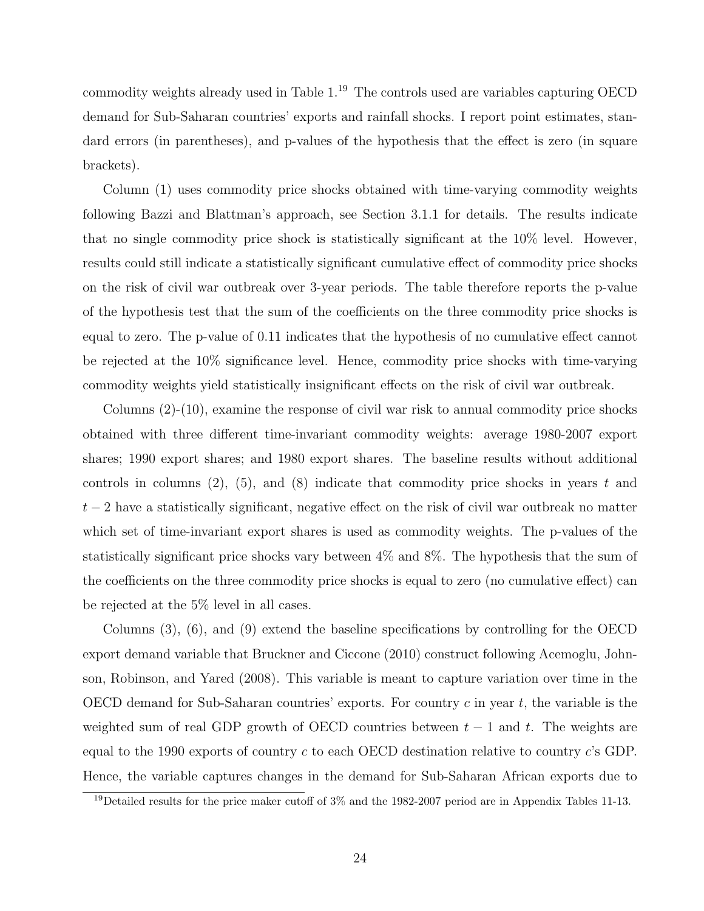commodity weights already used in Table 1.[19] The controls used are variables capturing OECD demand for Sub-Saharan countries' exports and rainfall shocks. I report point estimates, standard errors (in parentheses), and p-values of the hypothesis that the effect is zero (in square brackets).

Column (1) uses commodity price shocks obtained with time-varying commodity weights following Bazzi and Blattman's approach, see Section 3.1.1 for details. The results indicate that no single commodity price shock is statistically significant at the 10% level. However, results could still indicate a statistically significant cumulative effect of commodity price shocks on the risk of civil war outbreak over 3-year periods. The table therefore reports the p-value of the hypothesis test that the sum of the coefficients on the three commodity price shocks is equal to zero. The p-value of 0.11 indicates that the hypothesis of no cumulative effect cannot be rejected at the 10% significance level. Hence, commodity price shocks with time-varying commodity weights yield statistically insignificant effects on the risk of civil war outbreak.

Columns (2)-(10), examine the response of civil war risk to annual commodity price shocks obtained with three different time-invariant commodity weights: average 1980-2007 export shares; 1990 export shares; and 1980 export shares. The baseline results without additional controls in columns (2), (5), and (8) indicate that commodity price shocks in years $t$ and $t-2$ have a statistically significant, negative effect on the risk of civil war outbreak no matter which set of time-invariant export shares is used as commodity weights. The p-values of the statistically significant price shocks vary between 4% and 8%. The hypothesis that the sum of the coefficients on the three commodity price shocks is equal to zero (no cumulative effect) can be rejected at the 5% level in all cases.

Columns (3), (6), and (9) extend the baseline specifications by controlling for the OECD export demand variable that Bruckner and Ciccone (2010) construct following Acemoglu, Johnson, Robinson, and Yared (2008). This variable is meant to capture variation over time in the OECD demand for Sub-Saharan countries' exports. For country $c$ in year $t$, the variable is the weighted sum of real GDP growth of OECD countries between $t-1$ and $t$. The weights are equal to the 1990 exports of country $c$ to each OECD destination relative to country $c$'s GDP. Hence, the variable captures changes in the demand for Sub-Saharan African exports due to

[19] Detailed results for the price maker cutoff of 3% and the 1982-2007 period are in Appendix Tables 11-13.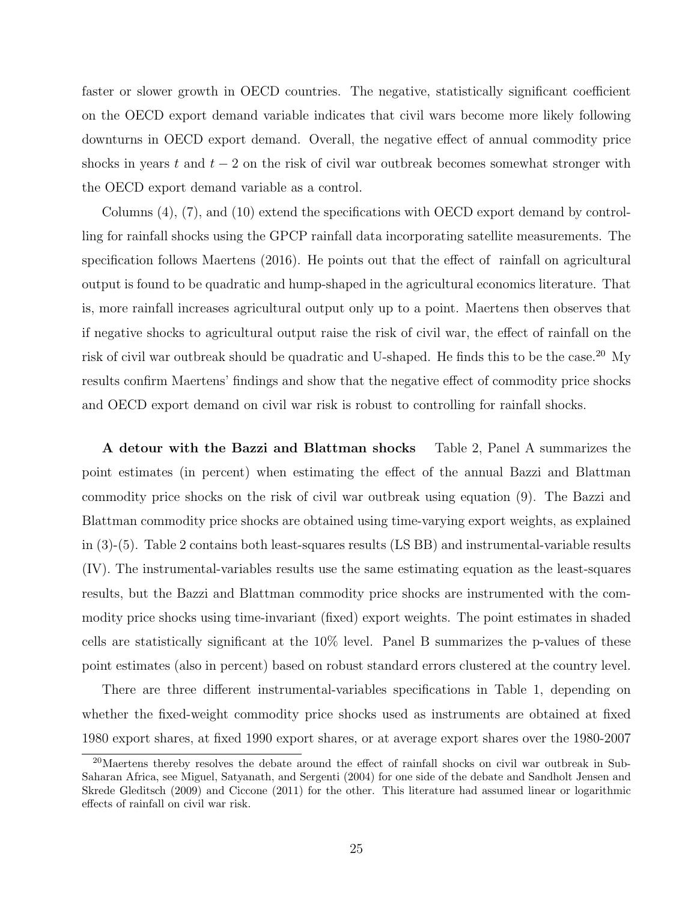faster or slower growth in OECD countries. The negative, statistically significant coefficient on the OECD export demand variable indicates that civil wars become more likely following downturns in OECD export demand. Overall, the negative effect of annual commodity price shocks in years $t$ and $t-2$ on the risk of civil war outbreak becomes somewhat stronger with the OECD export demand variable as a control.

Columns (4), (7), and (10) extend the specifications with OECD export demand by controlling for rainfall shocks using the GPCP rainfall data incorporating satellite measurements. The specification follows Maertens (2016). He points out that the effect of rainfall on agricultural output is found to be quadratic and hump-shaped in the agricultural economics literature. That is, more rainfall increases agricultural output only up to a point. Maertens then observes that if negative shocks to agricultural output raise the risk of civil war, the effect of rainfall on the risk of civil war outbreak should be quadratic and U-shaped. He finds this to be the case.[20] My results confirm Maertens' findings and show that the negative effect of commodity price shocks and OECD export demand on civil war risk is robust to controlling for rainfall shocks.

**A detour with the Bazzi and Blattman shocks** Table 2, Panel A summarizes the point estimates (in percent) when estimating the effect of the annual Bazzi and Blattman commodity price shocks on the risk of civil war outbreak using equation (9). The Bazzi and Blattman commodity price shocks are obtained using time-varying export weights, as explained in (3)-(5). Table 2 contains both least-squares results (LS BB) and instrumental-variable results (IV). The instrumental-variables results use the same estimating equation as the least-squares results, but the Bazzi and Blattman commodity price shocks are instrumented with the commodity price shocks using time-invariant (fixed) export weights. The point estimates in shaded cells are statistically significant at the 10% level. Panel B summarizes the p-values of these point estimates (also in percent) based on robust standard errors clustered at the country level.

There are three different instrumental-variables specifications in Table 1, depending on whether the fixed-weight commodity price shocks used as instruments are obtained at fixed 1980 export shares, at fixed 1990 export shares, or at average export shares over the 1980-2007

[20]Maertens thereby resolves the debate around the effect of rainfall shocks on civil war outbreak in Sub-Saharan Africa, see Miguel, Satyanath, and Sergenti (2004) for one side of the debate and Sandholt Jensen and Skrede Gleditsch (2009) and Ciccone (2011) for the other. This literature had assumed linear or logarithmic effects of rainfall on civil war risk.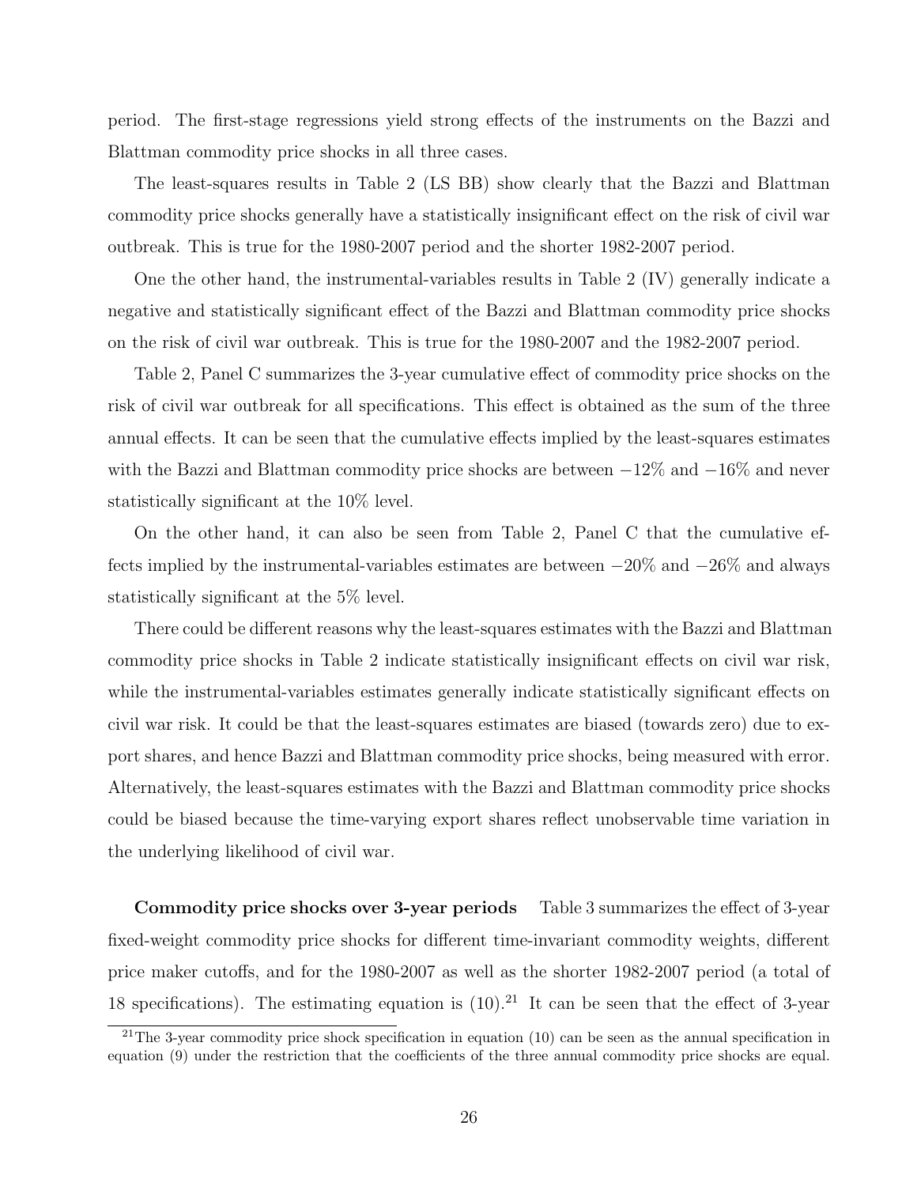period. The first-stage regressions yield strong effects of the instruments on the Bazzi and Blattman commodity price shocks in all three cases.

The least-squares results in Table 2 (LS BB) show clearly that the Bazzi and Blattman commodity price shocks generally have a statistically insignificant effect on the risk of civil war outbreak. This is true for the 1980-2007 period and the shorter 1982-2007 period.

One the other hand, the instrumental-variables results in Table 2 (IV) generally indicate a negative and statistically significant effect of the Bazzi and Blattman commodity price shocks on the risk of civil war outbreak. This is true for the 1980-2007 and the 1982-2007 period.

Table 2, Panel C summarizes the 3-year cumulative effect of commodity price shocks on the risk of civil war outbreak for all specifications. This effect is obtained as the sum of the three annual effects. It can be seen that the cumulative effects implied by the least-squares estimates with the Bazzi and Blattman commodity price shocks are between $-12\%$ and $-16\%$ and never statistically significant at the 10% level.

On the other hand, it can also be seen from Table 2, Panel C that the cumulative effects implied by the instrumental-variables estimates are between $-20\%$ and $-26\%$ and always statistically significant at the 5% level.

There could be different reasons why the least-squares estimates with the Bazzi and Blattman commodity price shocks in Table 2 indicate statistically insignificant effects on civil war risk, while the instrumental-variables estimates generally indicate statistically significant effects on civil war risk. It could be that the least-squares estimates are biased (towards zero) due to export shares, and hence Bazzi and Blattman commodity price shocks, being measured with error. Alternatively, the least-squares estimates with the Bazzi and Blattman commodity price shocks could be biased because the time-varying export shares reflect unobservable time variation in the underlying likelihood of civil war.

**Commodity price shocks over 3-year periods** Table 3 summarizes the effect of 3-year fixed-weight commodity price shocks for different time-invariant commodity weights, different price maker cutoffs, and for the 1980-2007 as well as the shorter 1982-2007 period (a total of 18 specifications). The estimating equation is (10).[21] It can be seen that the effect of 3-year

[21] The 3-year commodity price shock specification in equation (10) can be seen as the annual specification in equation (9) under the restriction that the coefficients of the three annual commodity price shocks are equal.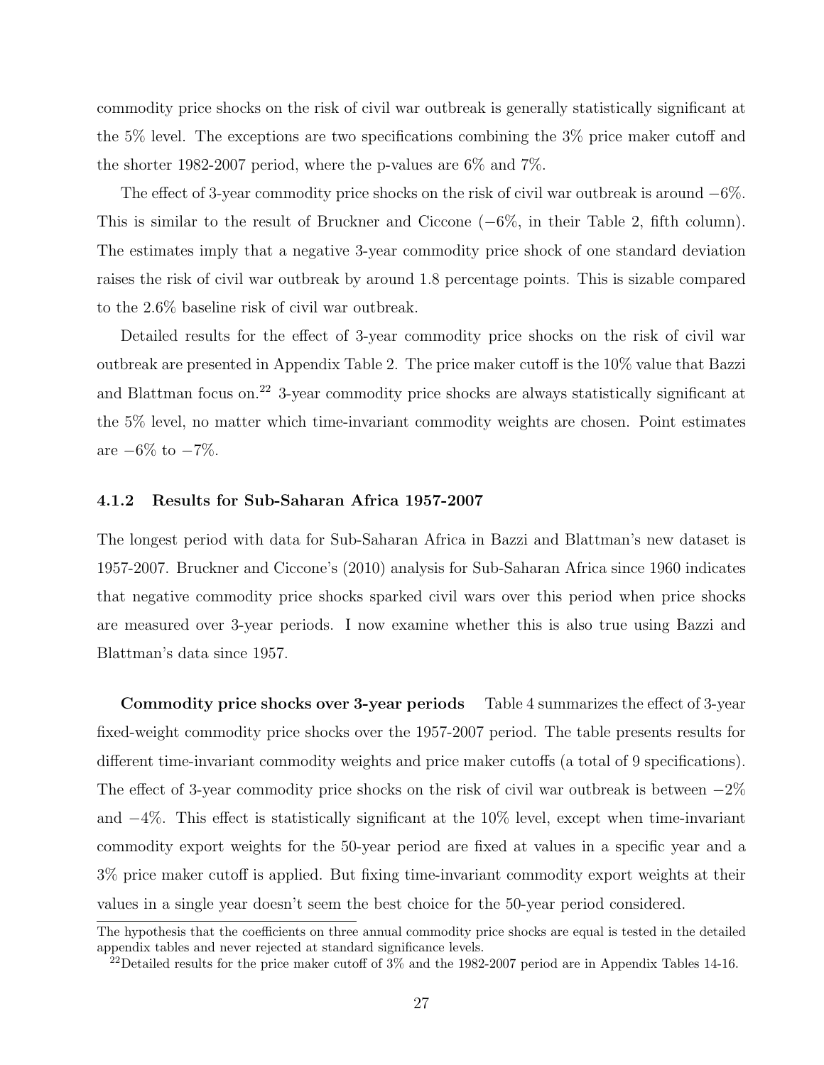commodity price shocks on the risk of civil war outbreak is generally statistically significant at the 5% level. The exceptions are two specifications combining the 3% price maker cutoff and the shorter 1982-2007 period, where the p-values are 6% and 7%.

The effect of 3-year commodity price shocks on the risk of civil war outbreak is around $-6\%$. This is similar to the result of Bruckner and Ciccone ($-6\%$, in their Table 2, fifth column). The estimates imply that a negative 3-year commodity price shock of one standard deviation raises the risk of civil war outbreak by around 1.8 percentage points. This is sizable compared to the 2.6% baseline risk of civil war outbreak.

Detailed results for the effect of 3-year commodity price shocks on the risk of civil war outbreak are presented in Appendix Table 2. The price maker cutoff is the 10% value that Bazzi and Blattman focus on.[22] 3-year commodity price shocks are always statistically significant at the 5% level, no matter which time-invariant commodity weights are chosen. Point estimates are $-6\%$ to $-7\%$.

### 4.1.2 Results for Sub-Saharan Africa 1957-2007

The longest period with data for Sub-Saharan Africa in Bazzi and Blattman's new dataset is 1957-2007. Bruckner and Ciccone's (2010) analysis for Sub-Saharan Africa since 1960 indicates that negative commodity price shocks sparked civil wars over this period when price shocks are measured over 3-year periods. I now examine whether this is also true using Bazzi and Blattman's data since 1957.

**Commodity price shocks over 3-year periods** Table 4 summarizes the effect of 3-year fixed-weight commodity price shocks over the 1957-2007 period. The table presents results for different time-invariant commodity weights and price maker cutoffs (a total of 9 specifications). The effect of 3-year commodity price shocks on the risk of civil war outbreak is between $-2\%$ and $-4\%$. This effect is statistically significant at the 10% level, except when time-invariant commodity export weights for the 50-year period are fixed at values in a specific year and a 3% price maker cutoff is applied. But fixing time-invariant commodity export weights at their values in a single year doesn't seem the best choice for the 50-year period considered.

The hypothesis that the coefficients on three annual commodity price shocks are equal is tested in the detailed appendix tables and never rejected at standard significance levels.

[22] Detailed results for the price maker cutoff of 3% and the 1982-2007 period are in Appendix Tables 14-16.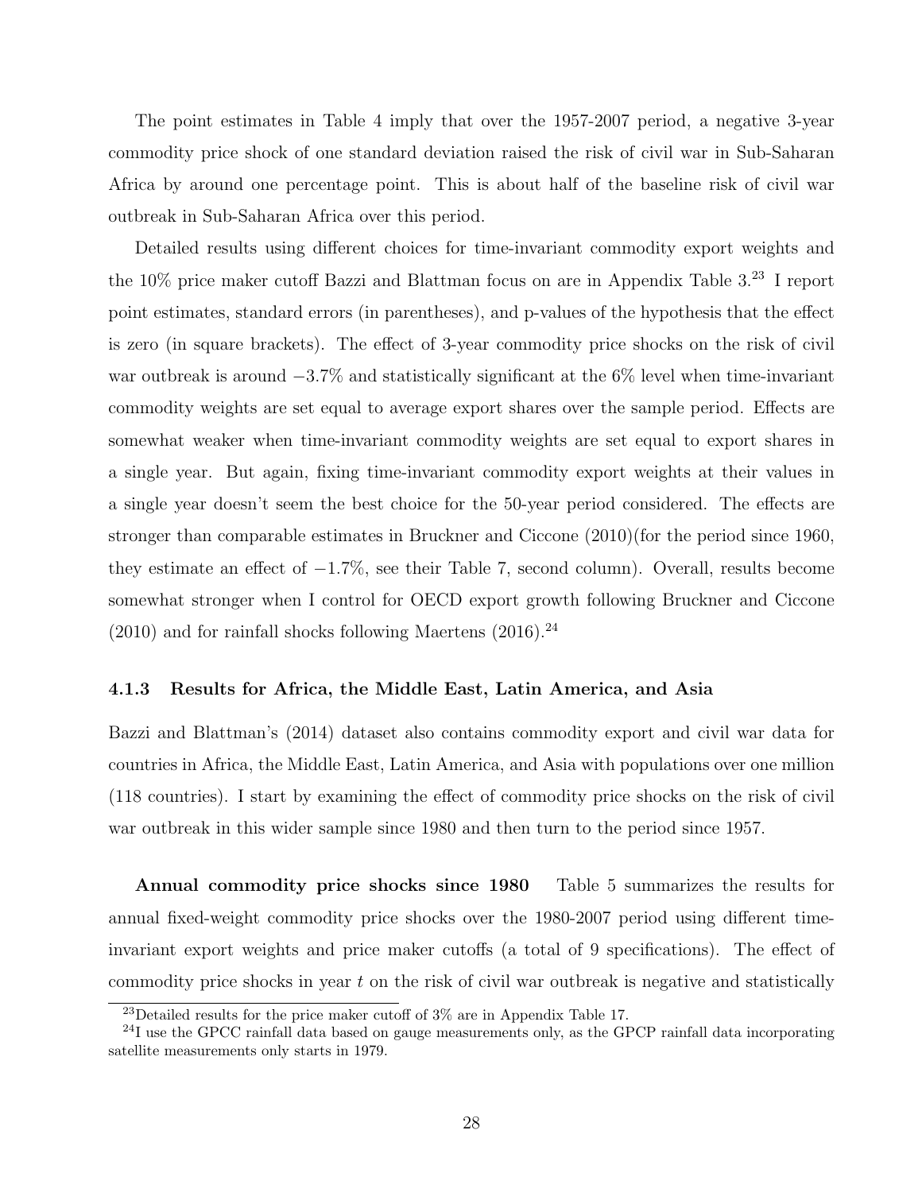The point estimates in Table 4 imply that over the 1957-2007 period, a negative 3-year commodity price shock of one standard deviation raised the risk of civil war in Sub-Saharan Africa by around one percentage point. This is about half of the baseline risk of civil war outbreak in Sub-Saharan Africa over this period.

Detailed results using different choices for time-invariant commodity export weights and the 10% price maker cutoff Bazzi and Blattman focus on are in Appendix Table 3.[23] I report point estimates, standard errors (in parentheses), and p-values of the hypothesis that the effect is zero (in square brackets). The effect of 3-year commodity price shocks on the risk of civil war outbreak is around $-3.7\%$ and statistically significant at the 6% level when time-invariant commodity weights are set equal to average export shares over the sample period. Effects are somewhat weaker when time-invariant commodity weights are set equal to export shares in a single year. But again, fixing time-invariant commodity export weights at their values in a single year doesn't seem the best choice for the 50-year period considered. The effects are stronger than comparable estimates in Bruckner and Ciccone (2010)(for the period since 1960, they estimate an effect of $-1.7\%$, see their Table 7, second column). Overall, results become somewhat stronger when I control for OECD export growth following Bruckner and Ciccone (2010) and for rainfall shocks following Maertens (2016).[24]

### 4.1.3 Results for Africa, the Middle East, Latin America, and Asia

Bazzi and Blattman's (2014) dataset also contains commodity export and civil war data for countries in Africa, the Middle East, Latin America, and Asia with populations over one million (118 countries). I start by examining the effect of commodity price shocks on the risk of civil war outbreak in this wider sample since 1980 and then turn to the period since 1957.

**Annual commodity price shocks since 1980** Table 5 summarizes the results for annual fixed-weight commodity price shocks over the 1980-2007 period using different time-invariant export weights and price maker cutoffs (a total of 9 specifications). The effect of commodity price shocks in year $t$ on the risk of civil war outbreak is negative and statistically

[23] Detailed results for the price maker cutoff of 3% are in Appendix Table 17.

[24] I use the GPCC rainfall data based on gauge measurements only, as the GPCP rainfall data incorporating satellite measurements only starts in 1979.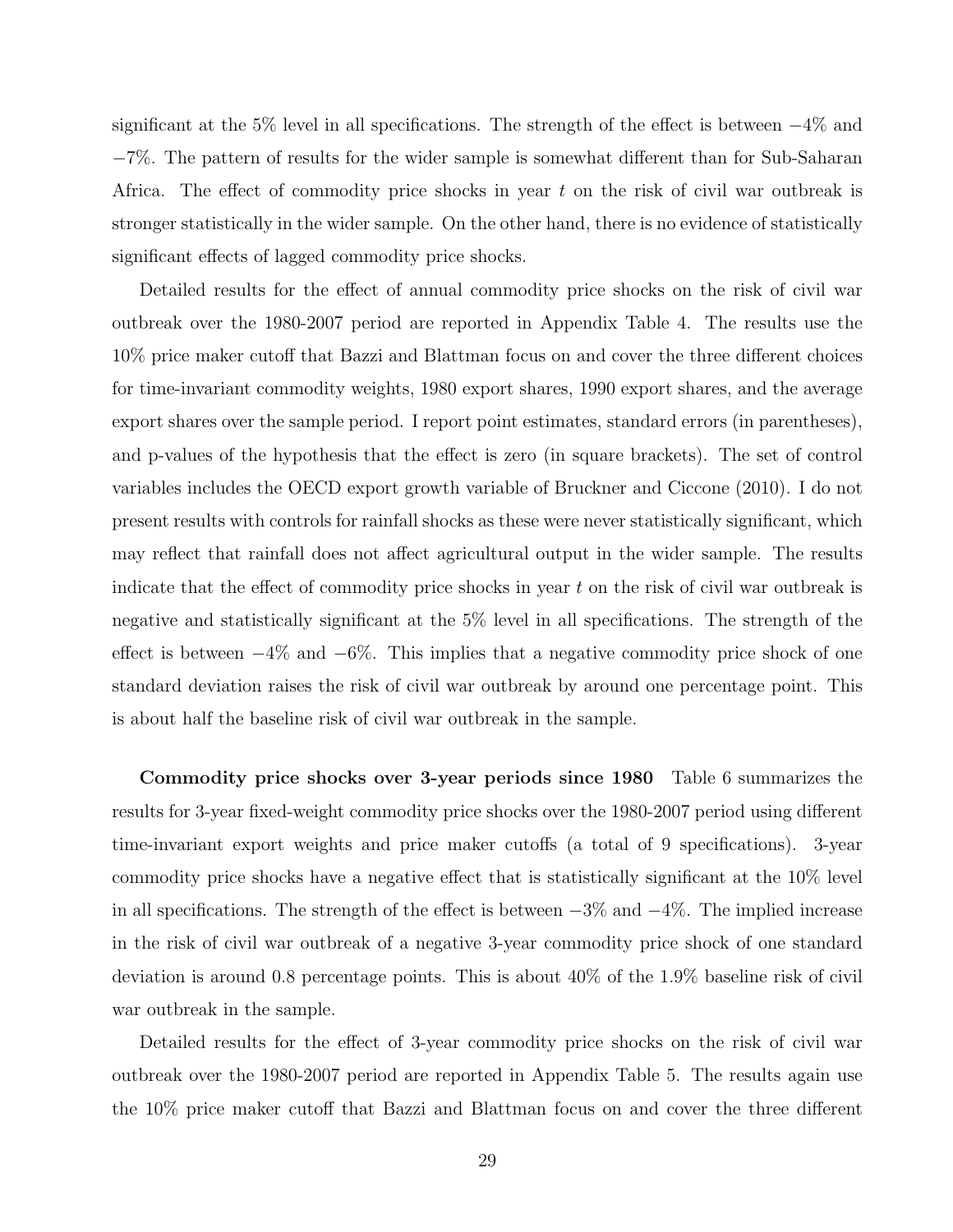significant at the 5% level in all specifications. The strength of the effect is between $-4\%$ and $-7\%$. The pattern of results for the wider sample is somewhat different than for Sub-Saharan Africa. The effect of commodity price shocks in year $t$ on the risk of civil war outbreak is stronger statistically in the wider sample. On the other hand, there is no evidence of statistically significant effects of lagged commodity price shocks.

Detailed results for the effect of annual commodity price shocks on the risk of civil war outbreak over the 1980-2007 period are reported in Appendix Table 4. The results use the 10% price maker cutoff that Bazzi and Blattman focus on and cover the three different choices for time-invariant commodity weights, 1980 export shares, 1990 export shares, and the average export shares over the sample period. I report point estimates, standard errors (in parentheses), and p-values of the hypothesis that the effect is zero (in square brackets). The set of control variables includes the OECD export growth variable of Bruckner and Ciccone (2010). I do not present results with controls for rainfall shocks as these were never statistically significant, which may reflect that rainfall does not affect agricultural output in the wider sample. The results indicate that the effect of commodity price shocks in year $t$ on the risk of civil war outbreak is negative and statistically significant at the 5% level in all specifications. The strength of the effect is between $-4\%$ and $-6\%$. This implies that a negative commodity price shock of one standard deviation raises the risk of civil war outbreak by around one percentage point. This is about half the baseline risk of civil war outbreak in the sample.

**Commodity price shocks over 3-year periods since 1980** Table 6 summarizes the results for 3-year fixed-weight commodity price shocks over the 1980-2007 period using different time-invariant export weights and price maker cutoffs (a total of 9 specifications). 3-year commodity price shocks have a negative effect that is statistically significant at the 10% level in all specifications. The strength of the effect is between $-3\%$ and $-4\%$. The implied increase in the risk of civil war outbreak of a negative 3-year commodity price shock of one standard deviation is around 0.8 percentage points. This is about 40% of the 1.9% baseline risk of civil war outbreak in the sample.

Detailed results for the effect of 3-year commodity price shocks on the risk of civil war outbreak over the 1980-2007 period are reported in Appendix Table 5. The results again use the 10% price maker cutoff that Bazzi and Blattman focus on and cover the three different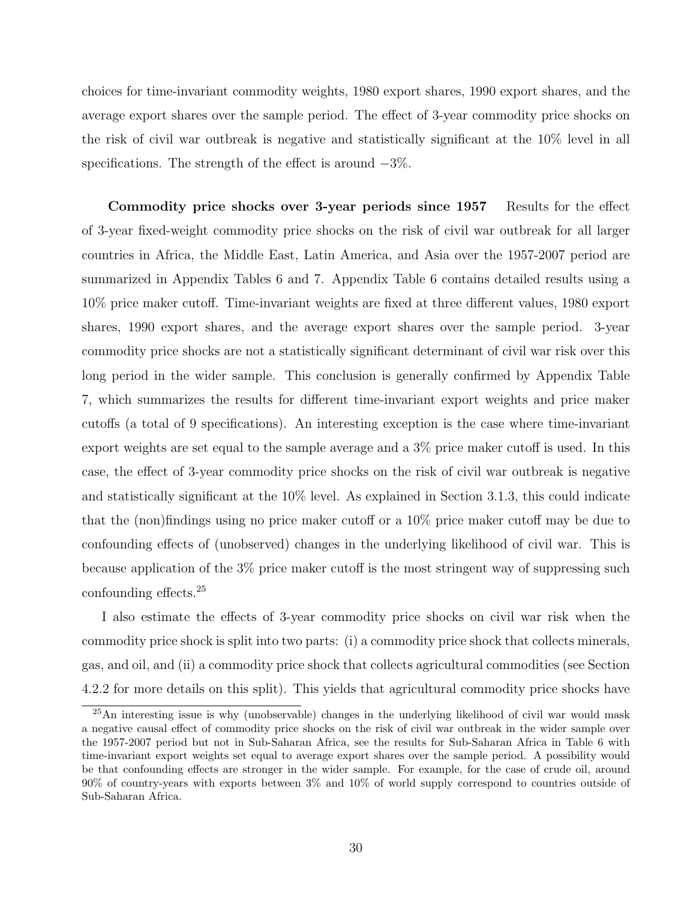choices for time-invariant commodity weights, 1980 export shares, 1990 export shares, and the average export shares over the sample period. The effect of 3-year commodity price shocks on the risk of civil war outbreak is negative and statistically significant at the 10% level in all specifications. The strength of the effect is around −3%.

**Commodity price shocks over 3-year periods since 1957** Results for the effect of 3-year fixed-weight commodity price shocks on the risk of civil war outbreak for all larger countries in Africa, the Middle East, Latin America, and Asia over the 1957-2007 period are summarized in Appendix Tables 6 and 7. Appendix Table 6 contains detailed results using a 10% price maker cutoff. Time-invariant weights are fixed at three different values, 1980 export shares, 1990 export shares, and the average export shares over the sample period. 3-year commodity price shocks are not a statistically significant determinant of civil war risk over this long period in the wider sample. This conclusion is generally confirmed by Appendix Table 7, which summarizes the results for different time-invariant export weights and price maker cutoffs (a total of 9 specifications). An interesting exception is the case where time-invariant export weights are set equal to the sample average and a 3% price maker cutoff is used. In this case, the effect of 3-year commodity price shocks on the risk of civil war outbreak is negative and statistically significant at the 10% level. As explained in Section 3.1.3, this could indicate that the (non)findings using no price maker cutoff or a 10% price maker cutoff may be due to confounding effects of (unobserved) changes in the underlying likelihood of civil war. This is because application of the 3% price maker cutoff is the most stringent way of suppressing such confounding effects.[25]

I also estimate the effects of 3-year commodity price shocks on civil war risk when the commodity price shock is split into two parts: (i) a commodity price shock that collects minerals, gas, and oil, and (ii) a commodity price shock that collects agricultural commodities (see Section 4.2.2 for more details on this split). This yields that agricultural commodity price shocks have

[25] An interesting issue is why (unobservable) changes in the underlying likelihood of civil war would mask a negative causal effect of commodity price shocks on the risk of civil war outbreak in the wider sample over the 1957-2007 period but not in Sub-Saharan Africa, see the results for Sub-Saharan Africa in Table 6 with time-invariant export weights set equal to average export shares over the sample period. A possibility would be that confounding effects are stronger in the wider sample. For example, for the case of crude oil, around 90% of country-years with exports between 3% and 10% of world supply correspond to countries outside of Sub-Saharan Africa.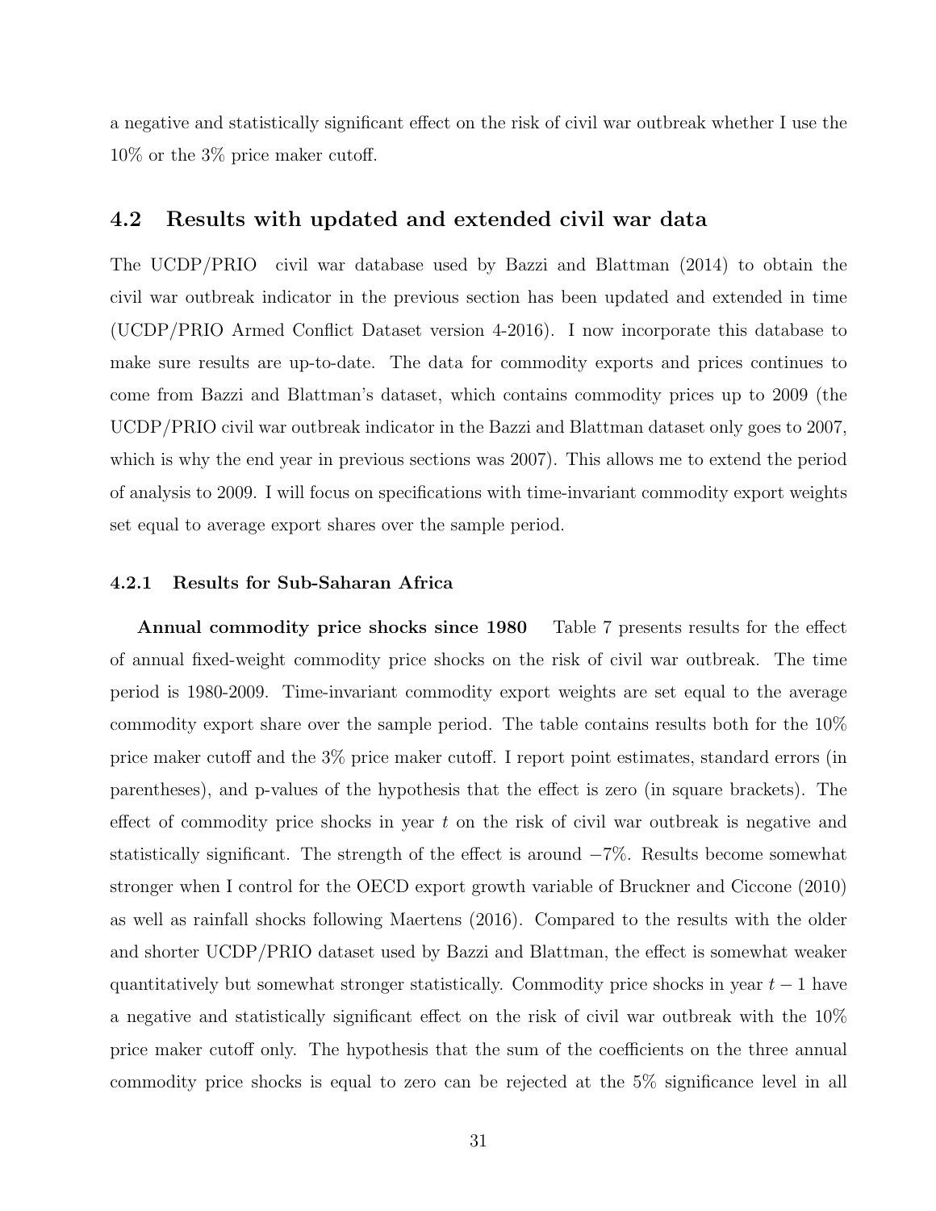a negative and statistically significant effect on the risk of civil war outbreak whether I use the 10% or the 3% price maker cutoff.

## 4.2 Results with updated and extended civil war data

The UCDP/PRIO civil war database used by Bazzi and Blattman (2014) to obtain the civil war outbreak indicator in the previous section has been updated and extended in time (UCDP/PRIO Armed Conflict Dataset version 4-2016). I now incorporate this database to make sure results are up-to-date. The data for commodity exports and prices continues to come from Bazzi and Blattman's dataset, which contains commodity prices up to 2009 (the UCDP/PRIO civil war outbreak indicator in the Bazzi and Blattman dataset only goes to 2007, which is why the end year in previous sections was 2007). This allows me to extend the period of analysis to 2009. I will focus on specifications with time-invariant commodity export weights set equal to average export shares over the sample period.

### 4.2.1 Results for Sub-Saharan Africa

**Annual commodity price shocks since 1980** Table 7 presents results for the effect of annual fixed-weight commodity price shocks on the risk of civil war outbreak. The time period is 1980-2009. Time-invariant commodity export weights are set equal to the average commodity export share over the sample period. The table contains results both for the 10% price maker cutoff and the 3% price maker cutoff. I report point estimates, standard errors (in parentheses), and p-values of the hypothesis that the effect is zero (in square brackets). The effect of commodity price shocks in year $t$ on the risk of civil war outbreak is negative and statistically significant. The strength of the effect is around $-7\%$. Results become somewhat stronger when I control for the OECD export growth variable of Bruckner and Ciccone (2010) as well as rainfall shocks following Maertens (2016). Compared to the results with the older and shorter UCDP/PRIO dataset used by Bazzi and Blattman, the effect is somewhat weaker quantitatively but somewhat stronger statistically. Commodity price shocks in year $t-1$ have a negative and statistically significant effect on the risk of civil war outbreak with the 10% price maker cutoff only. The hypothesis that the sum of the coefficients on the three annual commodity price shocks is equal to zero can be rejected at the 5% significance level in all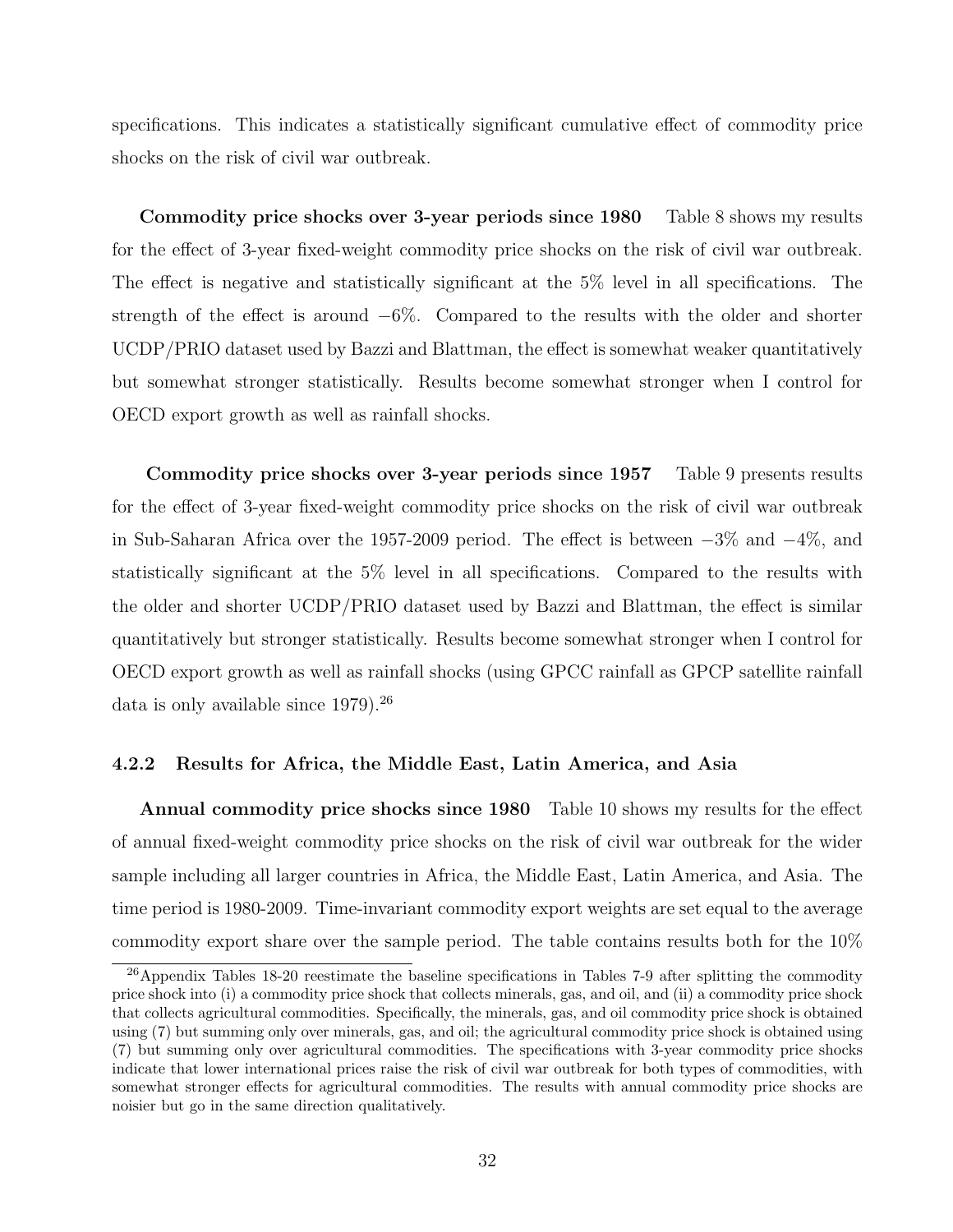specifications. This indicates a statistically significant cumulative effect of commodity price shocks on the risk of civil war outbreak.

**Commodity price shocks over 3-year periods since 1980** Table 8 shows my results for the effect of 3-year fixed-weight commodity price shocks on the risk of civil war outbreak. The effect is negative and statistically significant at the 5% level in all specifications. The strength of the effect is around $-6\%$. Compared to the results with the older and shorter UCDP/PRIO dataset used by Bazzi and Blattman, the effect is somewhat weaker quantitatively but somewhat stronger statistically. Results become somewhat stronger when I control for OECD export growth as well as rainfall shocks.

**Commodity price shocks over 3-year periods since 1957** Table 9 presents results for the effect of 3-year fixed-weight commodity price shocks on the risk of civil war outbreak in Sub-Saharan Africa over the 1957-2009 period. The effect is between $-3\%$ and $-4\%$, and statistically significant at the 5% level in all specifications. Compared to the results with the older and shorter UCDP/PRIO dataset used by Bazzi and Blattman, the effect is similar quantitatively but stronger statistically. Results become somewhat stronger when I control for OECD export growth as well as rainfall shocks (using GPCC rainfall as GPCP satellite rainfall data is only available since 1979).[26]

### 4.2.2 Results for Africa, the Middle East, Latin America, and Asia

**Annual commodity price shocks since 1980** Table 10 shows my results for the effect of annual fixed-weight commodity price shocks on the risk of civil war outbreak for the wider sample including all larger countries in Africa, the Middle East, Latin America, and Asia. The time period is 1980-2009. Time-invariant commodity export weights are set equal to the average commodity export share over the sample period. The table contains results both for the 10%

[26] Appendix Tables 18-20 reestimate the baseline specifications in Tables 7-9 after splitting the commodity price shock into (i) a commodity price shock that collects minerals, gas, and oil, and (ii) a commodity price shock that collects agricultural commodities. Specifically, the minerals, gas, and oil commodity price shock is obtained using (7) but summing only over minerals, gas, and oil; the agricultural commodity price shock is obtained using (7) but summing only over agricultural commodities. The specifications with 3-year commodity price shocks indicate that lower international prices raise the risk of civil war outbreak for both types of commodities, with somewhat stronger effects for agricultural commodities. The results with annual commodity price shocks are noisier but go in the same direction qualitatively.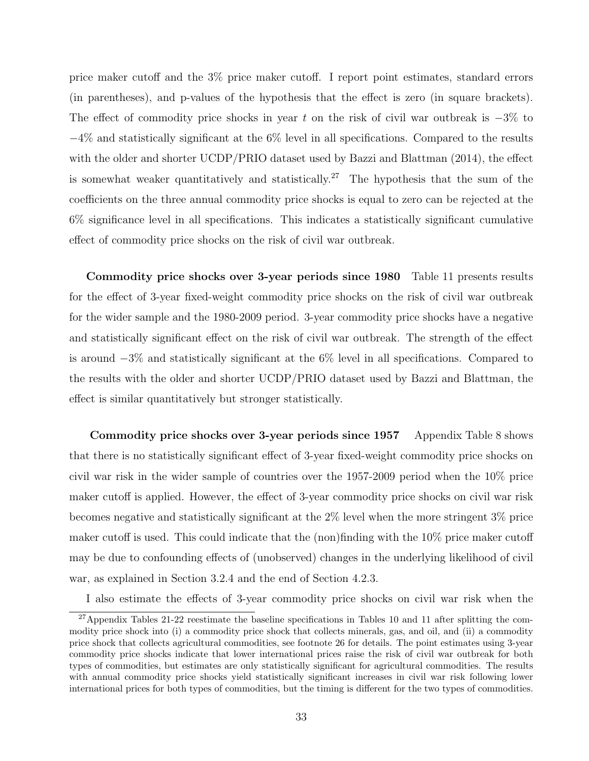price maker cutoff and the 3% price maker cutoff. I report point estimates, standard errors (in parentheses), and p-values of the hypothesis that the effect is zero (in square brackets). The effect of commodity price shocks in year $t$ on the risk of civil war outbreak is $-3\%$ to $-4\%$ and statistically significant at the 6% level in all specifications. Compared to the results with the older and shorter UCDP/PRIO dataset used by Bazzi and Blattman (2014), the effect is somewhat weaker quantitatively and statistically.[27] The hypothesis that the sum of the coefficients on the three annual commodity price shocks is equal to zero can be rejected at the 6% significance level in all specifications. This indicates a statistically significant cumulative effect of commodity price shocks on the risk of civil war outbreak.

**Commodity price shocks over 3-year periods since 1980** Table 11 presents results for the effect of 3-year fixed-weight commodity price shocks on the risk of civil war outbreak for the wider sample and the 1980-2009 period. 3-year commodity price shocks have a negative and statistically significant effect on the risk of civil war outbreak. The strength of the effect is around $-3\%$ and statistically significant at the 6% level in all specifications. Compared to the results with the older and shorter UCDP/PRIO dataset used by Bazzi and Blattman, the effect is similar quantitatively but stronger statistically.

**Commodity price shocks over 3-year periods since 1957** Appendix Table 8 shows that there is no statistically significant effect of 3-year fixed-weight commodity price shocks on civil war risk in the wider sample of countries over the 1957-2009 period when the 10% price maker cutoff is applied. However, the effect of 3-year commodity price shocks on civil war risk becomes negative and statistically significant at the 2% level when the more stringent 3% price maker cutoff is used. This could indicate that the (non)finding with the 10% price maker cutoff may be due to confounding effects of (unobserved) changes in the underlying likelihood of civil war, as explained in Section 3.2.4 and the end of Section 4.2.3.

I also estimate the effects of 3-year commodity price shocks on civil war risk when the

[27] Appendix Tables 21-22 reestimate the baseline specifications in Tables 10 and 11 after splitting the commodity price shock into (i) a commodity price shock that collects minerals, gas, and oil, and (ii) a commodity price shock that collects agricultural commodities, see footnote 26 for details. The point estimates using 3-year commodity price shocks indicate that lower international prices raise the risk of civil war outbreak for both types of commodities, but estimates are only statistically significant for agricultural commodities. The results with annual commodity price shocks yield statistically significant increases in civil war risk following lower international prices for both types of commodities, but the timing is different for the two types of commodities.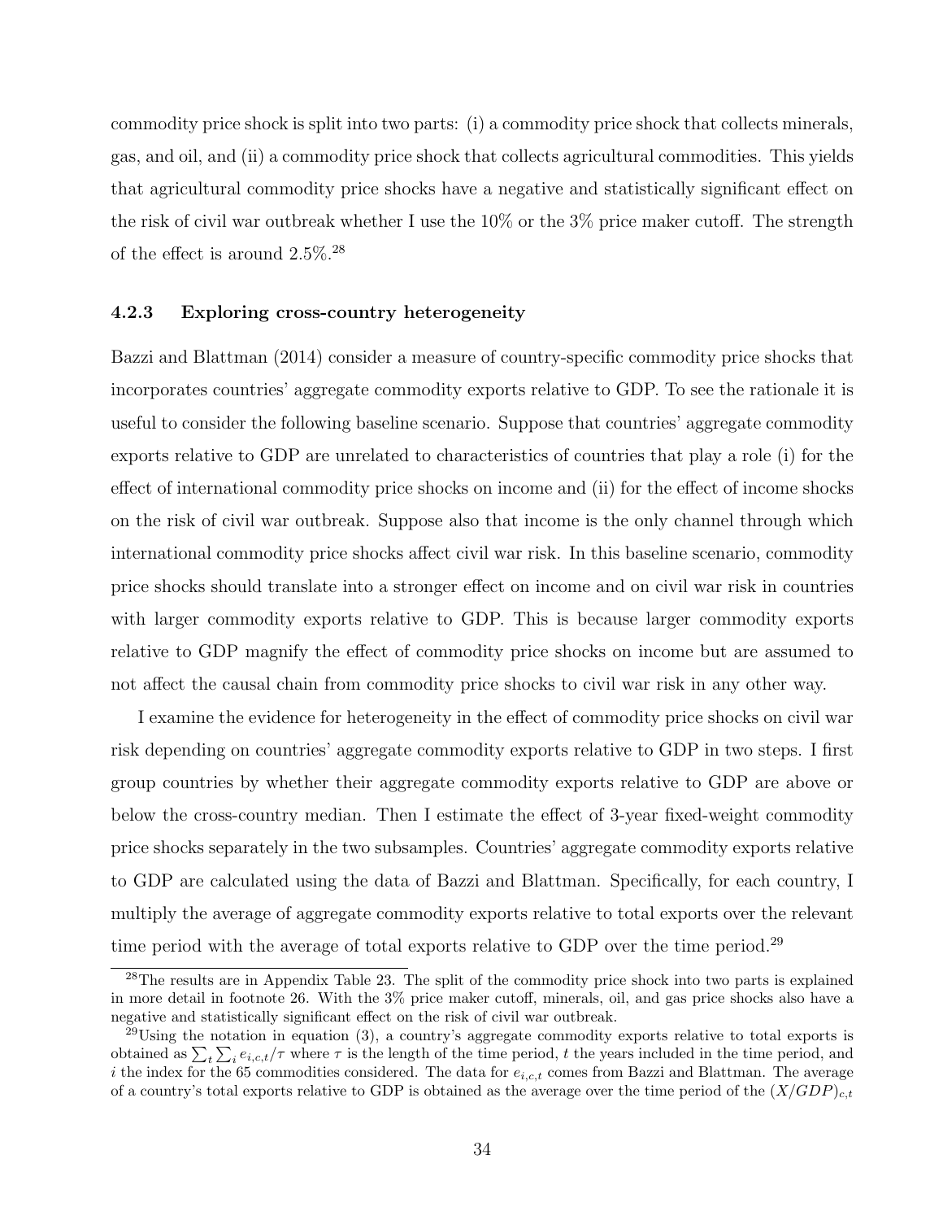commodity price shock is split into two parts: (i) a commodity price shock that collects minerals, gas, and oil, and (ii) a commodity price shock that collects agricultural commodities. This yields that agricultural commodity price shocks have a negative and statistically significant effect on the risk of civil war outbreak whether I use the 10% or the 3% price maker cutoff. The strength of the effect is around 2.5%.[28]

#### 4.2.3 Exploring cross-country heterogeneity

Bazzi and Blattman (2014) consider a measure of country-specific commodity price shocks that incorporates countries' aggregate commodity exports relative to GDP. To see the rationale it is useful to consider the following baseline scenario. Suppose that countries' aggregate commodity exports relative to GDP are unrelated to characteristics of countries that play a role (i) for the effect of international commodity price shocks on income and (ii) for the effect of income shocks on the risk of civil war outbreak. Suppose also that income is the only channel through which international commodity price shocks affect civil war risk. In this baseline scenario, commodity price shocks should translate into a stronger effect on income and on civil war risk in countries with larger commodity exports relative to GDP. This is because larger commodity exports relative to GDP magnify the effect of commodity price shocks on income but are assumed to not affect the causal chain from commodity price shocks to civil war risk in any other way.

I examine the evidence for heterogeneity in the effect of commodity price shocks on civil war risk depending on countries' aggregate commodity exports relative to GDP in two steps. I first group countries by whether their aggregate commodity exports relative to GDP are above or below the cross-country median. Then I estimate the effect of 3-year fixed-weight commodity price shocks separately in the two subsamples. Countries' aggregate commodity exports relative to GDP are calculated using the data of Bazzi and Blattman. Specifically, for each country, I multiply the average of aggregate commodity exports relative to total exports over the relevant time period with the average of total exports relative to GDP over the time period.[29]

---

[28]The results are in Appendix Table 23. The split of the commodity price shock into two parts is explained in more detail in footnote 26. With the 3% price maker cutoff, minerals, oil, and gas price shocks also have a negative and statistically significant effect on the risk of civil war outbreak.

[29]Using the notation in equation (3), a country's aggregate commodity exports relative to total exports is obtained as $\sum_t \sum_i e_{i,c,t}/\tau$ where $\tau$ is the length of the time period, $t$ the years included in the time period, and $i$ the index for the 65 commodities considered. The data for $e_{i,c,t}$ comes from Bazzi and Blattman. The average of a country's total exports relative to GDP is obtained as the average over the time period of the $(X/GDP)_{c,t}$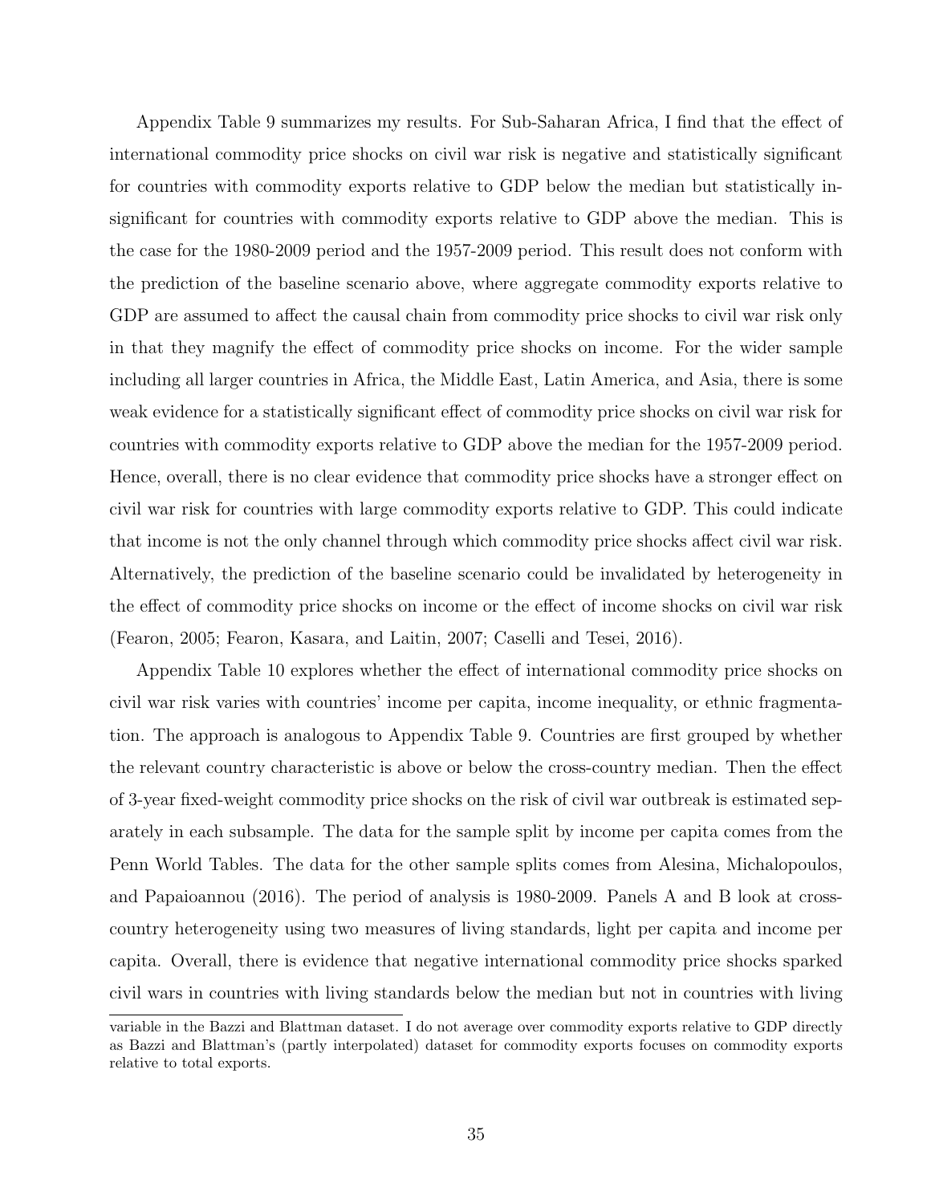Appendix Table 9 summarizes my results. For Sub-Saharan Africa, I find that the effect of international commodity price shocks on civil war risk is negative and statistically significant for countries with commodity exports relative to GDP below the median but statistically insignificant for countries with commodity exports relative to GDP above the median. This is the case for the 1980-2009 period and the 1957-2009 period. This result does not conform with the prediction of the baseline scenario above, where aggregate commodity exports relative to GDP are assumed to affect the causal chain from commodity price shocks to civil war risk only in that they magnify the effect of commodity price shocks on income. For the wider sample including all larger countries in Africa, the Middle East, Latin America, and Asia, there is some weak evidence for a statistically significant effect of commodity price shocks on civil war risk for countries with commodity exports relative to GDP above the median for the 1957-2009 period. Hence, overall, there is no clear evidence that commodity price shocks have a stronger effect on civil war risk for countries with large commodity exports relative to GDP. This could indicate that income is not the only channel through which commodity price shocks affect civil war risk. Alternatively, the prediction of the baseline scenario could be invalidated by heterogeneity in the effect of commodity price shocks on income or the effect of income shocks on civil war risk (Fearon, 2005; Fearon, Kasara, and Laitin, 2007; Caselli and Tesei, 2016).

Appendix Table 10 explores whether the effect of international commodity price shocks on civil war risk varies with countries' income per capita, income inequality, or ethnic fragmentation. The approach is analogous to Appendix Table 9. Countries are first grouped by whether the relevant country characteristic is above or below the cross-country median. Then the effect of 3-year fixed-weight commodity price shocks on the risk of civil war outbreak is estimated separately in each subsample. The data for the sample split by income per capita comes from the Penn World Tables. The data for the other sample splits comes from Alesina, Michalopoulos, and Papaioannou (2016). The period of analysis is 1980-2009. Panels A and B look at cross-country heterogeneity using two measures of living standards, light per capita and income per capita. Overall, there is evidence that negative international commodity price shocks sparked civil wars in countries with living standards below the median but not in countries with living

variable in the Bazzi and Blattman dataset. I do not average over commodity exports relative to GDP directly as Bazzi and Blattman's (partly interpolated) dataset for commodity exports focuses on commodity exports relative to total exports.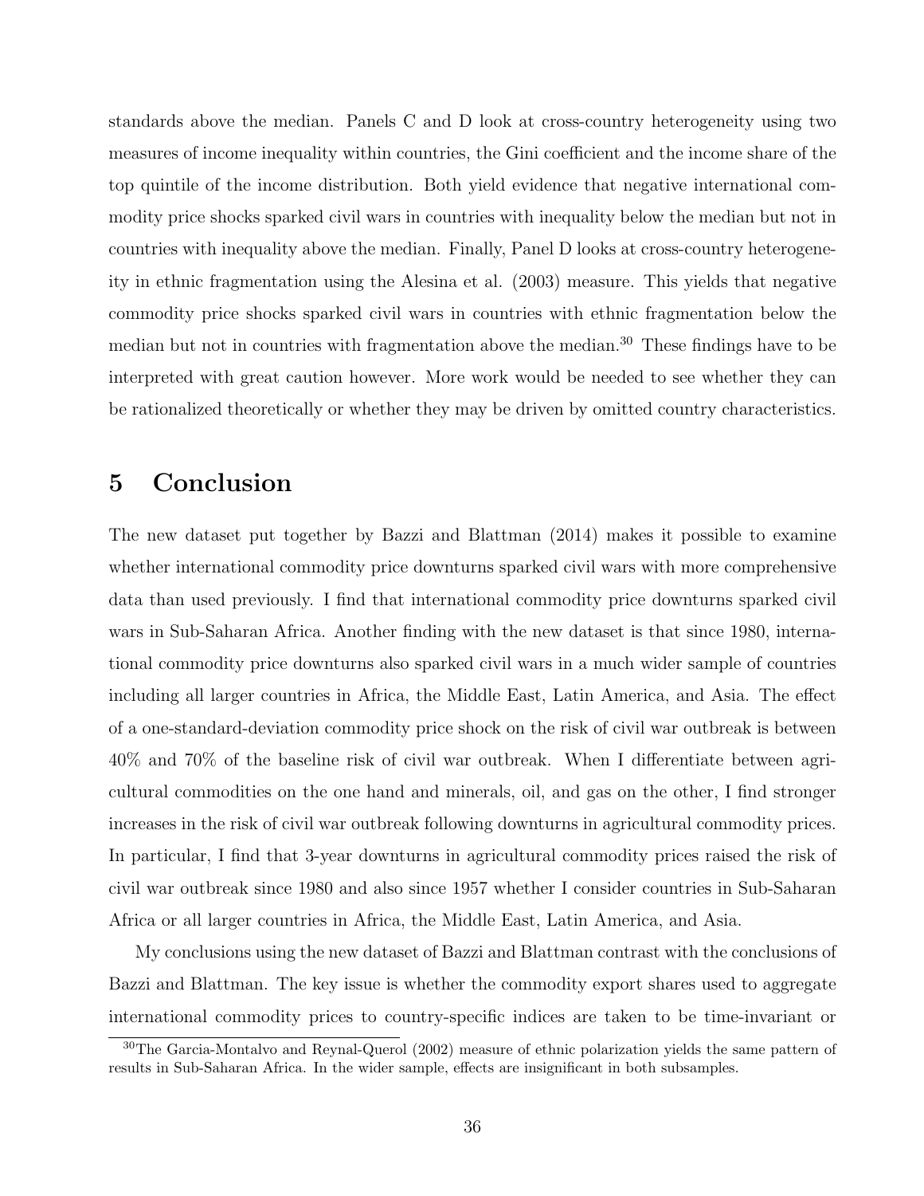standards above the median. Panels C and D look at cross-country heterogeneity using two measures of income inequality within countries, the Gini coefficient and the income share of the top quintile of the income distribution. Both yield evidence that negative international commodity price shocks sparked civil wars in countries with inequality below the median but not in countries with inequality above the median. Finally, Panel D looks at cross-country heterogeneity in ethnic fragmentation using the Alesina et al. (2003) measure. This yields that negative commodity price shocks sparked civil wars in countries with ethnic fragmentation below the median but not in countries with fragmentation above the median.[30] These findings have to be interpreted with great caution however. More work would be needed to see whether they can be rationalized theoretically or whether they may be driven by omitted country characteristics.

# 5 Conclusion

The new dataset put together by Bazzi and Blattman (2014) makes it possible to examine whether international commodity price downturns sparked civil wars with more comprehensive data than used previously. I find that international commodity price downturns sparked civil wars in Sub-Saharan Africa. Another finding with the new dataset is that since 1980, international commodity price downturns also sparked civil wars in a much wider sample of countries including all larger countries in Africa, the Middle East, Latin America, and Asia. The effect of a one-standard-deviation commodity price shock on the risk of civil war outbreak is between 40% and 70% of the baseline risk of civil war outbreak. When I differentiate between agricultural commodities on the one hand and minerals, oil, and gas on the other, I find stronger increases in the risk of civil war outbreak following downturns in agricultural commodity prices. In particular, I find that 3-year downturns in agricultural commodity prices raised the risk of civil war outbreak since 1980 and also since 1957 whether I consider countries in Sub-Saharan Africa or all larger countries in Africa, the Middle East, Latin America, and Asia.

My conclusions using the new dataset of Bazzi and Blattman contrast with the conclusions of Bazzi and Blattman. The key issue is whether the commodity export shares used to aggregate international commodity prices to country-specific indices are taken to be time-invariant or

[30]The Garcia-Montalvo and Reynal-Querol (2002) measure of ethnic polarization yields the same pattern of results in Sub-Saharan Africa. In the wider sample, effects are insignificant in both subsamples.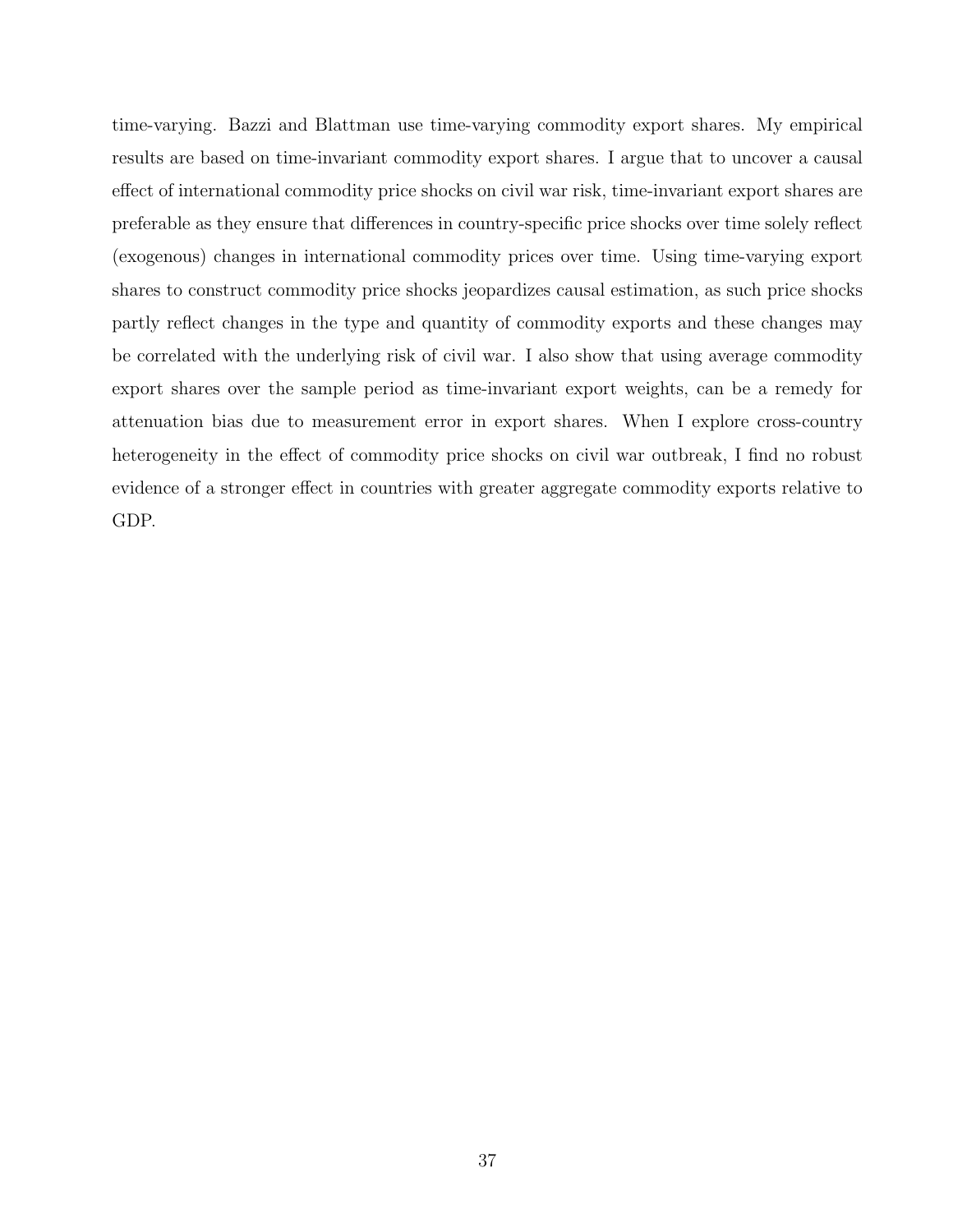time-varying. Bazzi and Blattman use time-varying commodity export shares. My empirical results are based on time-invariant commodity export shares. I argue that to uncover a causal effect of international commodity price shocks on civil war risk, time-invariant export shares are preferable as they ensure that differences in country-specific price shocks over time solely reflect (exogenous) changes in international commodity prices over time. Using time-varying export shares to construct commodity price shocks jeopardizes causal estimation, as such price shocks partly reflect changes in the type and quantity of commodity exports and these changes may be correlated with the underlying risk of civil war. I also show that using average commodity export shares over the sample period as time-invariant export weights, can be a remedy for attenuation bias due to measurement error in export shares. When I explore cross-country heterogeneity in the effect of commodity price shocks on civil war outbreak, I find no robust evidence of a stronger effect in countries with greater aggregate commodity exports relative to GDP.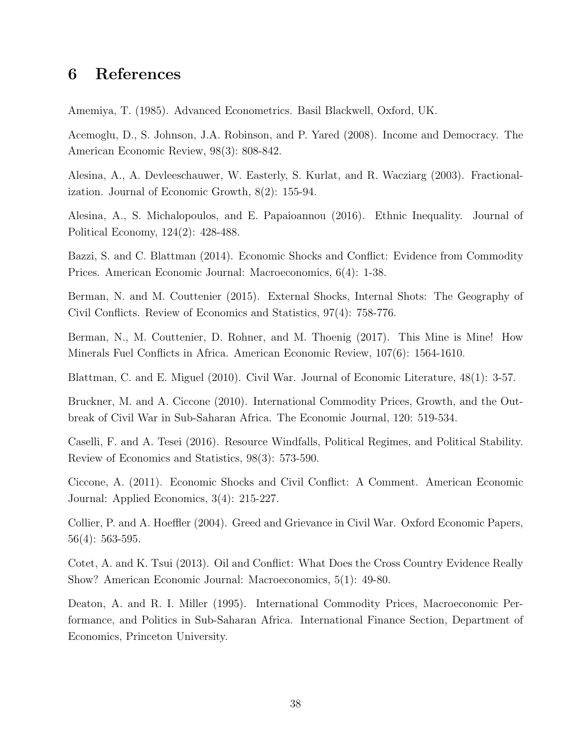# 6 References

Amemiya, T. (1985). Advanced Econometrics. Basil Blackwell, Oxford, UK.

Acemoglu, D., S. Johnson, J.A. Robinson, and P. Yared (2008). Income and Democracy. The American Economic Review, 98(3): 808-842.

Alesina, A., A. Devleeschauwer, W. Easterly, S. Kurlat, and R. Wacziarg (2003). Fractionalization. Journal of Economic Growth, 8(2): 155-94.

Alesina, A., S. Michalopoulos, and E. Papaioannou (2016). Ethnic Inequality. Journal of Political Economy, 124(2): 428-488.

Bazzi, S. and C. Blattman (2014). Economic Shocks and Conflict: Evidence from Commodity Prices. American Economic Journal: Macroeconomics, 6(4): 1-38.

Berman, N. and M. Couttenier (2015). External Shocks, Internal Shots: The Geography of Civil Conflicts. Review of Economics and Statistics, 97(4): 758-776.

Berman, N., M. Couttenier, D. Rohner, and M. Thoenig (2017). This Mine is Mine! How Minerals Fuel Conflicts in Africa. American Economic Review, 107(6): 1564-1610.

Blattman, C. and E. Miguel (2010). Civil War. Journal of Economic Literature, 48(1): 3-57.

Bruckner, M. and A. Ciccone (2010). International Commodity Prices, Growth, and the Outbreak of Civil War in Sub-Saharan Africa. The Economic Journal, 120: 519-534.

Caselli, F. and A. Tesei (2016). Resource Windfalls, Political Regimes, and Political Stability. Review of Economics and Statistics, 98(3): 573-590.

Ciccone, A. (2011). Economic Shocks and Civil Conflict: A Comment. American Economic Journal: Applied Economics, 3(4): 215-227.

Collier, P. and A. Hoeffler (2004). Greed and Grievance in Civil War. Oxford Economic Papers, 56(4): 563-595.

Cotet, A. and K. Tsui (2013). Oil and Conflict: What Does the Cross Country Evidence Really Show? American Economic Journal: Macroeconomics, 5(1): 49-80.

Deaton, A. and R. I. Miller (1995). International Commodity Prices, Macroeconomic Performance, and Politics in Sub-Saharan Africa. International Finance Section, Department of Economics, Princeton University.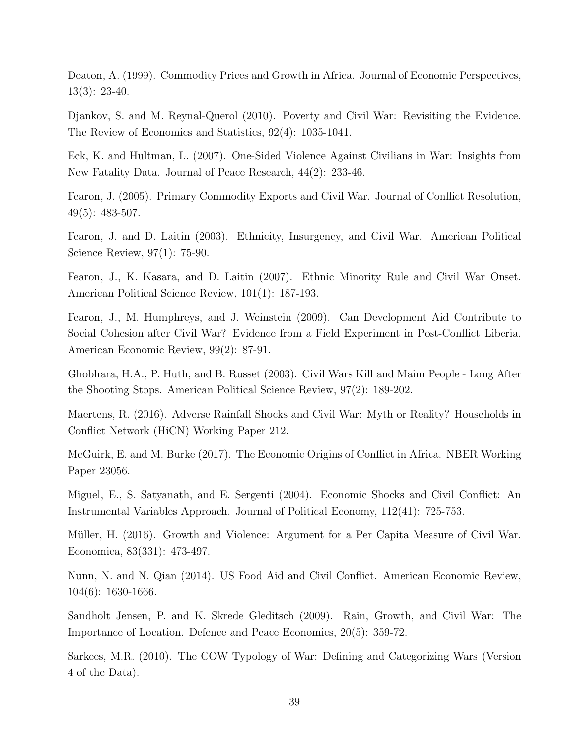Deaton, A. (1999). Commodity Prices and Growth in Africa. Journal of Economic Perspectives, 13(3): 23-40.

Djankov, S. and M. Reynal-Querol (2010). Poverty and Civil War: Revisiting the Evidence. The Review of Economics and Statistics, 92(4): 1035-1041.

Eck, K. and Hultman, L. (2007). One-Sided Violence Against Civilians in War: Insights from New Fatality Data. Journal of Peace Research, 44(2): 233-46.

Fearon, J. (2005). Primary Commodity Exports and Civil War. Journal of Conflict Resolution, 49(5): 483-507.

Fearon, J. and D. Laitin (2003). Ethnicity, Insurgency, and Civil War. American Political Science Review, 97(1): 75-90.

Fearon, J., K. Kasara, and D. Laitin (2007). Ethnic Minority Rule and Civil War Onset. American Political Science Review, 101(1): 187-193.

Fearon, J., M. Humphreys, and J. Weinstein (2009). Can Development Aid Contribute to Social Cohesion after Civil War? Evidence from a Field Experiment in Post-Conflict Liberia. American Economic Review, 99(2): 87-91.

Ghobhara, H.A., P. Huth, and B. Russet (2003). Civil Wars Kill and Maim People - Long After the Shooting Stops. American Political Science Review, 97(2): 189-202.

Maertens, R. (2016). Adverse Rainfall Shocks and Civil War: Myth or Reality? Households in Conflict Network (HiCN) Working Paper 212.

McGuirk, E. and M. Burke (2017). The Economic Origins of Conflict in Africa. NBER Working Paper 23056.

Miguel, E., S. Satyanath, and E. Sergenti (2004). Economic Shocks and Civil Conflict: An Instrumental Variables Approach. Journal of Political Economy, 112(41): 725-753.

Müller, H. (2016). Growth and Violence: Argument for a Per Capita Measure of Civil War. Economica, 83(331): 473-497.

Nunn, N. and N. Qian (2014). US Food Aid and Civil Conflict. American Economic Review, 104(6): 1630-1666.

Sandholt Jensen, P. and K. Skrede Gleditsch (2009). Rain, Growth, and Civil War: The Importance of Location. Defence and Peace Economics, 20(5): 359-72.

Sarkees, M.R. (2010). The COW Typology of War: Defining and Categorizing Wars (Version 4 of the Data).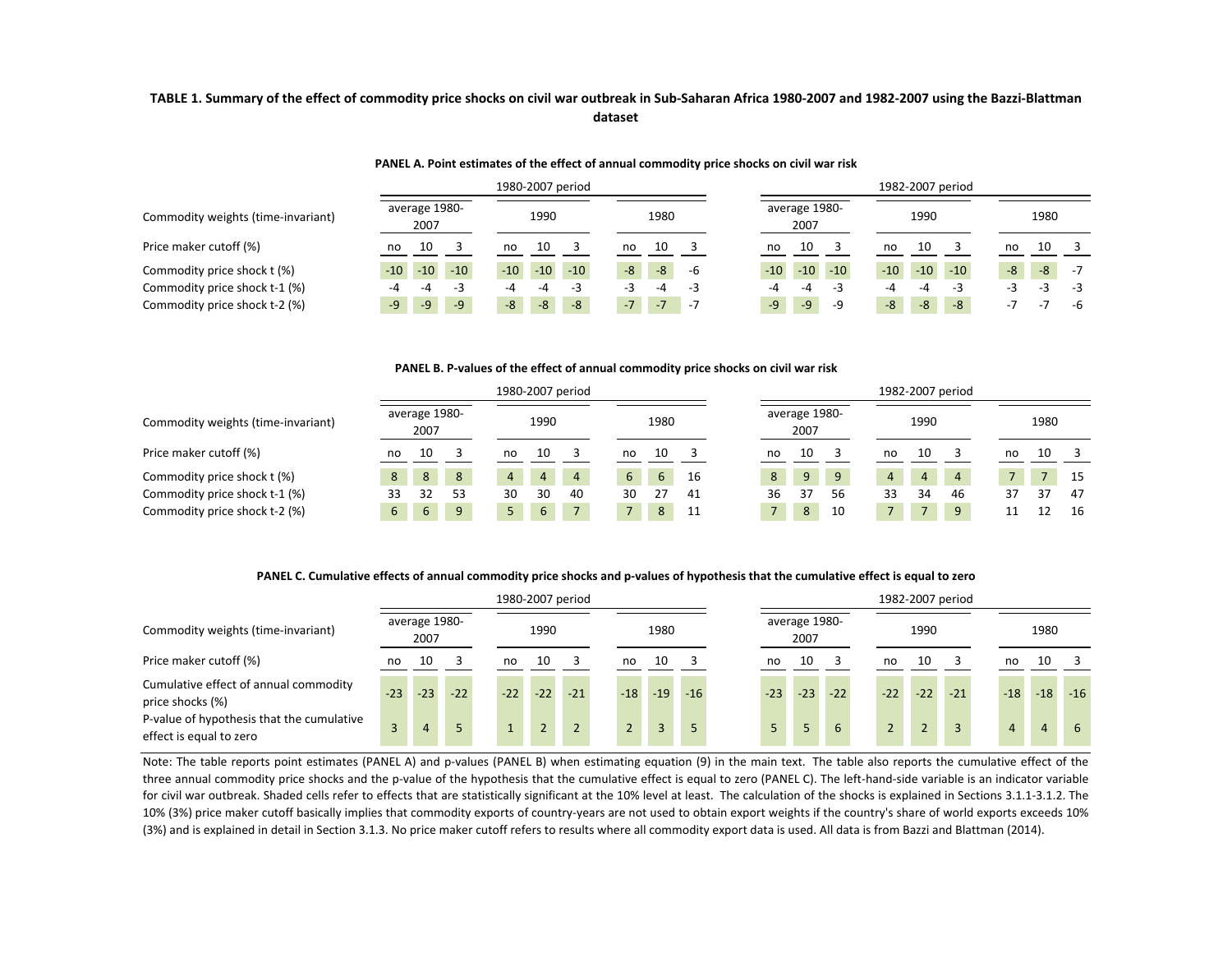**TABLE 1. Summary of the effect of commodity price shocks on civil war outbreak in Sub-Saharan Africa 1980-2007 and 1982-2007 using the Bazzi-Blattman dataset**

**PANEL A. Point estimates of the effect of annual commodity price shocks on civil war risk**

| | 1980-2007 period | | | | | | | | | 1982-2007 period | | | | | | | | |
|---|---|---|---|---|---|---|---|---|---|---|---|---|---|---|---|---|---|---|
| Commodity weights (time-invariant) | average 1980-2007 | | | 1990 | | | 1980 | | | average 1980-2007 | | | 1990 | | | 1980 | | |
| Price maker cutoff (%) | no | 10 | 3 | no | 10 | 3 | no | 10 | 3 | no | 10 | 3 | no | 10 | 3 | no | 10 | 3 |
| Commodity price shock t (%) | -10 | -10 | -10 | -10 | -10 | -10 | -8 | -8 | -6 | -10 | -10 | -10 | -10 | -10 | -10 | -8 | -8 | -7 |
| Commodity price shock t-1 (%) | -4 | -4 | -3 | -4 | -4 | -3 | -3 | -4 | -3 | -4 | -4 | -3 | -4 | -4 | -3 | -3 | -3 | -3 |
| Commodity price shock t-2 (%) | -9 | -9 | -9 | -8 | -8 | -8 | -7 | -7 | -7 | -9 | -9 | -9 | -8 | -8 | -8 | -7 | -7 | -6 |

**PANEL B. P-values of the effect of annual commodity price shocks on civil war risk**

| | 1980-2007 period | | | | | | | | | 1982-2007 period | | | | | | | | |
|---|---|---|---|---|---|---|---|---|---|---|---|---|---|---|---|---|---|---|
| Commodity weights (time-invariant) | average 1980-2007 | | | 1990 | | | 1980 | | | average 1980-2007 | | | 1990 | | | 1980 | | |
| Price maker cutoff (%) | no | 10 | 3 | no | 10 | 3 | no | 10 | 3 | no | 10 | 3 | no | 10 | 3 | no | 10 | 3 |
| Commodity price shock t (%) | 8 | 8 | 8 | 4 | 4 | 4 | 6 | 6 | 16 | 8 | 9 | 9 | 4 | 4 | 4 | 7 | 7 | 15 |
| Commodity price shock t-1 (%) | 33 | 32 | 53 | 30 | 30 | 40 | 30 | 27 | 41 | 36 | 37 | 56 | 33 | 34 | 46 | 37 | 37 | 47 |
| Commodity price shock t-2 (%) | 6 | 6 | 9 | 5 | 6 | 7 | 7 | 8 | 11 | 7 | 8 | 10 | 7 | 7 | 9 | 11 | 12 | 16 |

**PANEL C. Cumulative effects of annual commodity price shocks and p-values of hypothesis that the cumulative effect is equal to zero**

| | 1980-2007 period | | | | | | | | | 1982-2007 period | | | | | | | | |
|---|---|---|---|---|---|---|---|---|---|---|---|---|---|---|---|---|---|---|
| Commodity weights (time-invariant) | average 1980-2007 | | | 1990 | | | 1980 | | | average 1980-2007 | | | 1990 | | | 1980 | | |
| Price maker cutoff (%) | no | 10 | 3 | no | 10 | 3 | no | 10 | 3 | no | 10 | 3 | no | 10 | 3 | no | 10 | 3 |
| Cumulative effect of annual commodity price shocks (%) | -23 | -23 | -22 | -22 | -22 | -21 | -18 | -19 | -16 | -23 | -23 | -22 | -22 | -22 | -21 | -18 | -18 | -16 |
| P-value of hypothesis that the cumulative effect is equal to zero | 3 | 4 | 5 | 1 | 2 | 2 | 2 | 3 | 5 | 5 | 5 | 6 | 2 | 2 | 3 | 4 | 4 | 6 |

Note: The table reports point estimates (PANEL A) and p-values (PANEL B) when estimating equation (9) in the main text. The table also reports the cumulative effect of the three annual commodity price shocks and the p-value of the hypothesis that the cumulative effect is equal to zero (PANEL C). The left-hand-side variable is an indicator variable for civil war outbreak. Shaded cells refer to effects that are statistically significant at the 10% level at least. The calculation of the shocks is explained in Sections 3.1.1-3.1.2. The 10% (3%) price maker cutoff basically implies that commodity exports of country-years are not used to obtain export weights if the country's share of world exports exceeds 10% (3%) and is explained in detail in Section 3.1.3. No price maker cutoff refers to results where all commodity export data is used. All data is from Bazzi and Blattman (2014).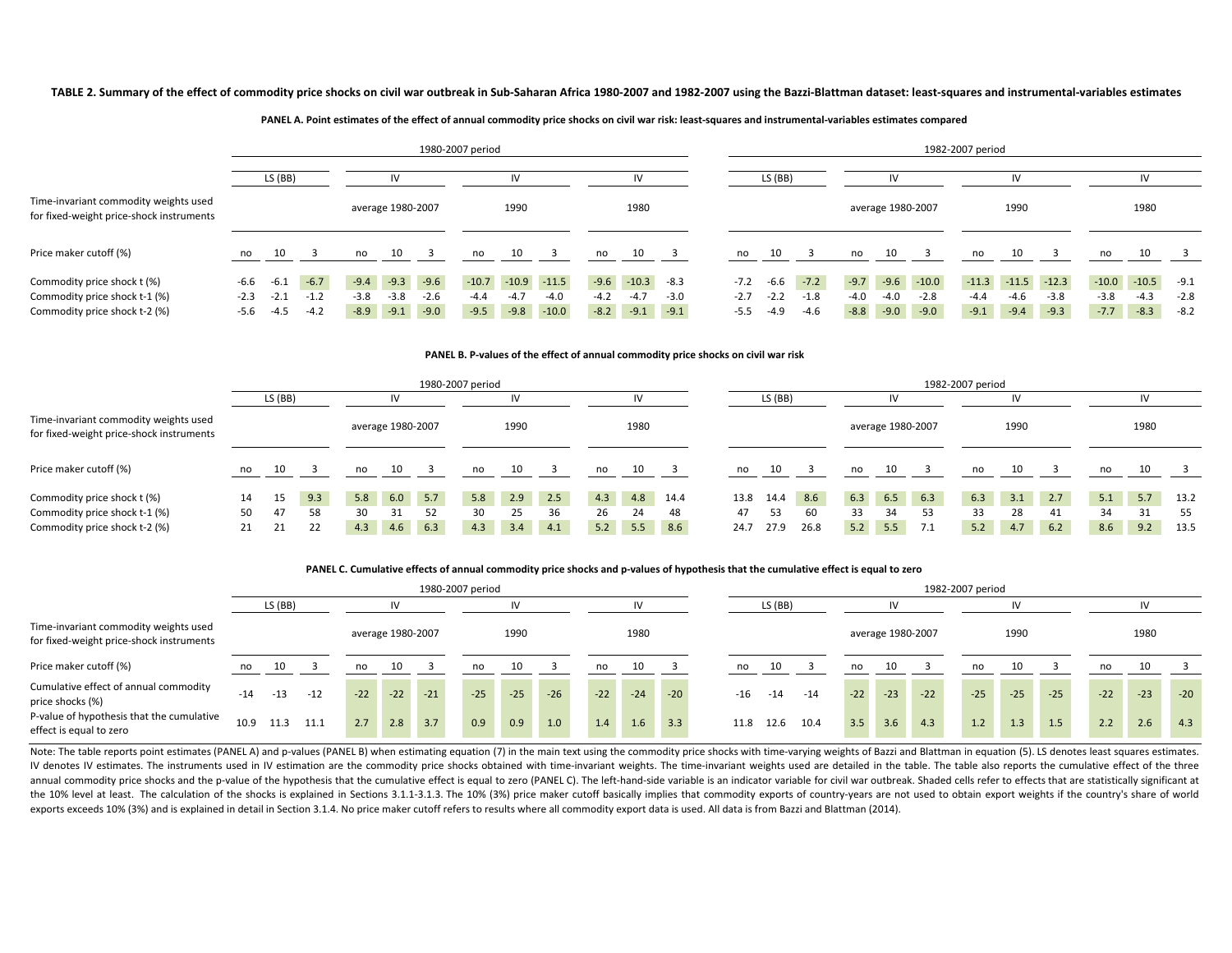**TABLE 2. Summary of the effect of commodity price shocks on civil war outbreak in Sub-Saharan Africa 1980-2007 and 1982-2007 using the Bazzi-Blattman dataset: least-squares and instrumental-variables estimates**

**PANEL A. Point estimates of the effect of annual commodity price shocks on civil war risk: least-squares and instrumental-variables estimates compared**

| | 1980-2007 period | | | | | | | | | | | | 1982-2007 period | | | | | | | | | | | |
|---|---|---|---|---|---|---|---|---|---|---|---|---|---|---|---|---|---|---|---|---|---|---|---|---|
| | LS (BB) | | | IV | | | IV | | | IV | | | LS (BB) | | | IV | | | IV | | | IV | | |
| Time-invariant commodity weights used for fixed-weight price-shock instruments | | | | average 1980-2007 | | | 1990 | | | 1980 | | | | | | average 1980-2007 | | | 1990 | | | 1980 | | |
| Price maker cutoff (%) | no | 10 | 3 | no | 10 | 3 | no | 10 | 3 | no | 10 | 3 | no | 10 | 3 | no | 10 | 3 | no | 10 | 3 | no | 10 | 3 |
| Commodity price shock t (%) | -6.6 | -6.1 | -6.7 | -9.4 | -9.3 | -9.6 | -10.7 | -10.9 | -11.5 | -9.6 | -10.3 | -8.3 | -7.2 | -6.6 | -7.2 | -9.7 | -9.6 | -10.0 | -11.3 | -11.5 | -12.3 | -10.0 | -10.5 | -9.1 |
| Commodity price shock t-1 (%) | -2.3 | -2.1 | -1.2 | -3.8 | -3.8 | -2.6 | -4.4 | -4.7 | -4.0 | -4.2 | -4.7 | -3.0 | -2.7 | -2.2 | -1.8 | -4.0 | -4.0 | -2.8 | -4.4 | -4.6 | -3.8 | -3.8 | -4.3 | -2.8 |
| Commodity price shock t-2 (%) | -5.6 | -4.5 | -4.2 | -8.9 | -9.1 | -9.0 | -9.5 | -9.8 | -10.0 | -8.2 | -9.1 | -9.1 | -5.5 | -4.9 | -4.6 | -8.8 | -9.0 | -9.0 | -9.1 | -9.4 | -9.3 | -7.7 | -8.3 | -8.2 |

**PANEL B. P-values of the effect of annual commodity price shocks on civil war risk**

| | 1980-2007 period | | | | | | | | | | | | 1982-2007 period | | | | | | | | | | | |
|---|---|---|---|---|---|---|---|---|---|---|---|---|---|---|---|---|---|---|---|---|---|---|---|---|
| | LS (BB) | | | IV | | | IV | | | IV | | | LS (BB) | | | IV | | | IV | | | IV | | |
| Time-invariant commodity weights used for fixed-weight price-shock instruments | | | | average 1980-2007 | | | 1990 | | | 1980 | | | | | | average 1980-2007 | | | 1990 | | | 1980 | | |
| Price maker cutoff (%) | no | 10 | 3 | no | 10 | 3 | no | 10 | 3 | no | 10 | 3 | no | 10 | 3 | no | 10 | 3 | no | 10 | 3 | no | 10 | 3 |
| Commodity price shock t (%) | 14 | 15 | 9.3 | 5.8 | 6.0 | 5.7 | 5.8 | 2.9 | 2.5 | 4.3 | 4.8 | 14.4 | 13.8 | 14.4 | 8.6 | 6.3 | 6.5 | 6.3 | 6.3 | 3.1 | 2.7 | 5.1 | 5.7 | 13.2 |
| Commodity price shock t-1 (%) | 50 | 47 | 58 | 30 | 31 | 52 | 30 | 25 | 36 | 26 | 24 | 48 | 47 | 53 | 60 | 33 | 34 | 53 | 33 | 28 | 41 | 34 | 31 | 55 |
| Commodity price shock t-2 (%) | 21 | 21 | 22 | 4.3 | 4.6 | 6.3 | 4.3 | 3.4 | 4.1 | 5.2 | 5.5 | 8.6 | 24.7 | 27.9 | 26.8 | 5.2 | 5.5 | 7.1 | 5.2 | 4.7 | 6.2 | 8.6 | 9.2 | 13.5 |

**PANEL C. Cumulative effects of annual commodity price shocks and p-values of hypothesis that the cumulative effect is equal to zero**

| | 1980-2007 period | | | | | | | | | | | | 1982-2007 period | | | | | | | | | | | |
|---|---|---|---|---|---|---|---|---|---|---|---|---|---|---|---|---|---|---|---|---|---|---|---|---|
| | LS (BB) | | | IV | | | IV | | | IV | | | LS (BB) | | | IV | | | IV | | | IV | | |
| Time-invariant commodity weights used for fixed-weight price-shock instruments | | | | average 1980-2007 | | | 1990 | | | 1980 | | | | | | average 1980-2007 | | | 1990 | | | 1980 | | |
| Price maker cutoff (%) | no | 10 | 3 | no | 10 | 3 | no | 10 | 3 | no | 10 | 3 | no | 10 | 3 | no | 10 | 3 | no | 10 | 3 | no | 10 | 3 |
| Cumulative effect of annual commodity price shocks (%) | -14 | -13 | -12 | -22 | -22 | -21 | -25 | -25 | -26 | -22 | -24 | -20 | -16 | -14 | -14 | -22 | -23 | -22 | -25 | -25 | -25 | -22 | -23 | -20 |
| P-value of hypothesis that the cumulative effect is equal to zero | 10.9 | 11.3 | 11.1 | 2.7 | 2.8 | 3.7 | 0.9 | 0.9 | 1.0 | 1.4 | 1.6 | 3.3 | 11.8 | 12.6 | 10.4 | 3.5 | 3.6 | 4.3 | 1.2 | 1.3 | 1.5 | 2.2 | 2.6 | 4.3 |

Note: The table reports point estimates (PANEL A) and p-values (PANEL B) when estimating equation (7) in the main text using the commodity price shocks with time-varying weights of Bazzi and Blattman in equation (5). LS denotes least squares estimates. IV denotes IV estimates. The instruments used in IV estimation are the commodity price shocks obtained with time-invariant weights. The time-invariant weights used are detailed in the table. The table also reports the cumulative effect of the three annual commodity price shocks and the p-value of the hypothesis that the cumulative effect is equal to zero (PANEL C). The left-hand-side variable is an indicator variable for civil war outbreak. Shaded cells refer to effects that are statistically significant at the 10% level at least. The calculation of the shocks is explained in Sections 3.1.1-3.1.3. The 10% (3%) price maker cutoff basically implies that commodity exports of country-years are not used to obtain export weights if the country's share of world exports exceeds 10% (3%) and is explained in detail in Section 3.1.4. No price maker cutoff refers to results where all commodity export data is used. All data is from Bazzi and Blattman (2014).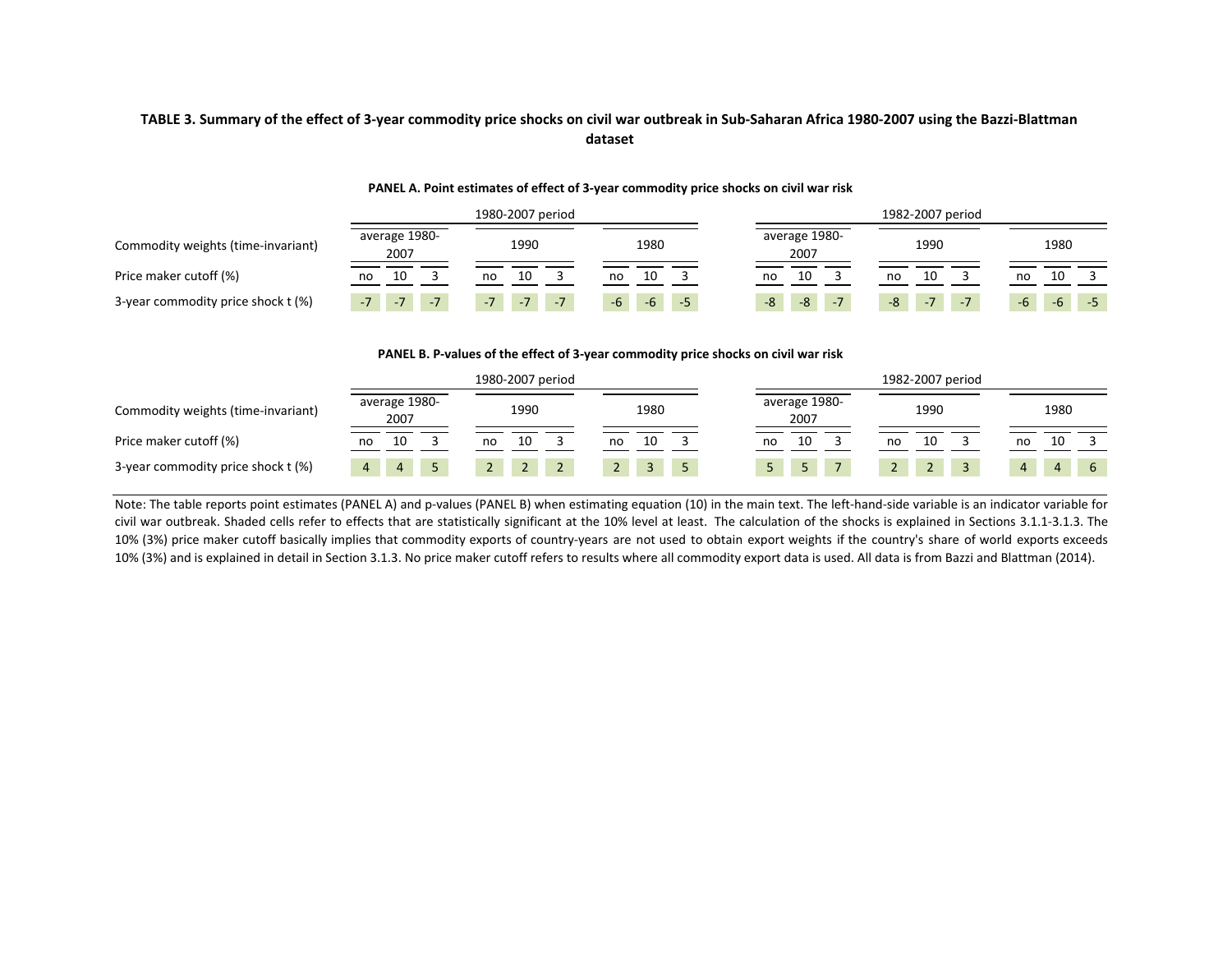**TABLE 3. Summary of the effect of 3-year commodity price shocks on civil war outbreak in Sub-Saharan Africa 1980-2007 using the Bazzi-Blattman dataset**

**PANEL A. Point estimates of effect of 3-year commodity price shocks on civil war risk**

| | 1980-2007 period | | | | | | | | | 1982-2007 period | | | | | | | | |
|---|---|---|---|---|---|---|---|---|---|---|---|---|---|---|---|---|---|---|
| Commodity weights (time-invariant) | average 1980-2007 | | | 1990 | | | 1980 | | | average 1980-2007 | | | 1990 | | | 1980 | | |
| Price maker cutoff (%) | no | 10 | 3 | no | 10 | 3 | no | 10 | 3 | no | 10 | 3 | no | 10 | 3 | no | 10 | 3 |
| 3-year commodity price shock t (%) | -7 | -7 | -7 | -7 | -7 | -7 | -6 | -6 | -5 | -8 | -8 | -7 | -8 | -7 | -7 | -6 | -6 | -5 |

**PANEL B. P-values of the effect of 3-year commodity price shocks on civil war risk**

| | 1980-2007 period | | | | | | | | | 1982-2007 period | | | | | | | | |
|---|---|---|---|---|---|---|---|---|---|---|---|---|---|---|---|---|---|---|
| Commodity weights (time-invariant) | average 1980-2007 | | | 1990 | | | 1980 | | | average 1980-2007 | | | 1990 | | | 1980 | | |
| Price maker cutoff (%) | no | 10 | 3 | no | 10 | 3 | no | 10 | 3 | no | 10 | 3 | no | 10 | 3 | no | 10 | 3 |
| 3-year commodity price shock t (%) | 4 | 4 | 5 | 2 | 2 | 2 | 2 | 3 | 5 | 5 | 5 | 7 | 2 | 2 | 3 | 4 | 4 | 6 |

Note: The table reports point estimates (PANEL A) and p-values (PANEL B) when estimating equation (10) in the main text. The left-hand-side variable is an indicator variable for civil war outbreak. Shaded cells refer to effects that are statistically significant at the 10% level at least. The calculation of the shocks is explained in Sections 3.1.1-3.1.3. The 10% (3%) price maker cutoff basically implies that commodity exports of country-years are not used to obtain export weights if the country's share of world exports exceeds 10% (3%) and is explained in detail in Section 3.1.3. No price maker cutoff refers to results where all commodity export data is used. All data is from Bazzi and Blattman (2014).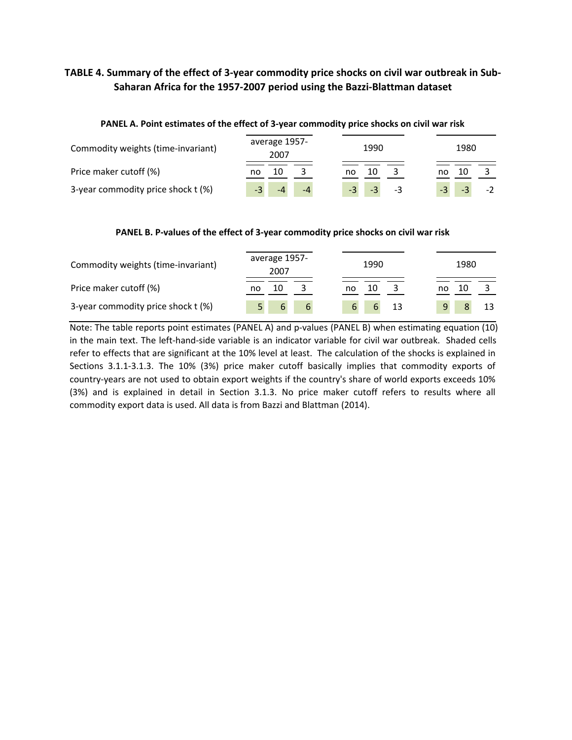**TABLE 4. Summary of the effect of 3-year commodity price shocks on civil war outbreak in Sub-Saharan Africa for the 1957-2007 period using the Bazzi-Blattman dataset**

**PANEL A. Point estimates of the effect of 3-year commodity price shocks on civil war risk**

| Commodity weights (time-invariant) | average 1957-2007 | | | 1990 | | | 1980 | | |
|---|---|---|---|---|---|---|---|---|---|
| Price maker cutoff (%) | no | 10 | 3 | no | 10 | 3 | no | 10 | 3 |
| 3-year commodity price shock t (%) | -3 | -4 | -4 | -3 | -3 | -3 | -3 | -3 | -2 |

**PANEL B. P-values of the effect of 3-year commodity price shocks on civil war risk**

| Commodity weights (time-invariant) | average 1957-2007 | | | 1990 | | | 1980 | | |
|---|---|---|---|---|---|---|---|---|---|
| Price maker cutoff (%) | no | 10 | 3 | no | 10 | 3 | no | 10 | 3 |
| 3-year commodity price shock t (%) | 5 | 6 | 6 | 6 | 6 | 13 | 9 | 8 | 13 |

Note: The table reports point estimates (PANEL A) and p-values (PANEL B) when estimating equation (10) in the main text. The left-hand-side variable is an indicator variable for civil war outbreak. Shaded cells refer to effects that are significant at the 10% level at least. The calculation of the shocks is explained in Sections 3.1.1-3.1.3. The 10% (3%) price maker cutoff basically implies that commodity exports of country-years are not used to obtain export weights if the country's share of world exports exceeds 10% (3%) and is explained in detail in Section 3.1.3. No price maker cutoff refers to results where all commodity export data is used. All data is from Bazzi and Blattman (2014).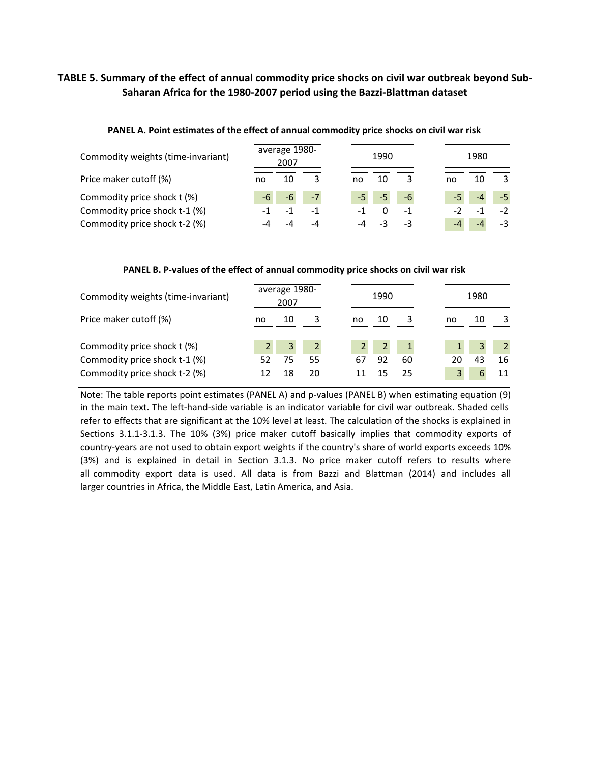**TABLE 5. Summary of the effect of annual commodity price shocks on civil war outbreak beyond Sub-Saharan Africa for the 1980-2007 period using the Bazzi-Blattman dataset**

**PANEL A. Point estimates of the effect of annual commodity price shocks on civil war risk**

| Commodity weights (time-invariant) | average 1980-2007 | | | 1990 | | | 1980 | | |
|---|---|---|---|---|---|---|---|---|---|
| Price maker cutoff (%) | no | 10 | 3 | no | 10 | 3 | no | 10 | 3 |
| Commodity price shock t (%) | -6 | -6 | -7 | -5 | -5 | -6 | -5 | -4 | -5 |
| Commodity price shock t-1 (%) | -1 | -1 | -1 | -1 | 0 | -1 | -2 | -1 | -2 |
| Commodity price shock t-2 (%) | -4 | -4 | -4 | -4 | -3 | -3 | -4 | -4 | -3 |

**PANEL B. P-values of the effect of annual commodity price shocks on civil war risk**

| Commodity weights (time-invariant) | average 1980-2007 | | | 1990 | | | 1980 | | |
|---|---|---|---|---|---|---|---|---|---|
| Price maker cutoff (%) | no | 10 | 3 | no | 10 | 3 | no | 10 | 3 |
| Commodity price shock t (%) | 2 | 3 | 2 | 2 | 2 | 1 | 1 | 3 | 2 |
| Commodity price shock t-1 (%) | 52 | 75 | 55 | 67 | 92 | 60 | 20 | 43 | 16 |
| Commodity price shock t-2 (%) | 12 | 18 | 20 | 11 | 15 | 25 | 3 | 6 | 11 |

Note: The table reports point estimates (PANEL A) and p-values (PANEL B) when estimating equation (9) in the main text. The left-hand-side variable is an indicator variable for civil war outbreak. Shaded cells refer to effects that are significant at the 10% level at least. The calculation of the shocks is explained in Sections 3.1.1-3.1.3. The 10% (3%) price maker cutoff basically implies that commodity exports of country-years are not used to obtain export weights if the country's share of world exports exceeds 10% (3%) and is explained in detail in Section 3.1.3. No price maker cutoff refers to results where all commodity export data is used. All data is from Bazzi and Blattman (2014) and includes all larger countries in Africa, the Middle East, Latin America, and Asia.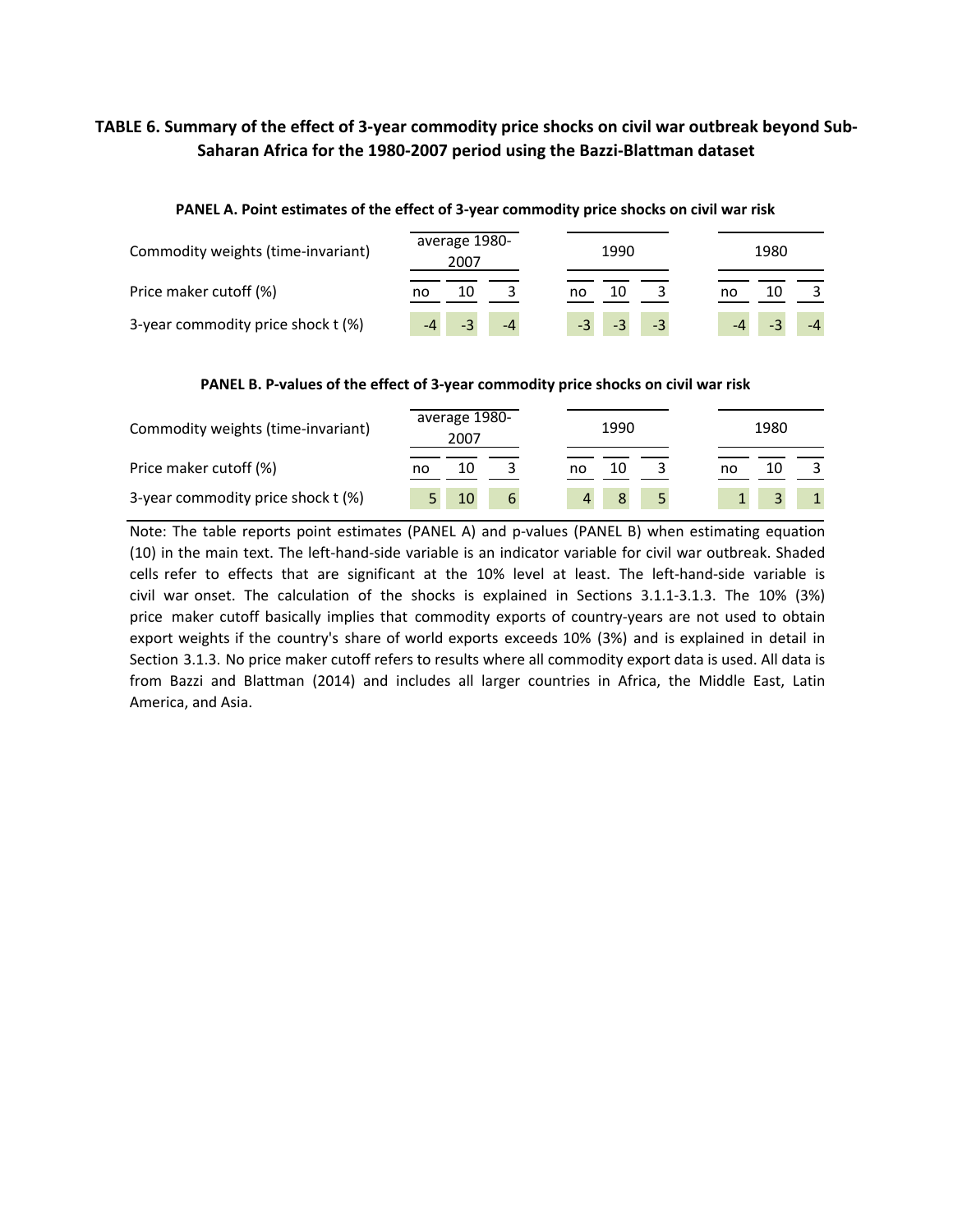**TABLE 6. Summary of the effect of 3-year commodity price shocks on civil war outbreak beyond Sub-Saharan Africa for the 1980-2007 period using the Bazzi-Blattman dataset**

**PANEL A. Point estimates of the effect of 3-year commodity price shocks on civil war risk**

| Commodity weights (time-invariant) | average 1980-2007 | | | 1990 | | | 1980 | | |
|---|---|---|---|---|---|---|---|---|---|
| Price maker cutoff (%) | no | 10 | 3 | no | 10 | 3 | no | 10 | 3 |
| 3-year commodity price shock t (%) | -4 | -3 | -4 | -3 | -3 | -3 | -4 | -3 | -4 |

**PANEL B. P-values of the effect of 3-year commodity price shocks on civil war risk**

| Commodity weights (time-invariant) | average 1980-2007 | | | 1990 | | | 1980 | | |
|---|---|---|---|---|---|---|---|---|---|
| Price maker cutoff (%) | no | 10 | 3 | no | 10 | 3 | no | 10 | 3 |
| 3-year commodity price shock t (%) | 5 | 10 | 6 | 4 | 8 | 5 | 1 | 3 | 1 |

Note: The table reports point estimates (PANEL A) and p-values (PANEL B) when estimating equation (10) in the main text. The left-hand-side variable is an indicator variable for civil war outbreak. Shaded cells refer to effects that are significant at the 10% level at least. The left-hand-side variable is civil war onset. The calculation of the shocks is explained in Sections 3.1.1-3.1.3. The 10% (3%) price maker cutoff basically implies that commodity exports of country-years are not used to obtain export weights if the country's share of world exports exceeds 10% (3%) and is explained in detail in Section 3.1.3. No price maker cutoff refers to results where all commodity export data is used. All data is from Bazzi and Blattman (2014) and includes all larger countries in Africa, the Middle East, Latin America, and Asia.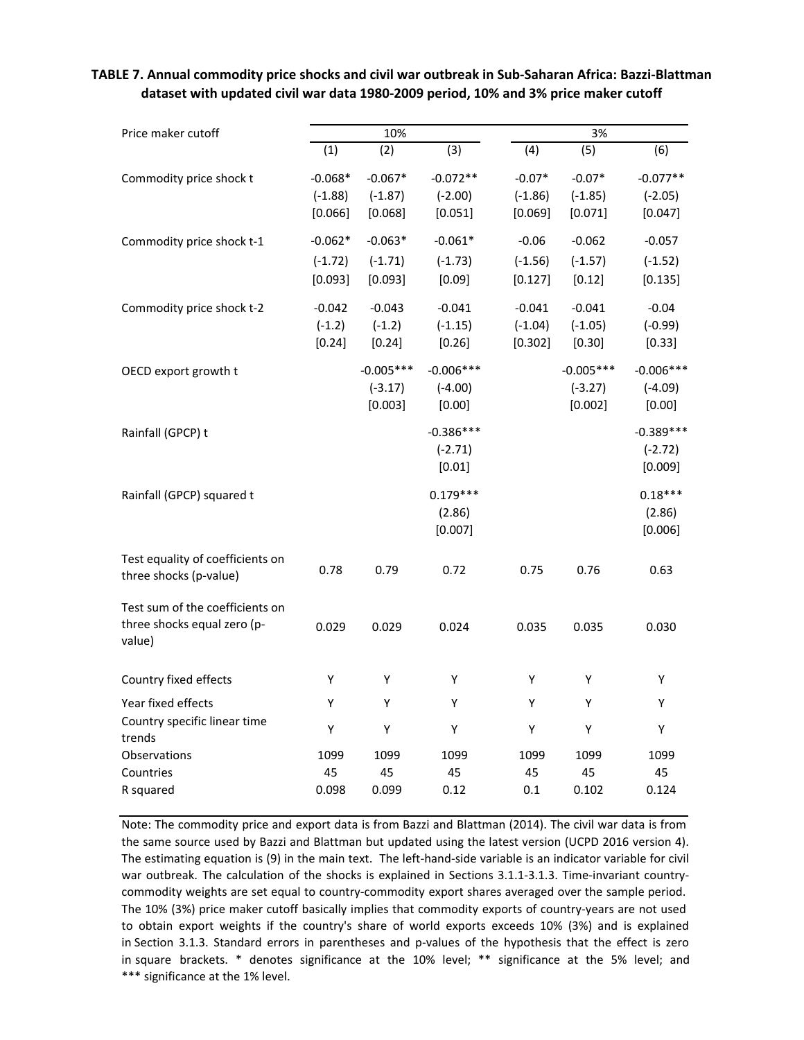**TABLE 7. Annual commodity price shocks and civil war outbreak in Sub-Saharan Africa: Bazzi-Blattman dataset with updated civil war data 1980-2009 period, 10% and 3% price maker cutoff**

| Price maker cutoff | 10% | | | 3% | | |
|---|---|---|---|---|---|---|
| | (1) | (2) | (3) | (4) | (5) | (6) |
| Commodity price shock t | -0.068* | -0.067* | -0.072** | -0.07* | -0.07* | -0.077** |
| | (-1.88) | (-1.87) | (-2.00) | (-1.86) | (-1.85) | (-2.05) |
| | [0.066] | [0.068] | [0.051] | [0.069] | [0.071] | [0.047] |
| Commodity price shock t-1 | -0.062* | -0.063* | -0.061* | -0.06 | -0.062 | -0.057 |
| | (-1.72) | (-1.71) | (-1.73) | (-1.56) | (-1.57) | (-1.52) |
| | [0.093] | [0.093] | [0.09] | [0.127] | [0.12] | [0.135] |
| Commodity price shock t-2 | -0.042 | -0.043 | -0.041 | -0.041 | -0.041 | -0.04 |
| | (-1.2) | (-1.2) | (-1.15) | (-1.04) | (-1.05) | (-0.99) |
| | [0.24] | [0.24] | [0.26] | [0.302] | [0.30] | [0.33] |
| OECD export growth t | | -0.005*** | -0.006*** | | -0.005*** | -0.006*** |
| | | (-3.17) | (-4.00) | | (-3.27) | (-4.09) |
| | | [0.003] | [0.00] | | [0.002] | [0.00] |
| Rainfall (GPCP) t | | | -0.386*** | | | -0.389*** |
| | | | (-2.71) | | | (-2.72) |
| | | | [0.01] | | | [0.009] |
| Rainfall (GPCP) squared t | | | 0.179*** | | | 0.18*** |
| | | | (2.86) | | | (2.86) |
| | | | [0.007] | | | [0.006] |
| Test equality of coefficients on three shocks (p-value) | 0.78 | 0.79 | 0.72 | 0.75 | 0.76 | 0.63 |
| Test sum of the coefficients on three shocks equal zero (p-value) | 0.029 | 0.029 | 0.024 | 0.035 | 0.035 | 0.030 |
| Country fixed effects | Y | Y | Y | Y | Y | Y |
| Year fixed effects | Y | Y | Y | Y | Y | Y |
| Country specific linear time trends | Y | Y | Y | Y | Y | Y |
| Observations | 1099 | 1099 | 1099 | 1099 | 1099 | 1099 |
| Countries | 45 | 45 | 45 | 45 | 45 | 45 |
| R squared | 0.098 | 0.099 | 0.12 | 0.1 | 0.102 | 0.124 |

Note: The commodity price and export data is from Bazzi and Blattman (2014). The civil war data is from the same source used by Bazzi and Blattman but updated using the latest version (UCPD 2016 version 4). The estimating equation is (9) in the main text. The left-hand-side variable is an indicator variable for civil war outbreak. The calculation of the shocks is explained in Sections 3.1.1-3.1.3. Time-invariant country-commodity weights are set equal to country-commodity export shares averaged over the sample period. The 10% (3%) price maker cutoff basically implies that commodity exports of country-years are not used to obtain export weights if the country's share of world exports exceeds 10% (3%) and is explained in Section 3.1.3. Standard errors in parentheses and p-values of the hypothesis that the effect is zero in square brackets. * denotes significance at the 10% level; ** significance at the 5% level; and *** significance at the 1% level.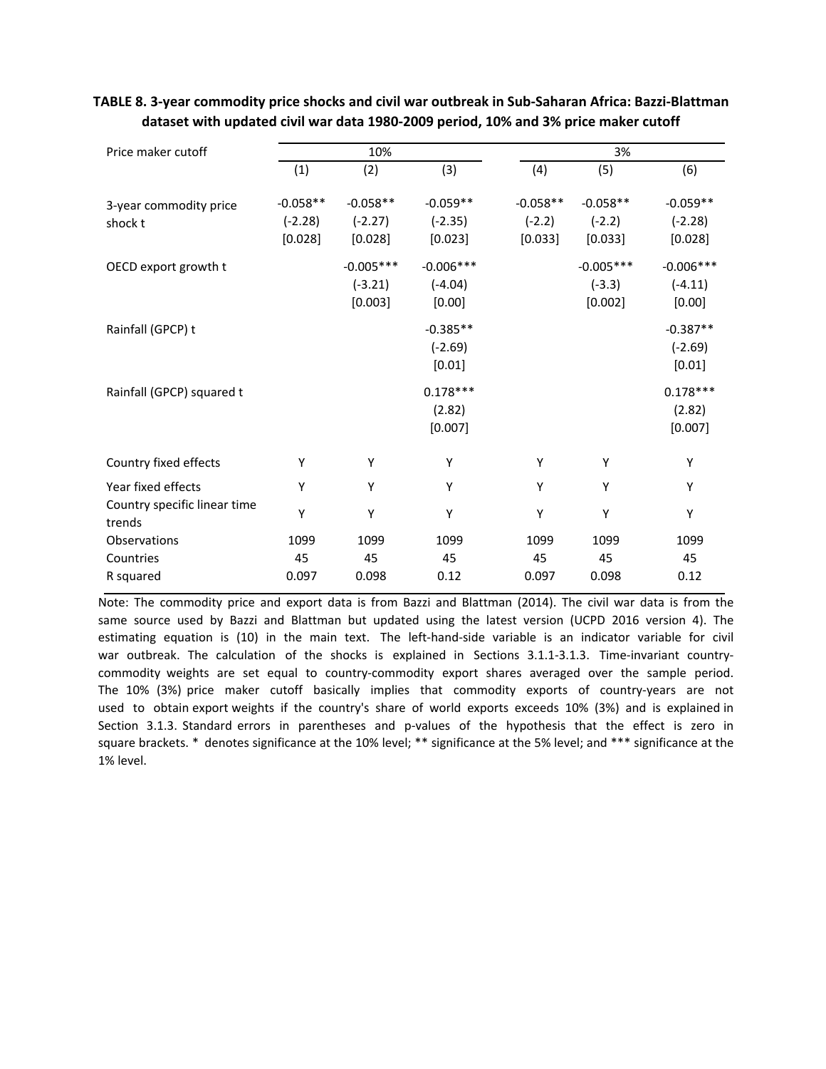**TABLE 8. 3-year commodity price shocks and civil war outbreak in Sub-Saharan Africa: Bazzi-Blattman dataset with updated civil war data 1980-2009 period, 10% and 3% price maker cutoff**

| Price maker cutoff | 10% | | | 3% | | |
|---|---|---|---|---|---|---|
| | (1) | (2) | (3) | (4) | (5) | (6) |
| 3-year commodity price shock t | -0.058** | -0.058** | -0.059** | -0.058** | -0.058** | -0.059** |
| | (-2.28) | (-2.27) | (-2.35) | (-2.2) | (-2.2) | (-2.28) |
| | [0.028] | [0.028] | [0.023] | [0.033] | [0.033] | [0.028] |
| OECD export growth t | | -0.005*** | -0.006*** | | -0.005*** | -0.006*** |
| | | (-3.21) | (-4.04) | | (-3.3) | (-4.11) |
| | | [0.003] | [0.00] | | [0.002] | [0.00] |
| Rainfall (GPCP) t | | | -0.385** | | | -0.387** |
| | | | (-2.69) | | | (-2.69) |
| | | | [0.01] | | | [0.01] |
| Rainfall (GPCP) squared t | | | 0.178*** | | | 0.178*** |
| | | | (2.82) | | | (2.82) |
| | | | [0.007] | | | [0.007] |
| Country fixed effects | Y | Y | Y | Y | Y | Y |
| Year fixed effects | Y | Y | Y | Y | Y | Y |
| Country specific linear time trends | Y | Y | Y | Y | Y | Y |
| Observations | 1099 | 1099 | 1099 | 1099 | 1099 | 1099 |
| Countries | 45 | 45 | 45 | 45 | 45 | 45 |
| R squared | 0.097 | 0.098 | 0.12 | 0.097 | 0.098 | 0.12 |

Note: The commodity price and export data is from Bazzi and Blattman (2014). The civil war data is from the same source used by Bazzi and Blattman but updated using the latest version (UCPD 2016 version 4). The estimating equation is (10) in the main text. The left-hand-side variable is an indicator variable for civil war outbreak. The calculation of the shocks is explained in Sections 3.1.1-3.1.3. Time-invariant country-commodity weights are set equal to country-commodity export shares averaged over the sample period. The 10% (3%) price maker cutoff basically implies that commodity exports of country-years are not used to obtain export weights if the country's share of world exports exceeds 10% (3%) and is explained in Section 3.1.3. Standard errors in parentheses and p-values of the hypothesis that the effect is zero in square brackets. * denotes significance at the 10% level; ** significance at the 5% level; and *** significance at the 1% level.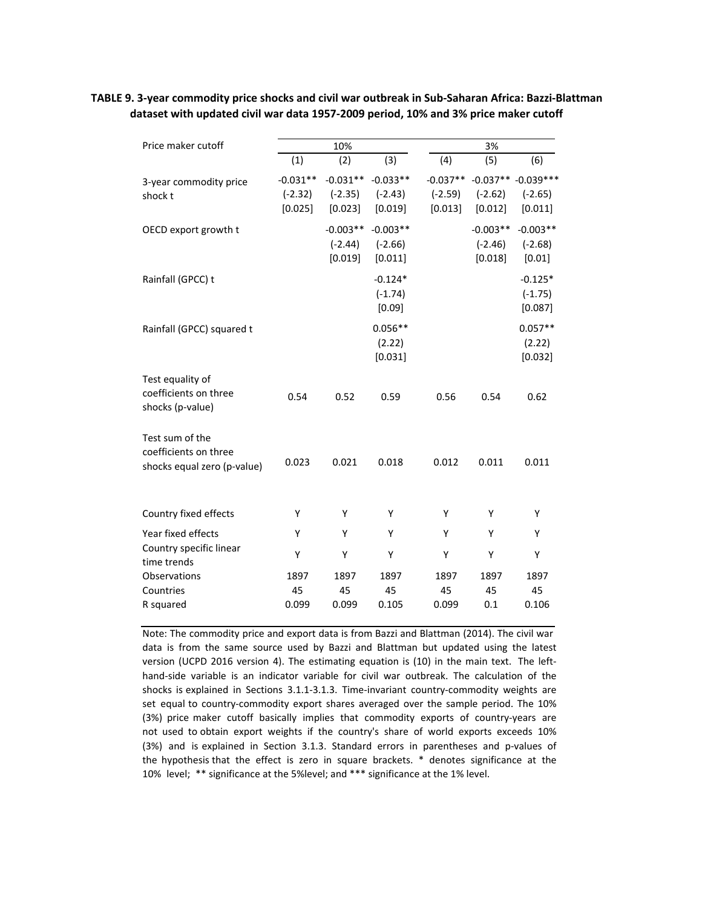**TABLE 9. 3-year commodity price shocks and civil war outbreak in Sub-Saharan Africa: Bazzi-Blattman dataset with updated civil war data 1957-2009 period, 10% and 3% price maker cutoff**

| Price maker cutoff | 10% | | | 3% | | |
|---|---|---|---|---|---|---|
| | (1) | (2) | (3) | (4) | (5) | (6) |
| 3-year commodity price shock t | -0.031** | -0.031** | -0.033** | -0.037** | -0.037** | -0.039*** |
| | (-2.32) | (-2.35) | (-2.43) | (-2.59) | (-2.62) | (-2.65) |
| | [0.025] | [0.023] | [0.019] | [0.013] | [0.012] | [0.011] |
| OECD export growth t | | -0.003** | -0.003** | | -0.003** | -0.003** |
| | | (-2.44) | (-2.66) | | (-2.46) | (-2.68) |
| | | [0.019] | [0.011] | | [0.018] | [0.01] |
| Rainfall (GPCC) t | | | -0.124* | | | -0.125* |
| | | | (-1.74) | | | (-1.75) |
| | | | [0.09] | | | [0.087] |
| Rainfall (GPCC) squared t | | | 0.056** | | | 0.057** |
| | | | (2.22) | | | (2.22) |
| | | | [0.031] | | | [0.032] |
| Test equality of coefficients on three shocks (p-value) | 0.54 | 0.52 | 0.59 | 0.56 | 0.54 | 0.62 |
| Test sum of the coefficients on three shocks equal zero (p-value) | 0.023 | 0.021 | 0.018 | 0.012 | 0.011 | 0.011 |
| Country fixed effects | Y | Y | Y | Y | Y | Y |
| Year fixed effects | Y | Y | Y | Y | Y | Y |
| Country specific linear time trends | Y | Y | Y | Y | Y | Y |
| Observations | 1897 | 1897 | 1897 | 1897 | 1897 | 1897 |
| Countries | 45 | 45 | 45 | 45 | 45 | 45 |
| R squared | 0.099 | 0.099 | 0.105 | 0.099 | 0.1 | 0.106 |

Note: The commodity price and export data is from Bazzi and Blattman (2014). The civil war data is from the same source used by Bazzi and Blattman but updated using the latest version (UCPD 2016 version 4). The estimating equation is (10) in the main text. The left-hand-side variable is an indicator variable for civil war outbreak. The calculation of the shocks is explained in Sections 3.1.1-3.1.3. Time-invariant country-commodity weights are set equal to country-commodity export shares averaged over the sample period. The 10% (3%) price maker cutoff basically implies that commodity exports of country-years are not used to obtain export weights if the country's share of world exports exceeds 10% (3%) and is explained in Section 3.1.3. Standard errors in parentheses and p-values of the hypothesis that the effect is zero in square brackets. * denotes significance at the 10% level; ** significance at the 5%level; and *** significance at the 1% level.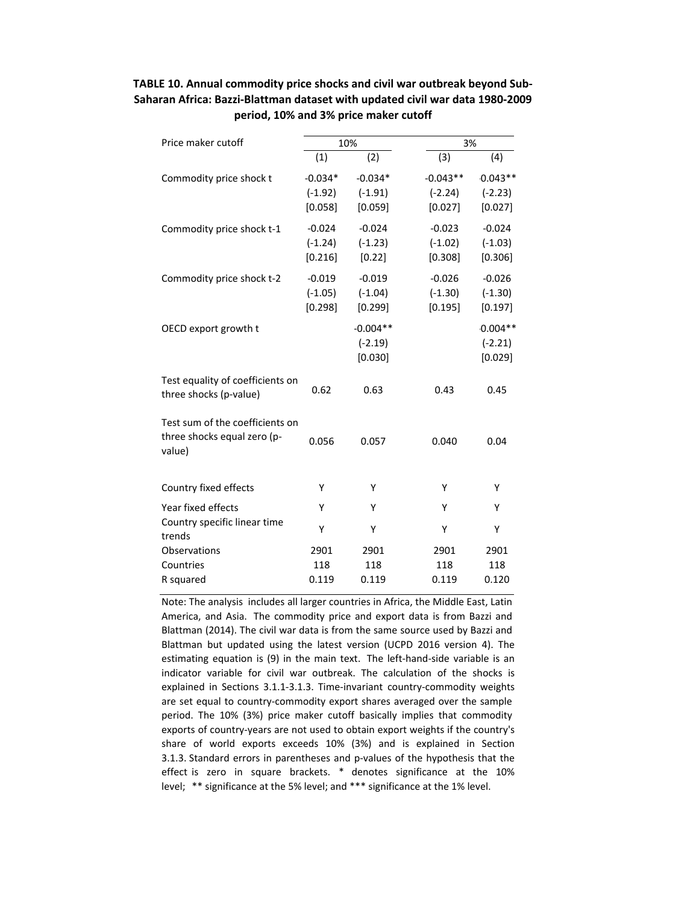**TABLE 10. Annual commodity price shocks and civil war outbreak beyond Sub-Saharan Africa: Bazzi-Blattman dataset with updated civil war data 1980-2009 period, 10% and 3% price maker cutoff**

| Price maker cutoff | 10% | | 3% | |
|---|---|---|---|---|
| | (1) | (2) | (3) | (4) |
| Commodity price shock t | -0.034* | -0.034* | -0.043** | 0.043** |
| | (-1.92) | (-1.91) | (-2.24) | (-2.23) |
| | [0.058] | [0.059] | [0.027] | [0.027] |
| Commodity price shock t-1 | -0.024 | -0.024 | -0.023 | -0.024 |
| | (-1.24) | (-1.23) | (-1.02) | (-1.03) |
| | [0.216] | [0.22] | [0.308] | [0.306] |
| Commodity price shock t-2 | -0.019 | -0.019 | -0.026 | -0.026 |
| | (-1.05) | (-1.04) | (-1.30) | (-1.30) |
| | [0.298] | [0.299] | [0.195] | [0.197] |
| OECD export growth t | | -0.004** | | 0.004** |
| | | (-2.19) | | (-2.21) |
| | | [0.030] | | [0.029] |
| Test equality of coefficients on three shocks (p-value) | 0.62 | 0.63 | 0.43 | 0.45 |
| Test sum of the coefficients on three shocks equal zero (p-value) | 0.056 | 0.057 | 0.040 | 0.04 |
| Country fixed effects | Y | Y | Y | Y |
| Year fixed effects | Y | Y | Y | Y |
| Country specific linear time trends | Y | Y | Y | Y |
| Observations | 2901 | 2901 | 2901 | 2901 |
| Countries | 118 | 118 | 118 | 118 |
| R squared | 0.119 | 0.119 | 0.119 | 0.120 |

Note: The analysis includes all larger countries in Africa, the Middle East, Latin America, and Asia. The commodity price and export data is from Bazzi and Blattman (2014). The civil war data is from the same source used by Bazzi and Blattman but updated using the latest version (UCPD 2016 version 4). The estimating equation is (9) in the main text. The left-hand-side variable is an indicator variable for civil war outbreak. The calculation of the shocks is explained in Sections 3.1.1-3.1.3. Time-invariant country-commodity weights are set equal to country-commodity export shares averaged over the sample period. The 10% (3%) price maker cutoff basically implies that commodity exports of country-years are not used to obtain export weights if the country's share of world exports exceeds 10% (3%) and is explained in Section 3.1.3. Standard errors in parentheses and p-values of the hypothesis that the effect is zero in square brackets. * denotes significance at the 10% level; ** significance at the 5% level; and *** significance at the 1% level.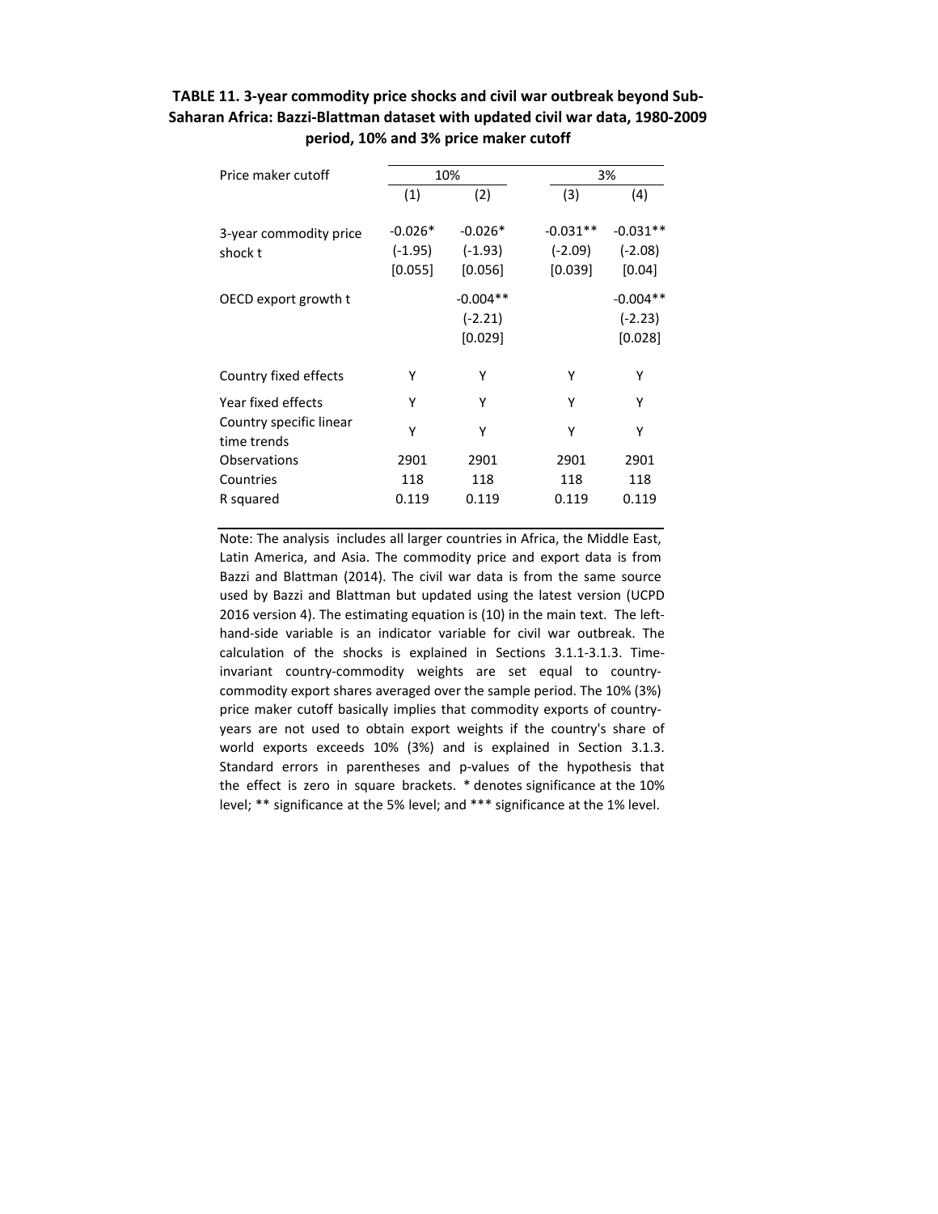**TABLE 11. 3-year commodity price shocks and civil war outbreak beyond Sub-Saharan Africa: Bazzi-Blattman dataset with updated civil war data, 1980-2009 period, 10% and 3% price maker cutoff**

| Price maker cutoff | 10% | | 3% | |
|---|---|---|---|---|
| | (1) | (2) | (3) | (4) |
| 3-year commodity price shock t | -0.026* | -0.026* | -0.031** | -0.031** |
| | (-1.95) | (-1.93) | (-2.09) | (-2.08) |
| | [0.055] | [0.056] | [0.039] | [0.04] |
| OECD export growth t | | -0.004** | | -0.004** |
| | | (-2.21) | | (-2.23) |
| | | [0.029] | | [0.028] |
| Country fixed effects | Y | Y | Y | Y |
| Year fixed effects | Y | Y | Y | Y |
| Country specific linear time trends | Y | Y | Y | Y |
| Observations | 2901 | 2901 | 2901 | 2901 |
| Countries | 118 | 118 | 118 | 118 |
| R squared | 0.119 | 0.119 | 0.119 | 0.119 |

Note: The analysis includes all larger countries in Africa, the Middle East, Latin America, and Asia. The commodity price and export data is from Bazzi and Blattman (2014). The civil war data is from the same source used by Bazzi and Blattman but updated using the latest version (UCPD 2016 version 4). The estimating equation is (10) in the main text. The left-hand-side variable is an indicator variable for civil war outbreak. The calculation of the shocks is explained in Sections 3.1.1-3.1.3. Time-invariant country-commodity weights are set equal to country-commodity export shares averaged over the sample period. The 10% (3%) price maker cutoff basically implies that commodity exports of country-years are not used to obtain export weights if the country's share of world exports exceeds 10% (3%) and is explained in Section 3.1.3. Standard errors in parentheses and p-values of the hypothesis that the effect is zero in square brackets. * denotes significance at the 10% level; ** significance at the 5% level; and *** significance at the 1% level.